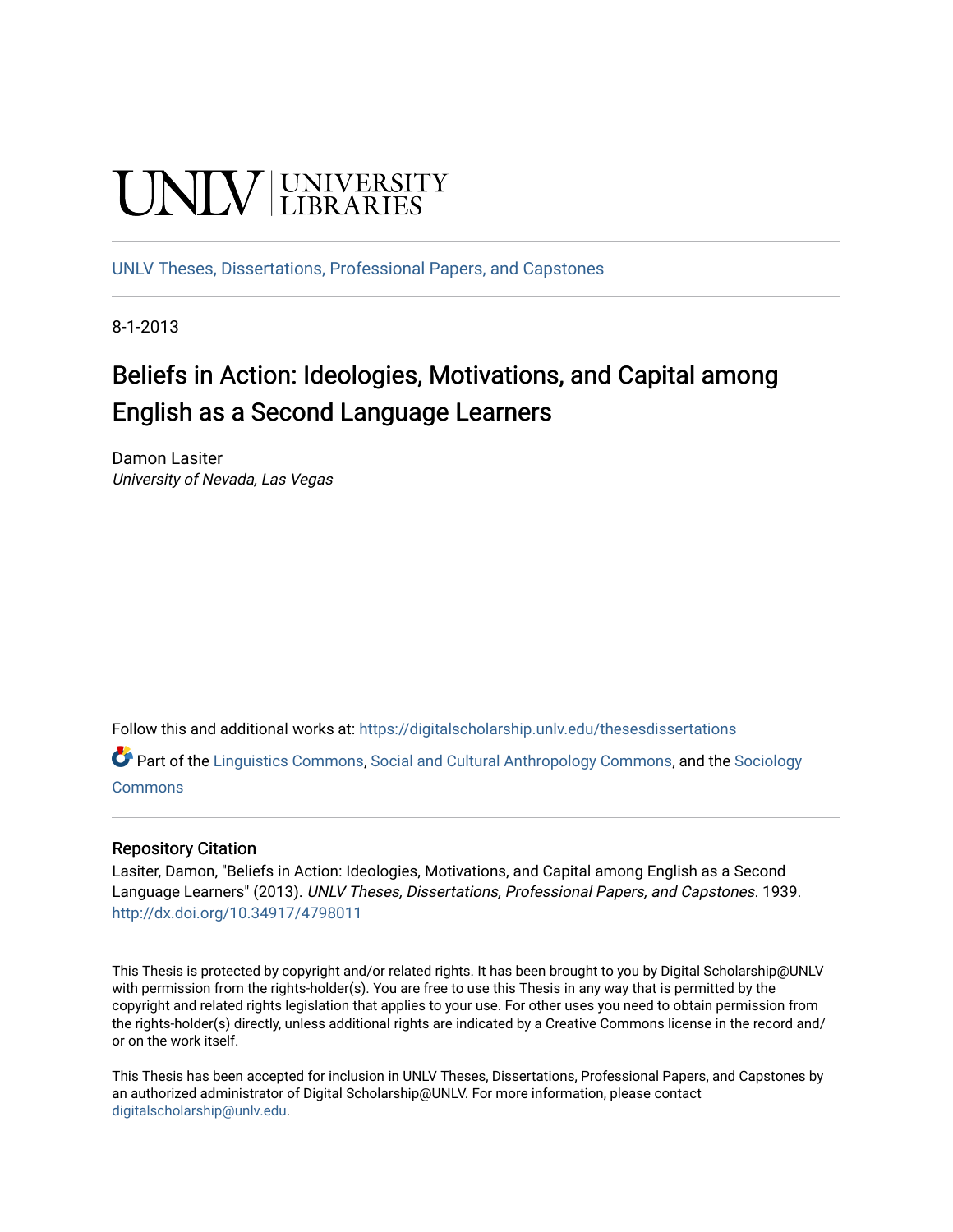UNLV | UNIVERSITY LIBRARIES

UNLV Theses, Dissertations, Professional Papers, and Capstones

8-1-2013

# Beliefs in Action: Ideologies, Motivations, and Capital among English as a Second Language Learners

Damon Lasiter
*University of Nevada, Las Vegas*

Follow this and additional works at: https://digitalscholarship.unlv.edu/thesesdissertations

Part of the Linguistics Commons, Social and Cultural Anthropology Commons, and the Sociology Commons

## Repository Citation

Lasiter, Damon, "Beliefs in Action: Ideologies, Motivations, and Capital among English as a Second Language Learners" (2013). *UNLV Theses, Dissertations, Professional Papers, and Capstones*. 1939.
http://dx.doi.org/10.34917/4798011

This Thesis is protected by copyright and/or related rights. It has been brought to you by Digital Scholarship@UNLV with permission from the rights-holder(s). You are free to use this Thesis in any way that is permitted by the copyright and related rights legislation that applies to your use. For other uses you need to obtain permission from the rights-holder(s) directly, unless additional rights are indicated by a Creative Commons license in the record and/or on the work itself.

This Thesis has been accepted for inclusion in UNLV Theses, Dissertations, Professional Papers, and Capstones by an authorized administrator of Digital Scholarship@UNLV. For more information, please contact digitalscholarship@unlv.edu.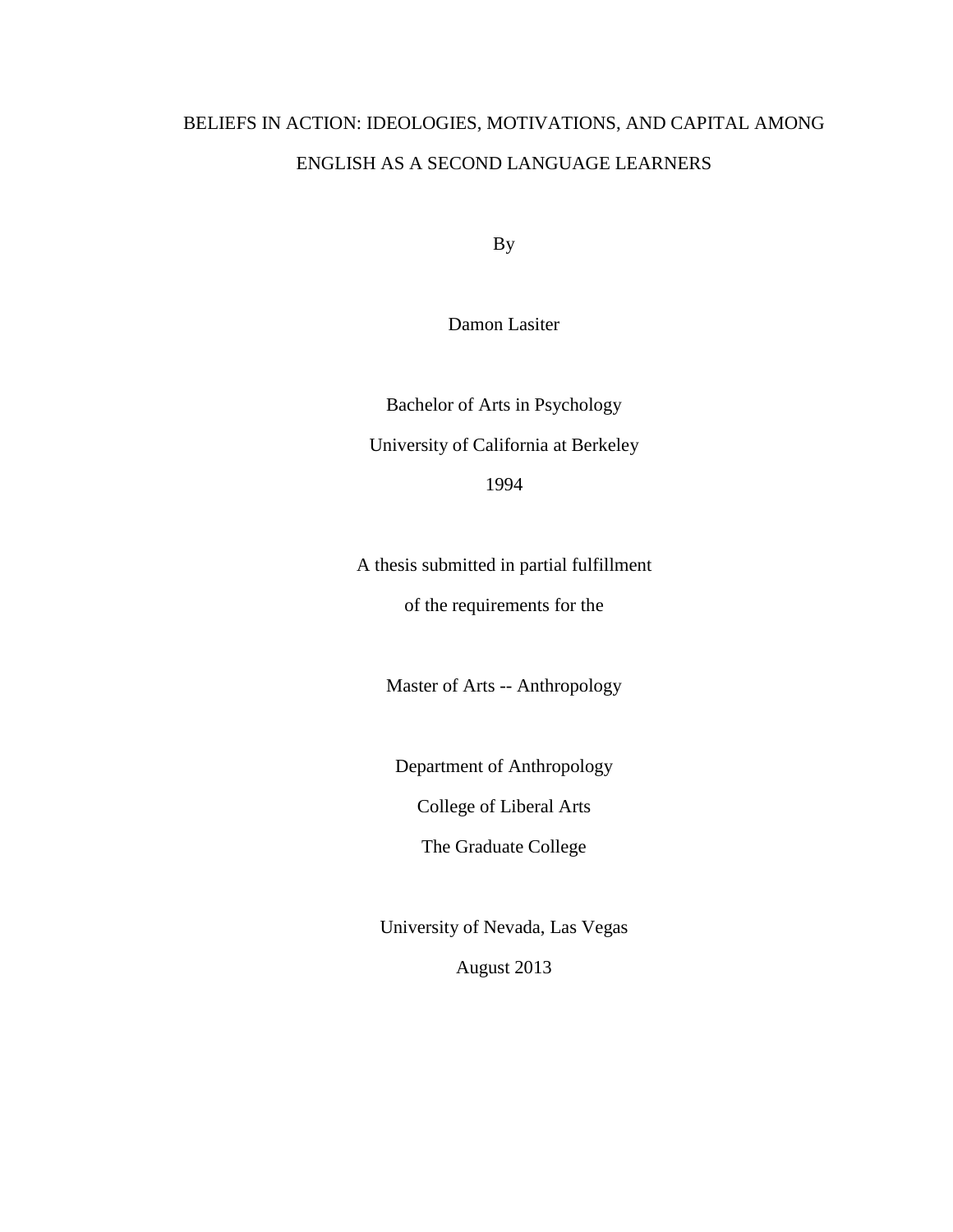# BELIEFS IN ACTION: IDEOLOGIES, MOTIVATIONS, AND CAPITAL AMONG ENGLISH AS A SECOND LANGUAGE LEARNERS

By

Damon Lasiter

Bachelor of Arts in Psychology

University of California at Berkeley

1994

A thesis submitted in partial fulfillment

of the requirements for the

Master of Arts -- Anthropology

Department of Anthropology

College of Liberal Arts

The Graduate College

University of Nevada, Las Vegas

August 2013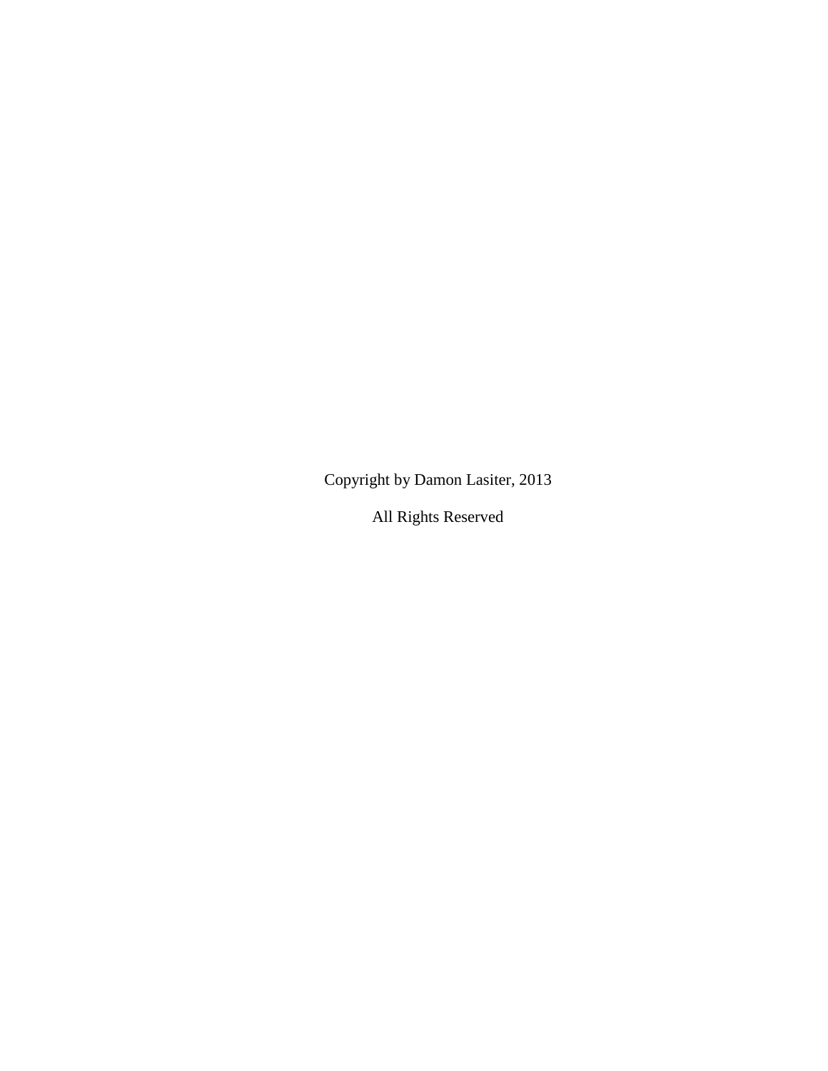Copyright by Damon Lasiter, 2013

All Rights Reserved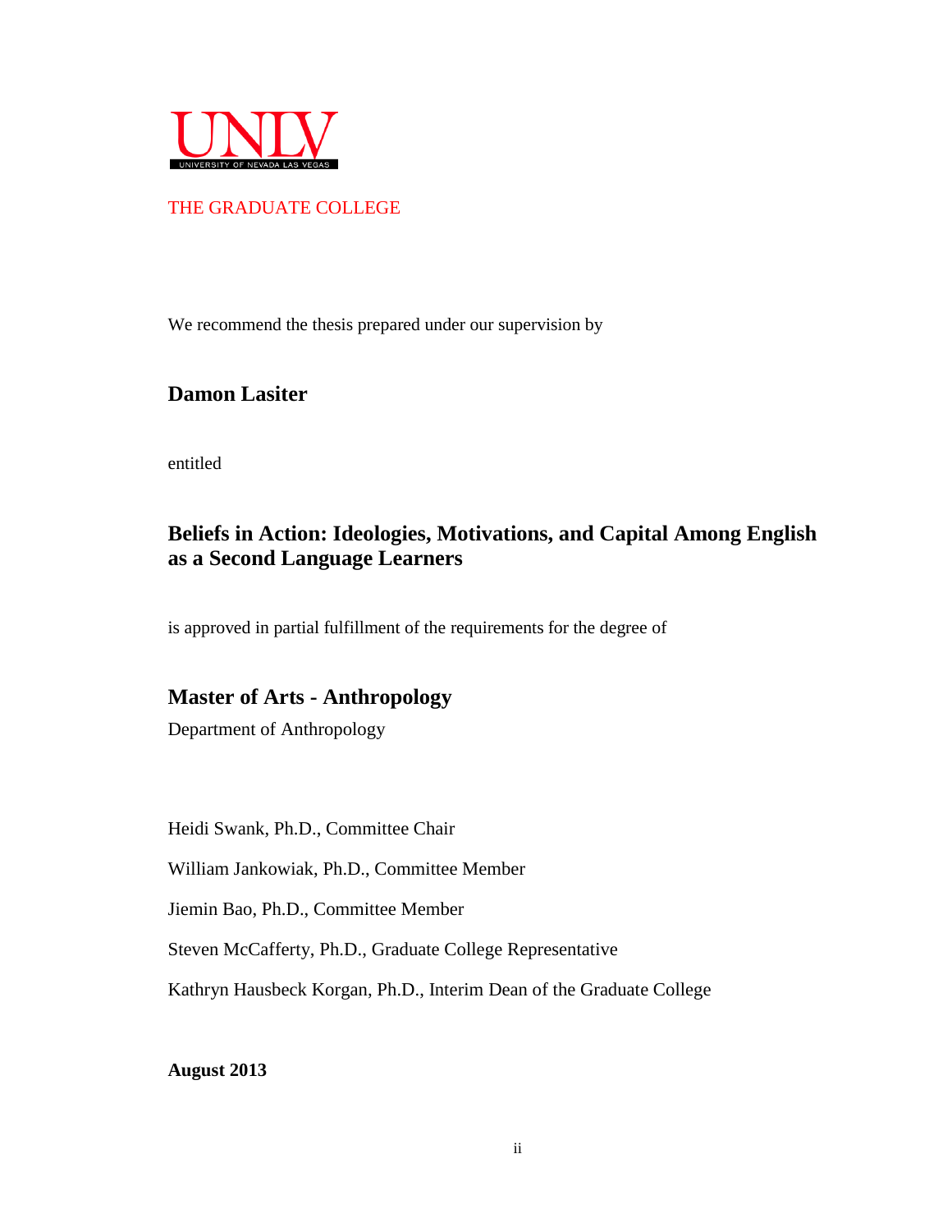UNLV

UNIVERSITY OF NEVADA LAS VEGAS

THE GRADUATE COLLEGE

We recommend the thesis prepared under our supervision by

**Damon Lasiter**

entitled

**Beliefs in Action: Ideologies, Motivations, and Capital Among English as a Second Language Learners**

is approved in partial fulfillment of the requirements for the degree of

**Master of Arts - Anthropology**

Department of Anthropology

Heidi Swank, Ph.D., Committee Chair

William Jankowiak, Ph.D., Committee Member

Jiemin Bao, Ph.D., Committee Member

Steven McCafferty, Ph.D., Graduate College Representative

Kathryn Hausbeck Korgan, Ph.D., Interim Dean of the Graduate College

**August 2013**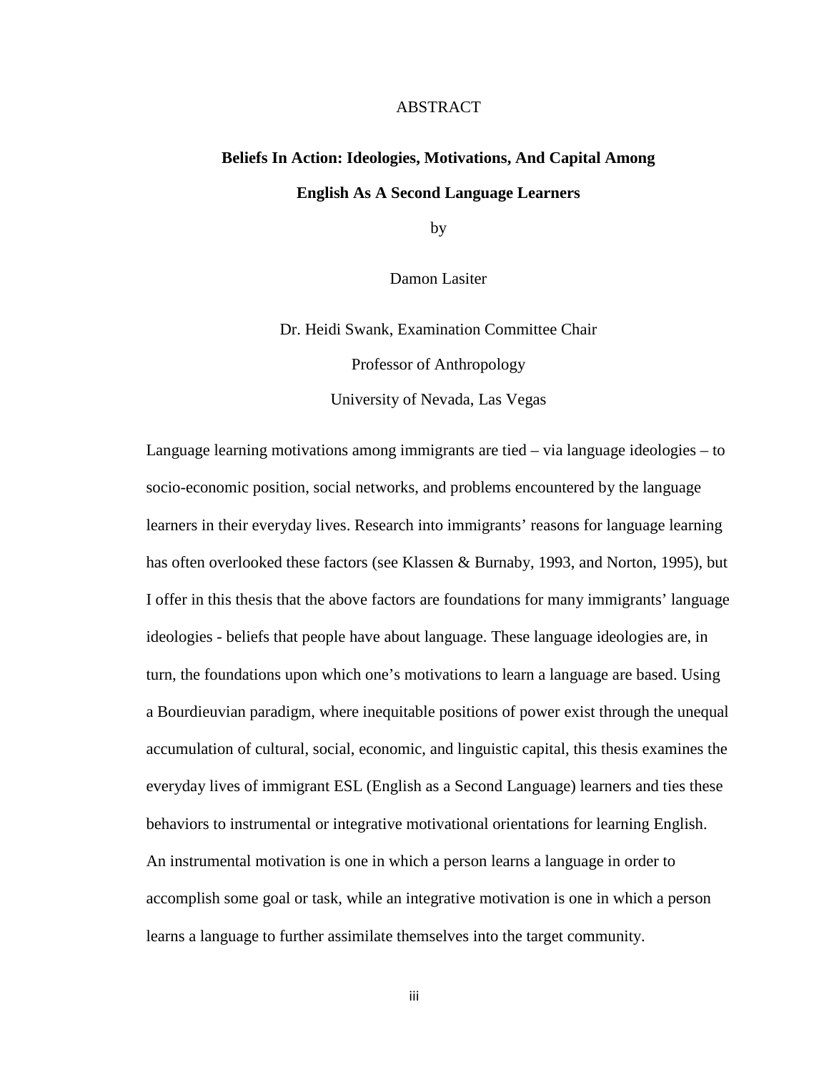# ABSTRACT

## Beliefs In Action: Ideologies, Motivations, And Capital Among English As A Second Language Learners

by

Damon Lasiter

Dr. Heidi Swank, Examination Committee Chair

Professor of Anthropology

University of Nevada, Las Vegas

Language learning motivations among immigrants are tied – via language ideologies – to socio-economic position, social networks, and problems encountered by the language learners in their everyday lives. Research into immigrants' reasons for language learning has often overlooked these factors (see Klassen & Burnaby, 1993, and Norton, 1995), but I offer in this thesis that the above factors are foundations for many immigrants' language ideologies - beliefs that people have about language. These language ideologies are, in turn, the foundations upon which one's motivations to learn a language are based. Using a Bourdieuvian paradigm, where inequitable positions of power exist through the unequal accumulation of cultural, social, economic, and linguistic capital, this thesis examines the everyday lives of immigrant ESL (English as a Second Language) learners and ties these behaviors to instrumental or integrative motivational orientations for learning English. An instrumental motivation is one in which a person learns a language in order to accomplish some goal or task, while an integrative motivation is one in which a person learns a language to further assimilate themselves into the target community.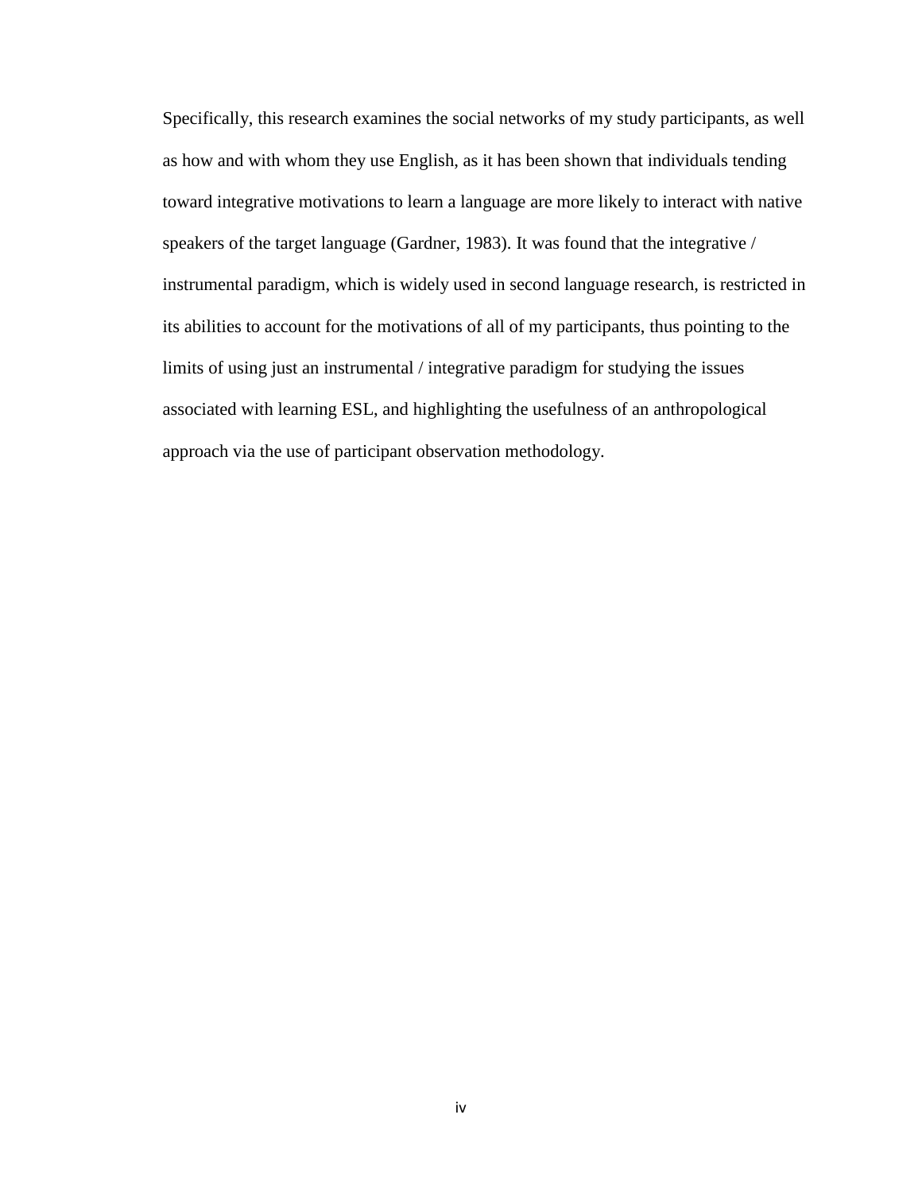Specifically, this research examines the social networks of my study participants, as well as how and with whom they use English, as it has been shown that individuals tending toward integrative motivations to learn a language are more likely to interact with native speakers of the target language (Gardner, 1983). It was found that the integrative / instrumental paradigm, which is widely used in second language research, is restricted in its abilities to account for the motivations of all of my participants, thus pointing to the limits of using just an instrumental / integrative paradigm for studying the issues associated with learning ESL, and highlighting the usefulness of an anthropological approach via the use of participant observation methodology.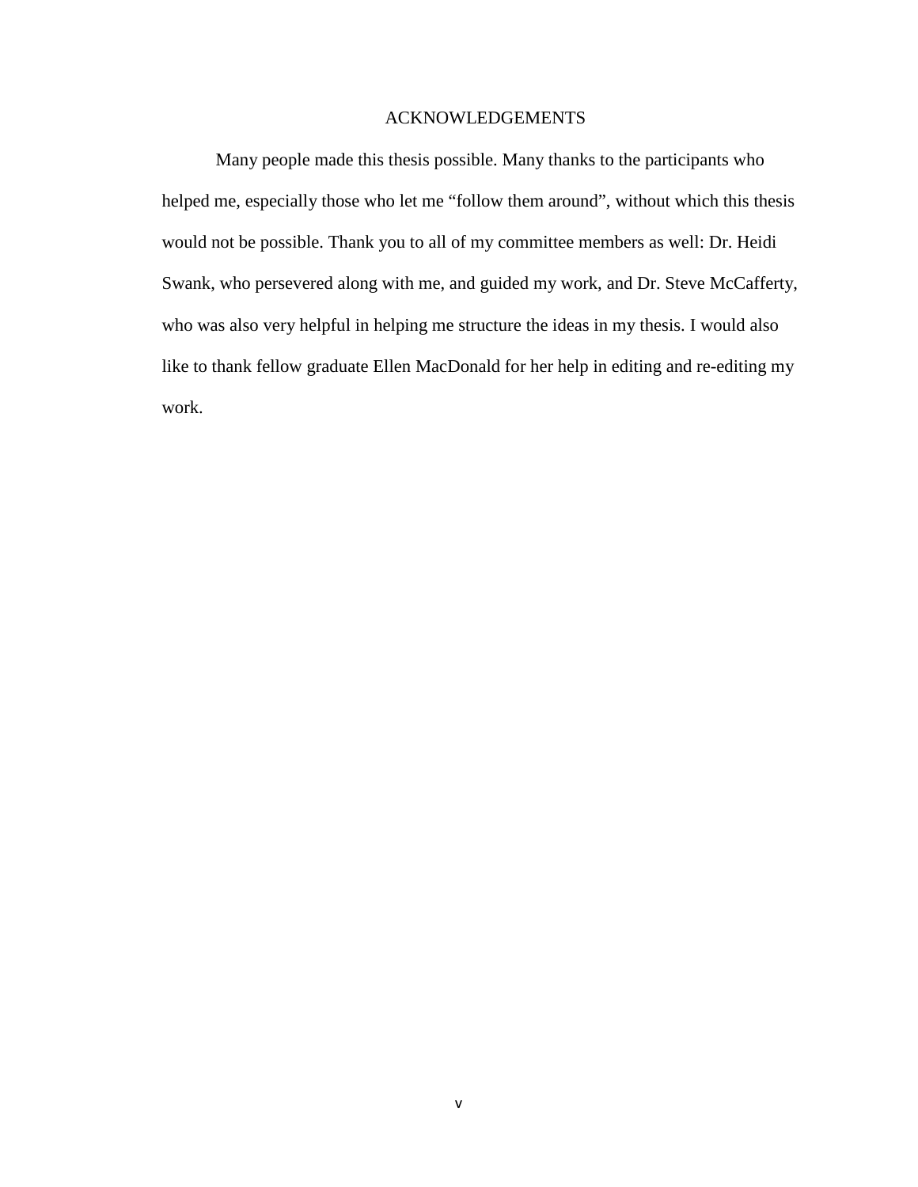# ACKNOWLEDGEMENTS

Many people made this thesis possible. Many thanks to the participants who helped me, especially those who let me "follow them around", without which this thesis would not be possible. Thank you to all of my committee members as well: Dr. Heidi Swank, who persevered along with me, and guided my work, and Dr. Steve McCafferty, who was also very helpful in helping me structure the ideas in my thesis. I would also like to thank fellow graduate Ellen MacDonald for her help in editing and re-editing my work.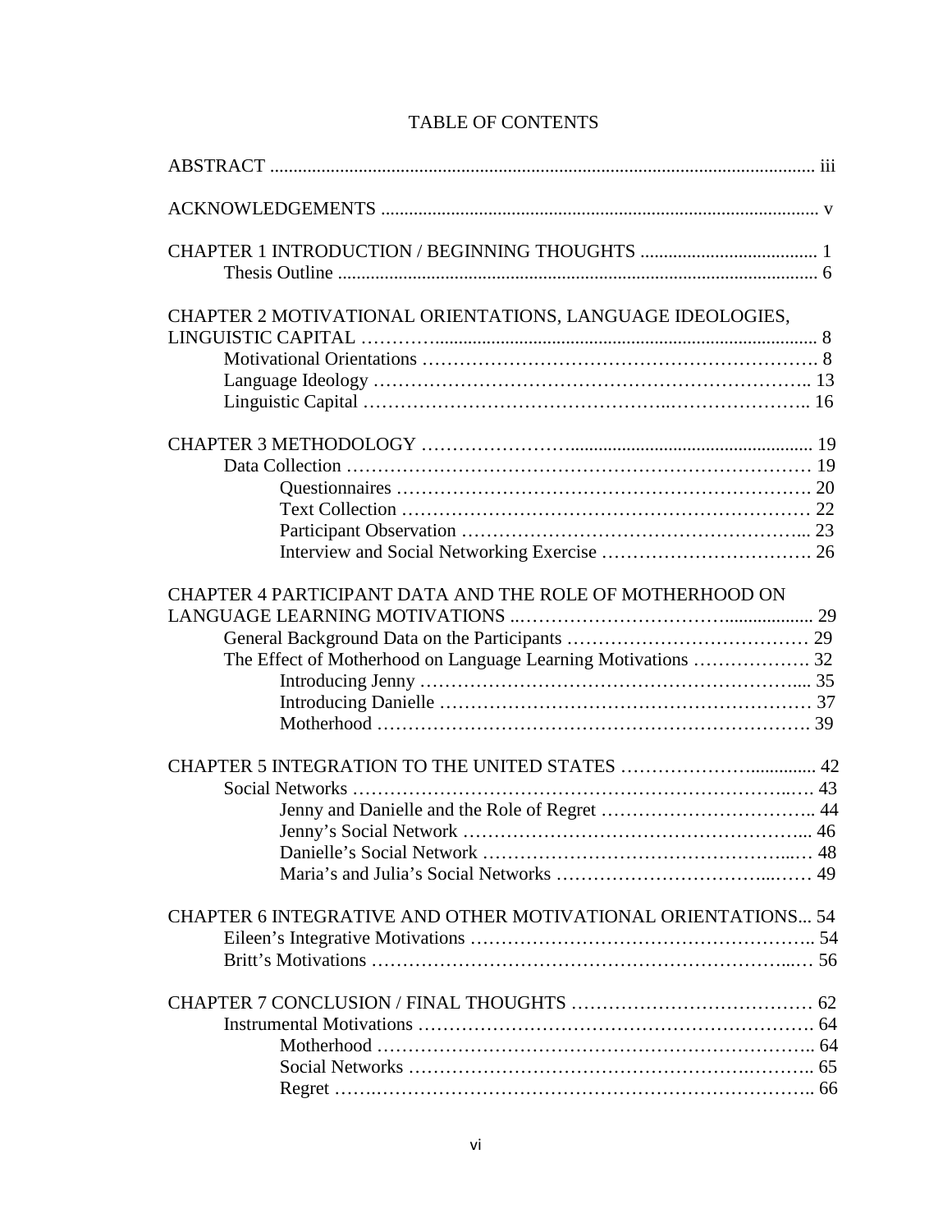# TABLE OF CONTENTS

ABSTRACT .................................................................................................................. iii

ACKNOWLEDGEMENTS .............................................................................................. v

CHAPTER 1 INTRODUCTION / BEGINNING THOUGHTS ...................................... 1
- Thesis Outline ....................................................................................................... 6

CHAPTER 2 MOTIVATIONAL ORIENTATIONS, LANGUAGE IDEOLOGIES, LINGUISTIC CAPITAL ………….................................................................................. 8
- Motivational Orientations ………………………………………………………. 8
- Language Ideology ……………………………………………………………... 13
- Linguistic Capital ……………………………………..………………….. 16

CHAPTER 3 METHODOLOGY …………………….................................................... 19
- Data Collection ………………………………………………………………… 19
  - Questionnaires ………………………………………………………… 20
  - Text Collection ………………………………………………………… 22
  - Participant Observation ………………………………………………... 23
  - Interview and Social Networking Exercise ……………………………. 26

CHAPTER 4 PARTICIPANT DATA AND THE ROLE OF MOTHERHOOD ON LANGUAGE LEARNING MOTIVATIONS ..…………………………….................. 29
- General Background Data on the Participants ………………………………… 29
- The Effect of Motherhood on Language Learning Motivations ………………. 32
  - Introducing Jenny ……………………………………………………... 35
  - Introducing Danielle …………………………………………………… 37
  - Motherhood ……………………………………………………………. 39

CHAPTER 5 INTEGRATION TO THE UNITED STATES ……………….............. 42
- Social Networks ……………………………………………………………..…. 43
  - Jenny and Danielle and the Role of Regret …………………………….. 44
  - Jenny's Social Network ………………………………………………... 46
  - Danielle's Social Network ……………………………………….…… 48
  - Maria's and Julia's Social Networks ………………………………..…… 49

CHAPTER 6 INTEGRATIVE AND OTHER MOTIVATIONAL ORIENTATIONS... 54
- Eileen's Integrative Motivations ……………………………………………….. 54
- Britt's Motivations ……………………………………………………...… 56

CHAPTER 7 CONCLUSION / FINAL THOUGHTS ……………………………… 62
- Instrumental Motivations ………………………………………………………. 64
  - Motherhood …………………………………………………………….. 64
  - Social Networks ………………………………………….……….. 65
  - Regret …….…………………………………………………………….. 66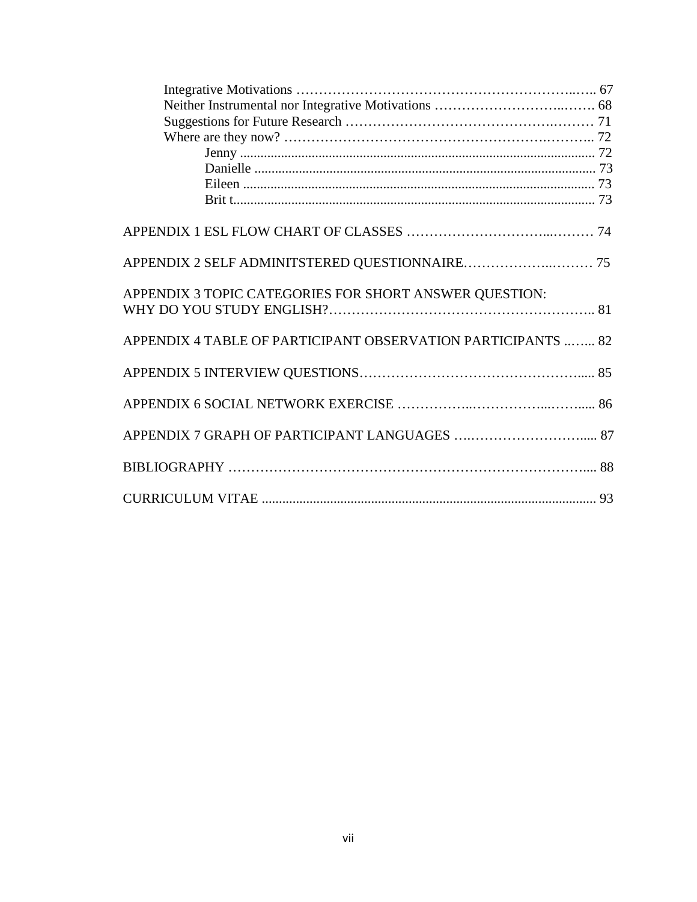Integrative Motivations ........................................................ 67
Neither Instrumental nor Integrative Motivations ........................................ 68
Suggestions for Future Research ........................................................ 71
Where are they now? ........................................................ 72
Jenny ........................................................ 72
Danielle ........................................................ 73
Eileen ........................................................ 73
Brit t........................................................ 73

APPENDIX 1 ESL FLOW CHART OF CLASSES ........................................ 74

APPENDIX 2 SELF ADMINITSTERED QUESTIONNAIRE........................................ 75

APPENDIX 3 TOPIC CATEGORIES FOR SHORT ANSWER QUESTION: WHY DO YOU STUDY ENGLISH?........................................ 81

APPENDIX 4 TABLE OF PARTICIPANT OBSERVATION PARTICIPANTS ........ 82

APPENDIX 5 INTERVIEW QUESTIONS........................................ 85

APPENDIX 6 SOCIAL NETWORK EXERCISE ........................................ 86

APPENDIX 7 GRAPH OF PARTICIPANT LANGUAGES ........................................ 87

BIBLIOGRAPHY ........................................ 88

CURRICULUM VITAE ........................................ 93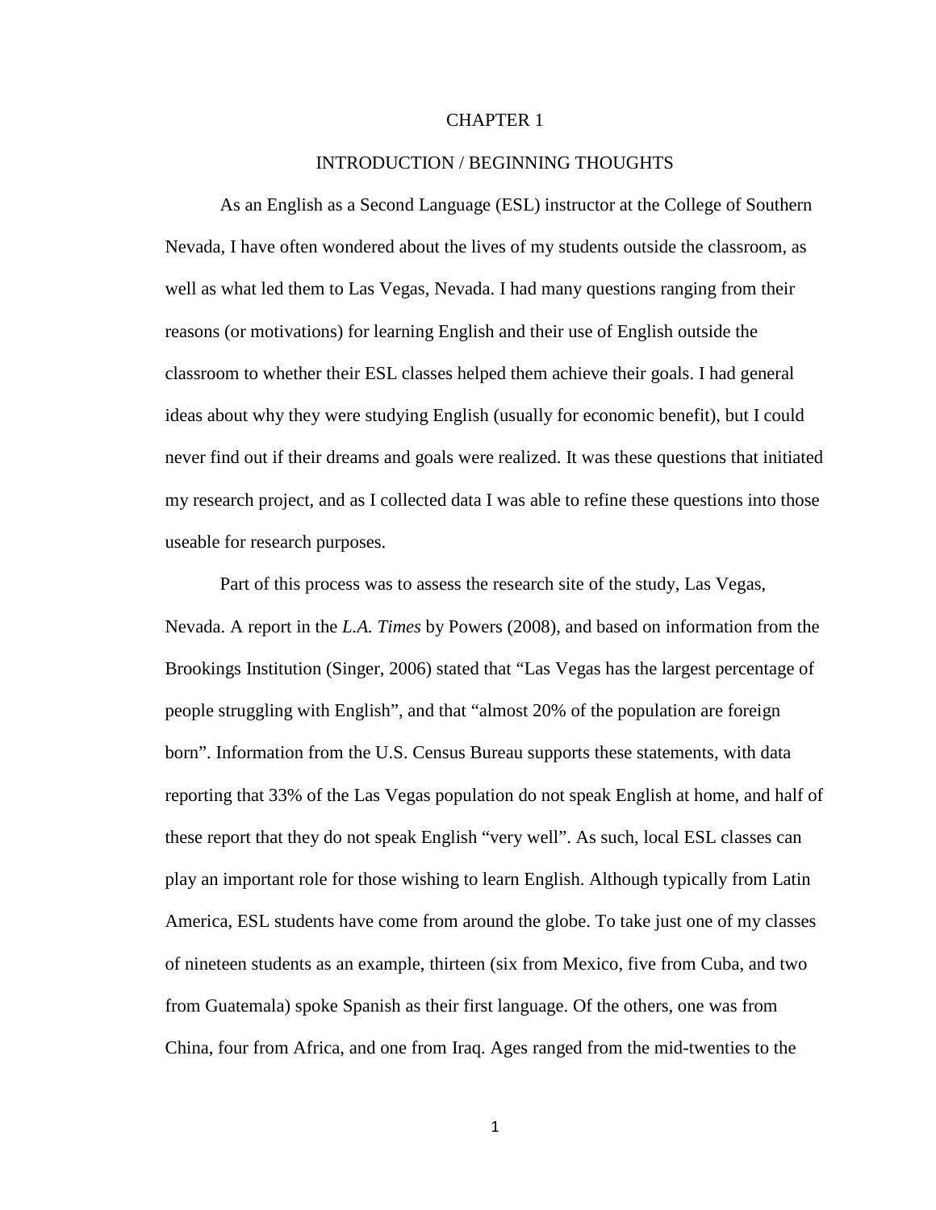# CHAPTER 1

## INTRODUCTION / BEGINNING THOUGHTS

As an English as a Second Language (ESL) instructor at the College of Southern Nevada, I have often wondered about the lives of my students outside the classroom, as well as what led them to Las Vegas, Nevada. I had many questions ranging from their reasons (or motivations) for learning English and their use of English outside the classroom to whether their ESL classes helped them achieve their goals. I had general ideas about why they were studying English (usually for economic benefit), but I could never find out if their dreams and goals were realized. It was these questions that initiated my research project, and as I collected data I was able to refine these questions into those useable for research purposes.

Part of this process was to assess the research site of the study, Las Vegas, Nevada. A report in the *L.A. Times* by Powers (2008), and based on information from the Brookings Institution (Singer, 2006) stated that "Las Vegas has the largest percentage of people struggling with English", and that "almost 20% of the population are foreign born". Information from the U.S. Census Bureau supports these statements, with data reporting that 33% of the Las Vegas population do not speak English at home, and half of these report that they do not speak English "very well". As such, local ESL classes can play an important role for those wishing to learn English. Although typically from Latin America, ESL students have come from around the globe. To take just one of my classes of nineteen students as an example, thirteen (six from Mexico, five from Cuba, and two from Guatemala) spoke Spanish as their first language. Of the others, one was from China, four from Africa, and one from Iraq. Ages ranged from the mid-twenties to the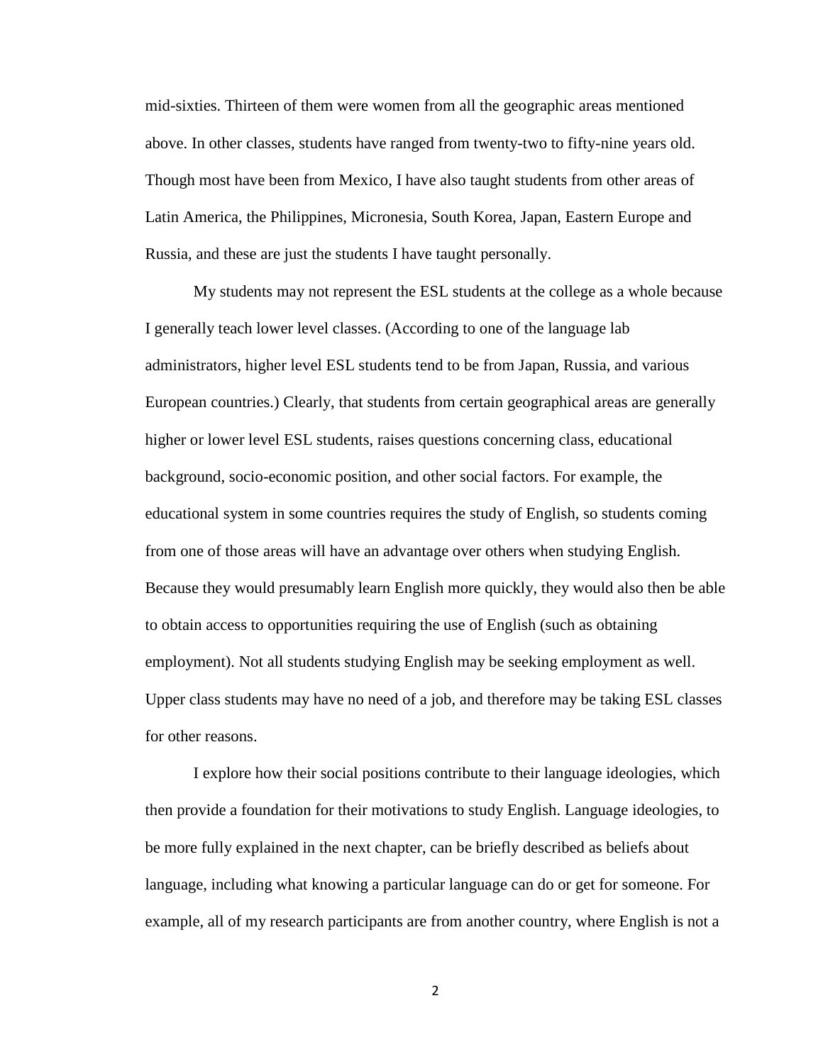mid-sixties. Thirteen of them were women from all the geographic areas mentioned above. In other classes, students have ranged from twenty-two to fifty-nine years old. Though most have been from Mexico, I have also taught students from other areas of Latin America, the Philippines, Micronesia, South Korea, Japan, Eastern Europe and Russia, and these are just the students I have taught personally.

My students may not represent the ESL students at the college as a whole because I generally teach lower level classes. (According to one of the language lab administrators, higher level ESL students tend to be from Japan, Russia, and various European countries.) Clearly, that students from certain geographical areas are generally higher or lower level ESL students, raises questions concerning class, educational background, socio-economic position, and other social factors. For example, the educational system in some countries requires the study of English, so students coming from one of those areas will have an advantage over others when studying English. Because they would presumably learn English more quickly, they would also then be able to obtain access to opportunities requiring the use of English (such as obtaining employment). Not all students studying English may be seeking employment as well. Upper class students may have no need of a job, and therefore may be taking ESL classes for other reasons.

I explore how their social positions contribute to their language ideologies, which then provide a foundation for their motivations to study English. Language ideologies, to be more fully explained in the next chapter, can be briefly described as beliefs about language, including what knowing a particular language can do or get for someone. For example, all of my research participants are from another country, where English is not a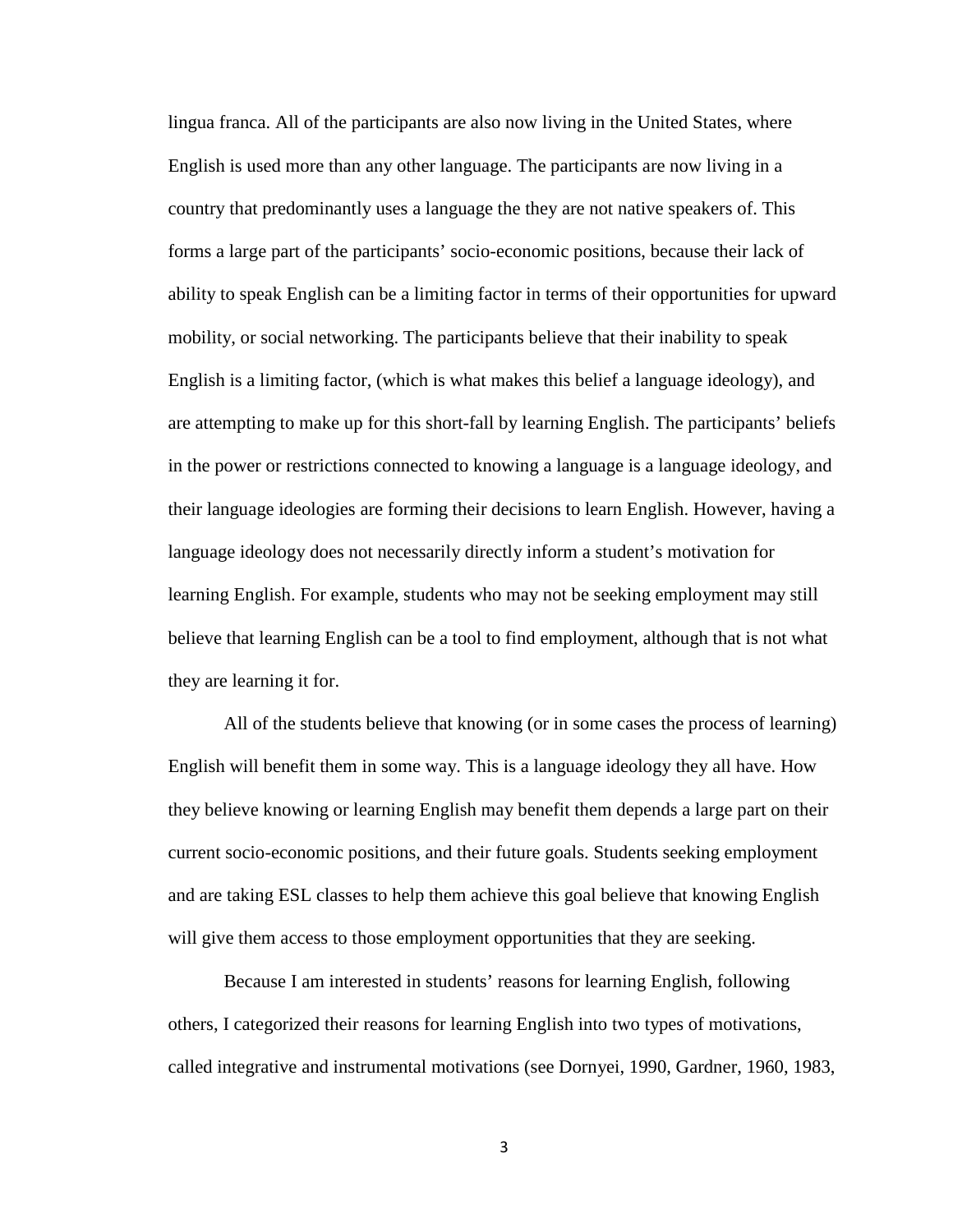lingua franca. All of the participants are also now living in the United States, where English is used more than any other language. The participants are now living in a country that predominantly uses a language the they are not native speakers of. This forms a large part of the participants' socio-economic positions, because their lack of ability to speak English can be a limiting factor in terms of their opportunities for upward mobility, or social networking. The participants believe that their inability to speak English is a limiting factor, (which is what makes this belief a language ideology), and are attempting to make up for this short-fall by learning English. The participants' beliefs in the power or restrictions connected to knowing a language is a language ideology, and their language ideologies are forming their decisions to learn English. However, having a language ideology does not necessarily directly inform a student's motivation for learning English. For example, students who may not be seeking employment may still believe that learning English can be a tool to find employment, although that is not what they are learning it for.

All of the students believe that knowing (or in some cases the process of learning) English will benefit them in some way. This is a language ideology they all have. How they believe knowing or learning English may benefit them depends a large part on their current socio-economic positions, and their future goals. Students seeking employment and are taking ESL classes to help them achieve this goal believe that knowing English will give them access to those employment opportunities that they are seeking.

Because I am interested in students' reasons for learning English, following others, I categorized their reasons for learning English into two types of motivations, called integrative and instrumental motivations (see Dornyei, 1990, Gardner, 1960, 1983,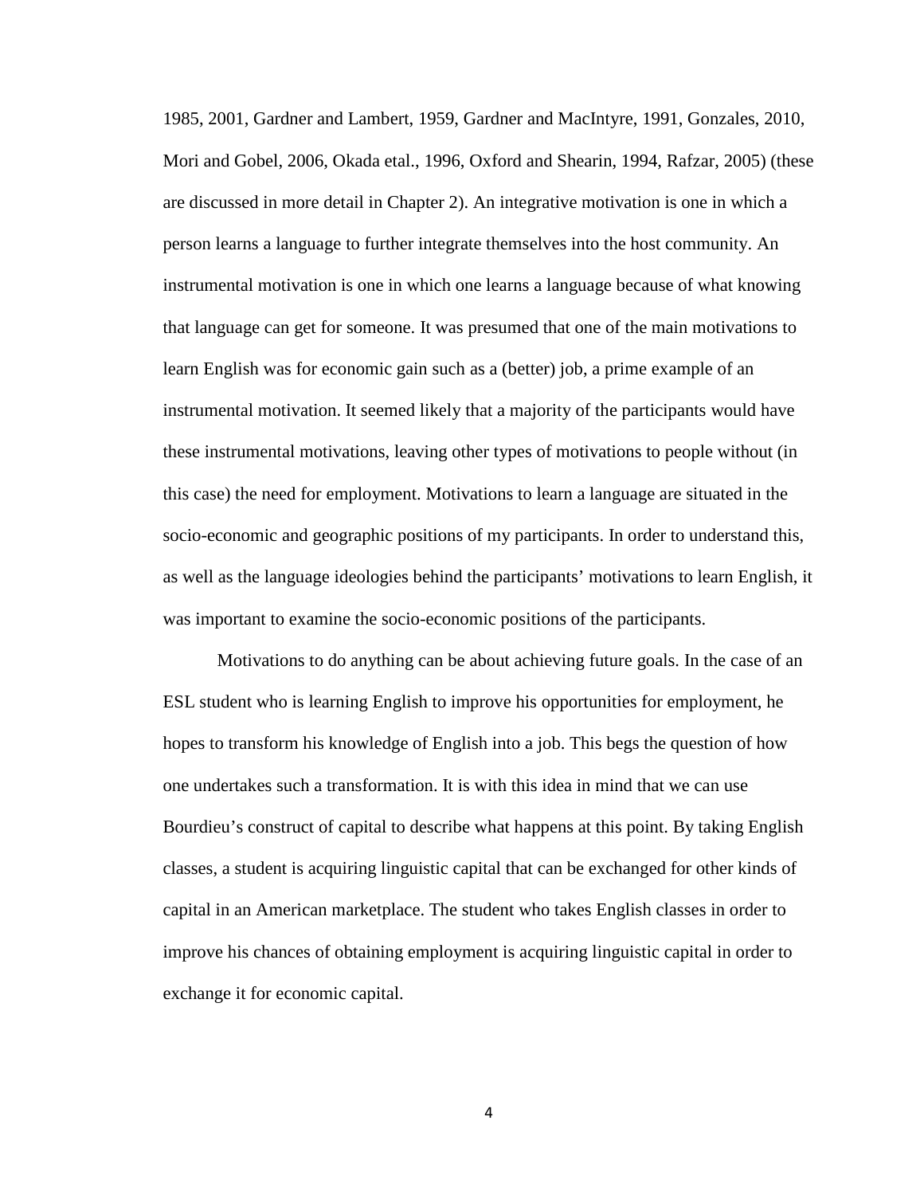1985, 2001, Gardner and Lambert, 1959, Gardner and MacIntyre, 1991, Gonzales, 2010, Mori and Gobel, 2006, Okada etal., 1996, Oxford and Shearin, 1994, Rafzar, 2005) (these are discussed in more detail in Chapter 2). An integrative motivation is one in which a person learns a language to further integrate themselves into the host community. An instrumental motivation is one in which one learns a language because of what knowing that language can get for someone. It was presumed that one of the main motivations to learn English was for economic gain such as a (better) job, a prime example of an instrumental motivation. It seemed likely that a majority of the participants would have these instrumental motivations, leaving other types of motivations to people without (in this case) the need for employment. Motivations to learn a language are situated in the socio-economic and geographic positions of my participants. In order to understand this, as well as the language ideologies behind the participants' motivations to learn English, it was important to examine the socio-economic positions of the participants.

Motivations to do anything can be about achieving future goals. In the case of an ESL student who is learning English to improve his opportunities for employment, he hopes to transform his knowledge of English into a job. This begs the question of how one undertakes such a transformation. It is with this idea in mind that we can use Bourdieu's construct of capital to describe what happens at this point. By taking English classes, a student is acquiring linguistic capital that can be exchanged for other kinds of capital in an American marketplace. The student who takes English classes in order to improve his chances of obtaining employment is acquiring linguistic capital in order to exchange it for economic capital.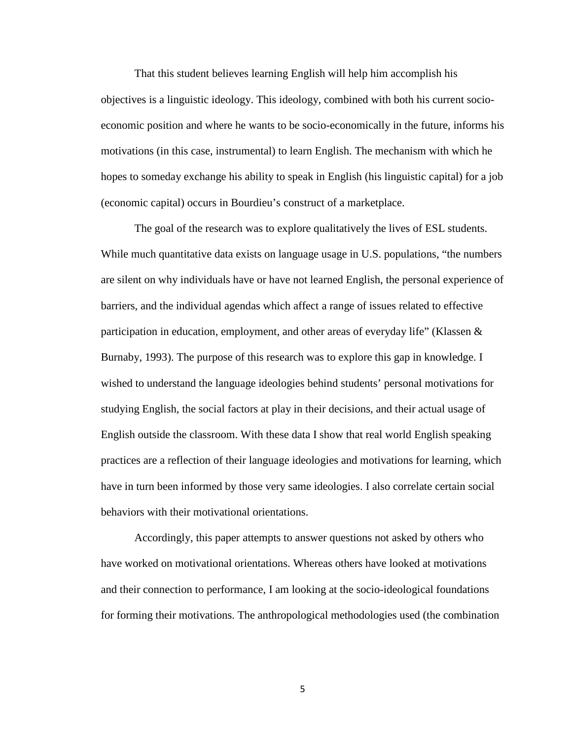That this student believes learning English will help him accomplish his objectives is a linguistic ideology. This ideology, combined with both his current socio-economic position and where he wants to be socio-economically in the future, informs his motivations (in this case, instrumental) to learn English. The mechanism with which he hopes to someday exchange his ability to speak in English (his linguistic capital) for a job (economic capital) occurs in Bourdieu's construct of a marketplace.

The goal of the research was to explore qualitatively the lives of ESL students. While much quantitative data exists on language usage in U.S. populations, "the numbers are silent on why individuals have or have not learned English, the personal experience of barriers, and the individual agendas which affect a range of issues related to effective participation in education, employment, and other areas of everyday life" (Klassen & Burnaby, 1993). The purpose of this research was to explore this gap in knowledge. I wished to understand the language ideologies behind students' personal motivations for studying English, the social factors at play in their decisions, and their actual usage of English outside the classroom. With these data I show that real world English speaking practices are a reflection of their language ideologies and motivations for learning, which have in turn been informed by those very same ideologies. I also correlate certain social behaviors with their motivational orientations.

Accordingly, this paper attempts to answer questions not asked by others who have worked on motivational orientations. Whereas others have looked at motivations and their connection to performance, I am looking at the socio-ideological foundations for forming their motivations. The anthropological methodologies used (the combination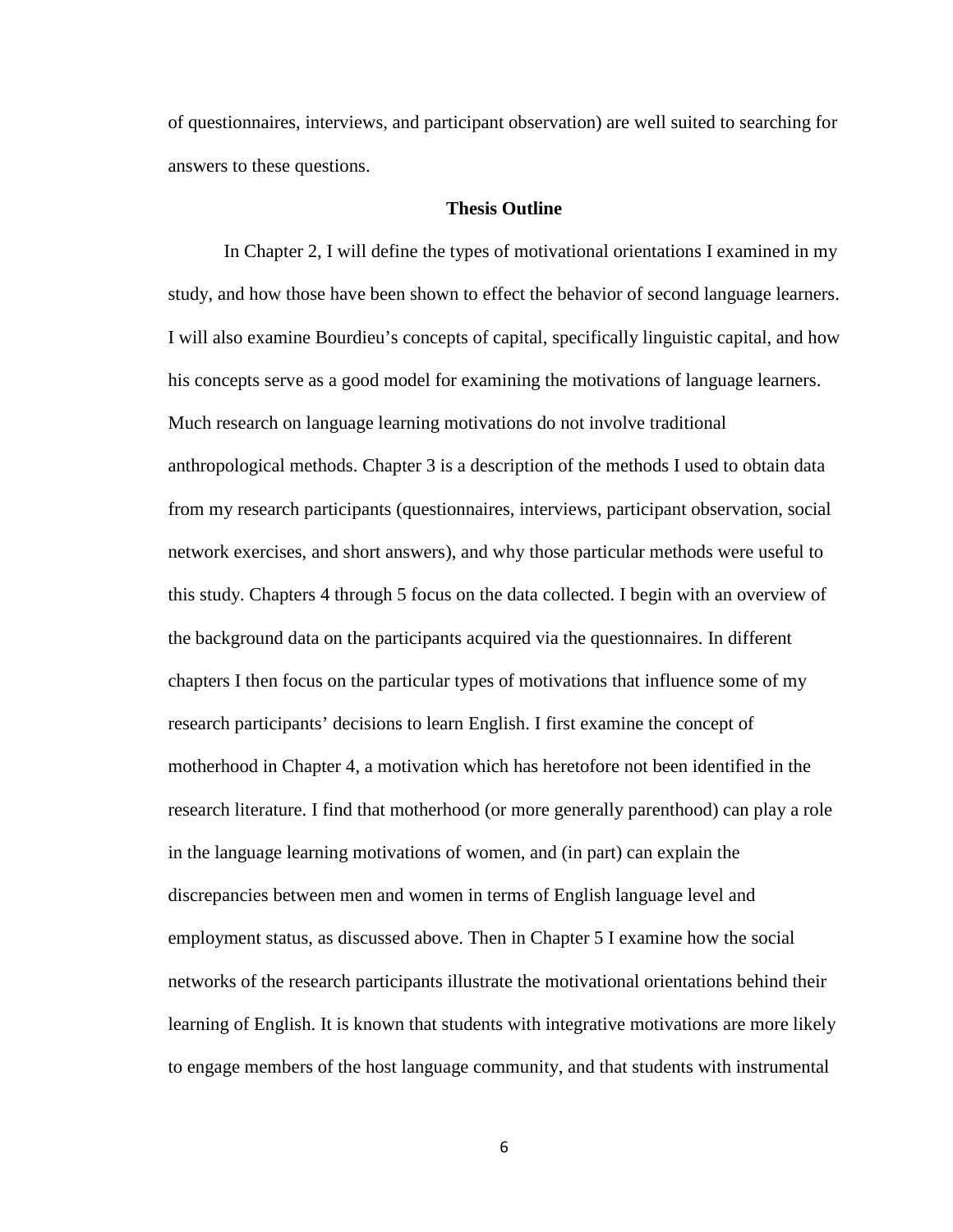of questionnaires, interviews, and participant observation) are well suited to searching for answers to these questions.

## Thesis Outline

In Chapter 2, I will define the types of motivational orientations I examined in my study, and how those have been shown to effect the behavior of second language learners. I will also examine Bourdieu's concepts of capital, specifically linguistic capital, and how his concepts serve as a good model for examining the motivations of language learners. Much research on language learning motivations do not involve traditional anthropological methods. Chapter 3 is a description of the methods I used to obtain data from my research participants (questionnaires, interviews, participant observation, social network exercises, and short answers), and why those particular methods were useful to this study. Chapters 4 through 5 focus on the data collected. I begin with an overview of the background data on the participants acquired via the questionnaires. In different chapters I then focus on the particular types of motivations that influence some of my research participants' decisions to learn English. I first examine the concept of motherhood in Chapter 4, a motivation which has heretofore not been identified in the research literature. I find that motherhood (or more generally parenthood) can play a role in the language learning motivations of women, and (in part) can explain the discrepancies between men and women in terms of English language level and employment status, as discussed above. Then in Chapter 5 I examine how the social networks of the research participants illustrate the motivational orientations behind their learning of English. It is known that students with integrative motivations are more likely to engage members of the host language community, and that students with instrumental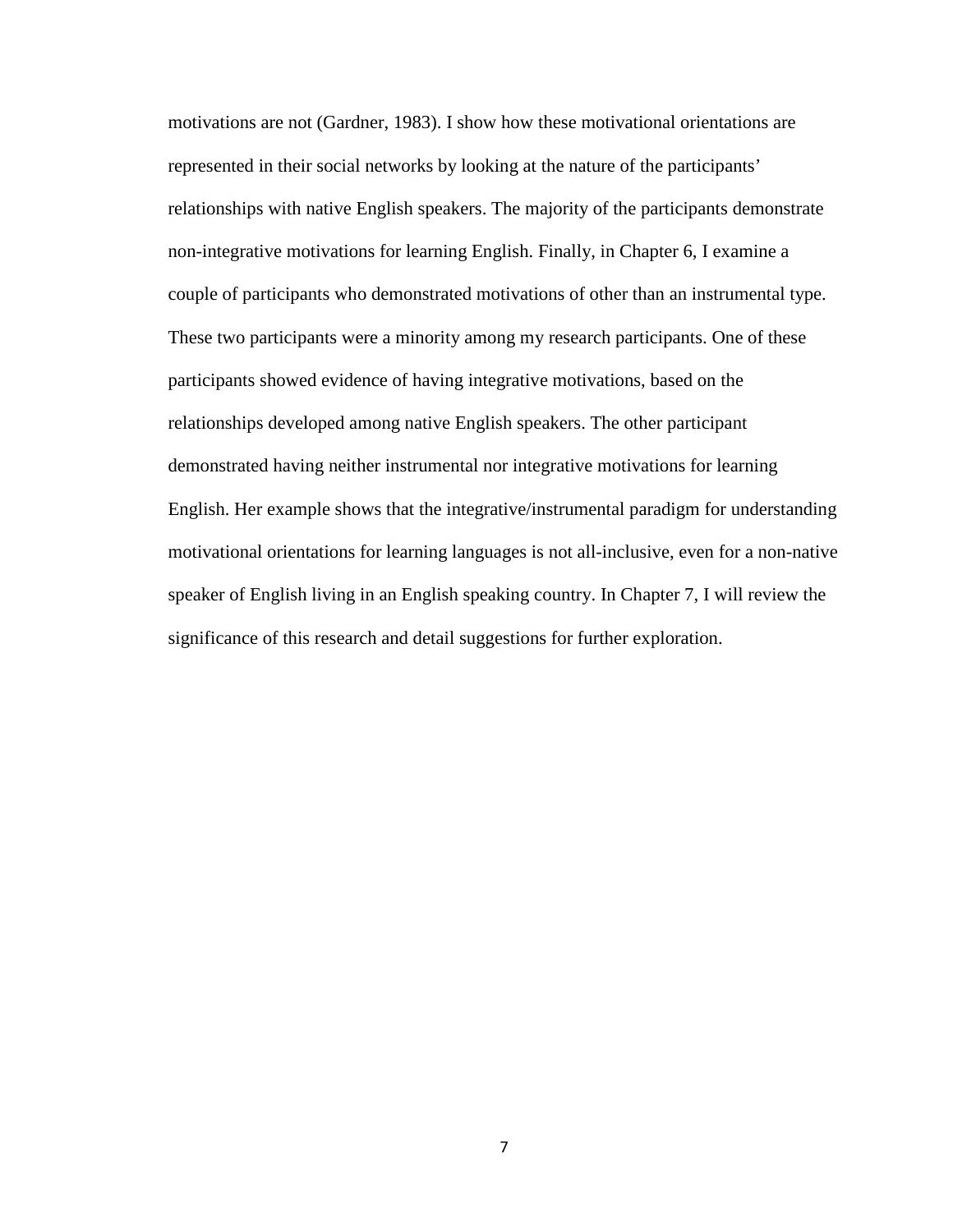motivations are not (Gardner, 1983). I show how these motivational orientations are represented in their social networks by looking at the nature of the participants' relationships with native English speakers. The majority of the participants demonstrate non-integrative motivations for learning English. Finally, in Chapter 6, I examine a couple of participants who demonstrated motivations of other than an instrumental type. These two participants were a minority among my research participants. One of these participants showed evidence of having integrative motivations, based on the relationships developed among native English speakers. The other participant demonstrated having neither instrumental nor integrative motivations for learning English. Her example shows that the integrative/instrumental paradigm for understanding motivational orientations for learning languages is not all-inclusive, even for a non-native speaker of English living in an English speaking country. In Chapter 7, I will review the significance of this research and detail suggestions for further exploration.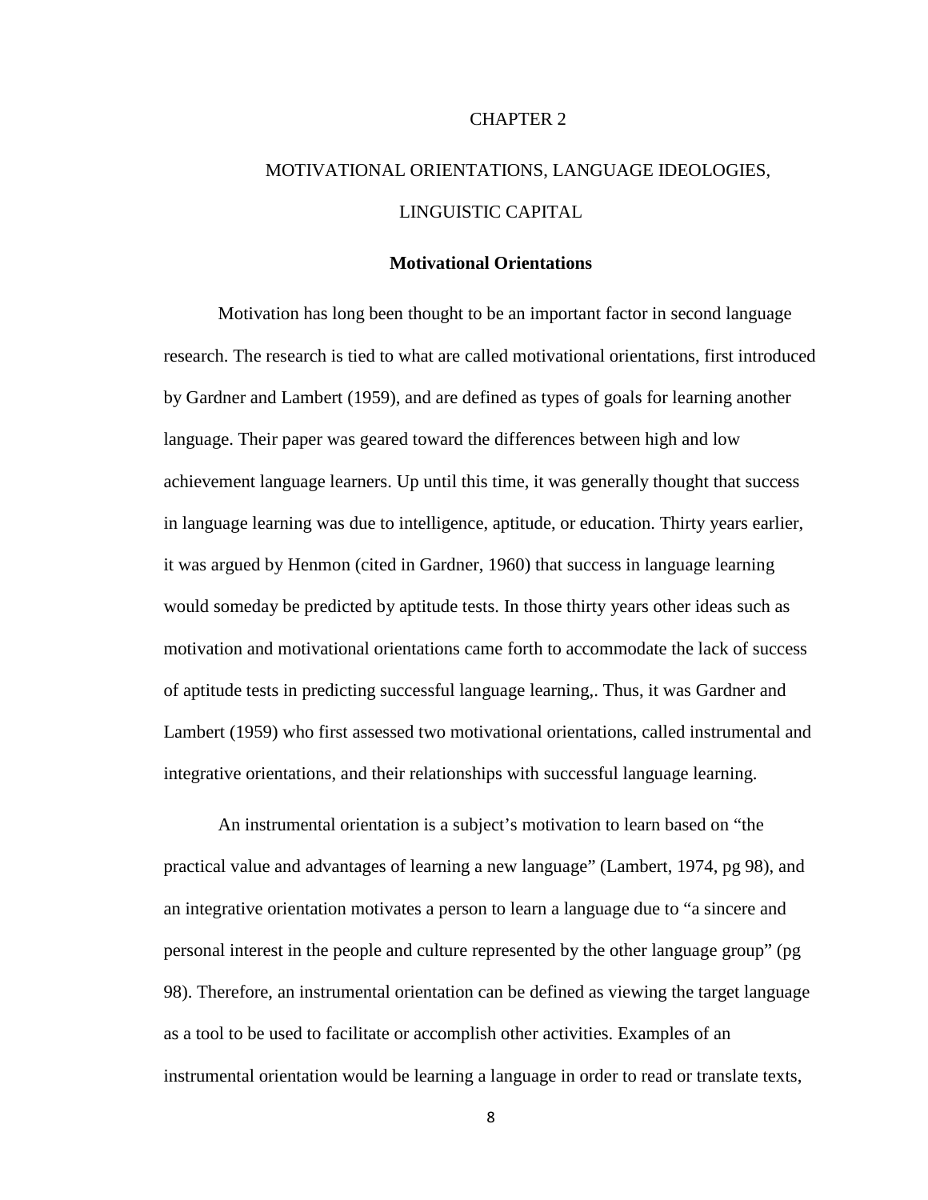# CHAPTER 2

# MOTIVATIONAL ORIENTATIONS, LANGUAGE IDEOLOGIES, LINGUISTIC CAPITAL

## Motivational Orientations

Motivation has long been thought to be an important factor in second language research. The research is tied to what are called motivational orientations, first introduced by Gardner and Lambert (1959), and are defined as types of goals for learning another language. Their paper was geared toward the differences between high and low achievement language learners. Up until this time, it was generally thought that success in language learning was due to intelligence, aptitude, or education. Thirty years earlier, it was argued by Henmon (cited in Gardner, 1960) that success in language learning would someday be predicted by aptitude tests. In those thirty years other ideas such as motivation and motivational orientations came forth to accommodate the lack of success of aptitude tests in predicting successful language learning,. Thus, it was Gardner and Lambert (1959) who first assessed two motivational orientations, called instrumental and integrative orientations, and their relationships with successful language learning.

An instrumental orientation is a subject's motivation to learn based on "the practical value and advantages of learning a new language" (Lambert, 1974, pg 98), and an integrative orientation motivates a person to learn a language due to "a sincere and personal interest in the people and culture represented by the other language group" (pg 98). Therefore, an instrumental orientation can be defined as viewing the target language as a tool to be used to facilitate or accomplish other activities. Examples of an instrumental orientation would be learning a language in order to read or translate texts,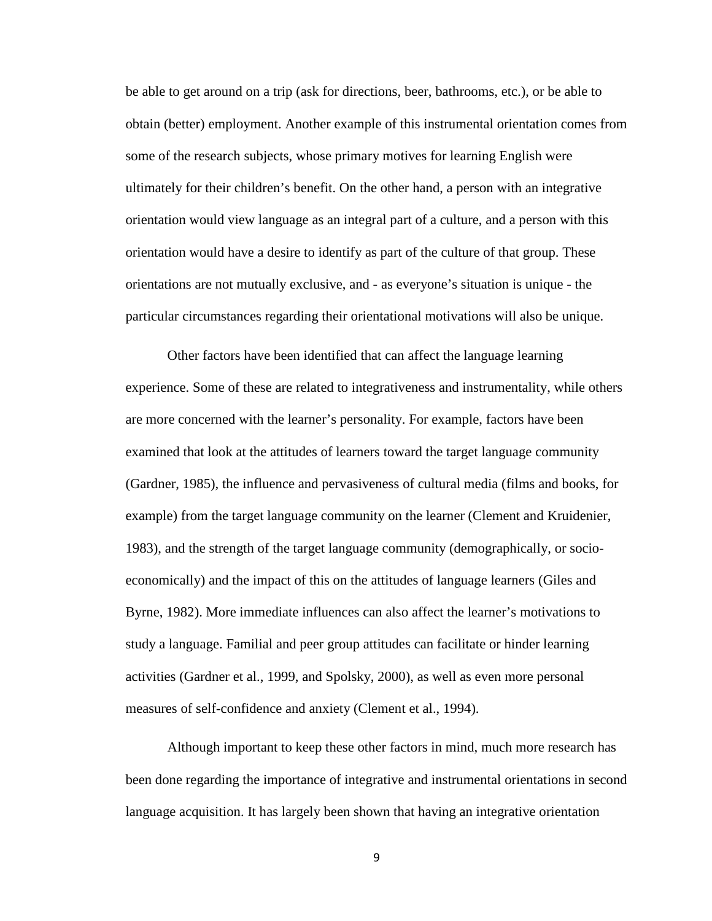be able to get around on a trip (ask for directions, beer, bathrooms, etc.), or be able to obtain (better) employment. Another example of this instrumental orientation comes from some of the research subjects, whose primary motives for learning English were ultimately for their children's benefit. On the other hand, a person with an integrative orientation would view language as an integral part of a culture, and a person with this orientation would have a desire to identify as part of the culture of that group. These orientations are not mutually exclusive, and - as everyone's situation is unique - the particular circumstances regarding their orientational motivations will also be unique.

Other factors have been identified that can affect the language learning experience. Some of these are related to integrativeness and instrumentality, while others are more concerned with the learner's personality. For example, factors have been examined that look at the attitudes of learners toward the target language community (Gardner, 1985), the influence and pervasiveness of cultural media (films and books, for example) from the target language community on the learner (Clement and Kruidenier, 1983), and the strength of the target language community (demographically, or socio-economically) and the impact of this on the attitudes of language learners (Giles and Byrne, 1982). More immediate influences can also affect the learner's motivations to study a language. Familial and peer group attitudes can facilitate or hinder learning activities (Gardner et al., 1999, and Spolsky, 2000), as well as even more personal measures of self-confidence and anxiety (Clement et al., 1994).

Although important to keep these other factors in mind, much more research has been done regarding the importance of integrative and instrumental orientations in second language acquisition. It has largely been shown that having an integrative orientation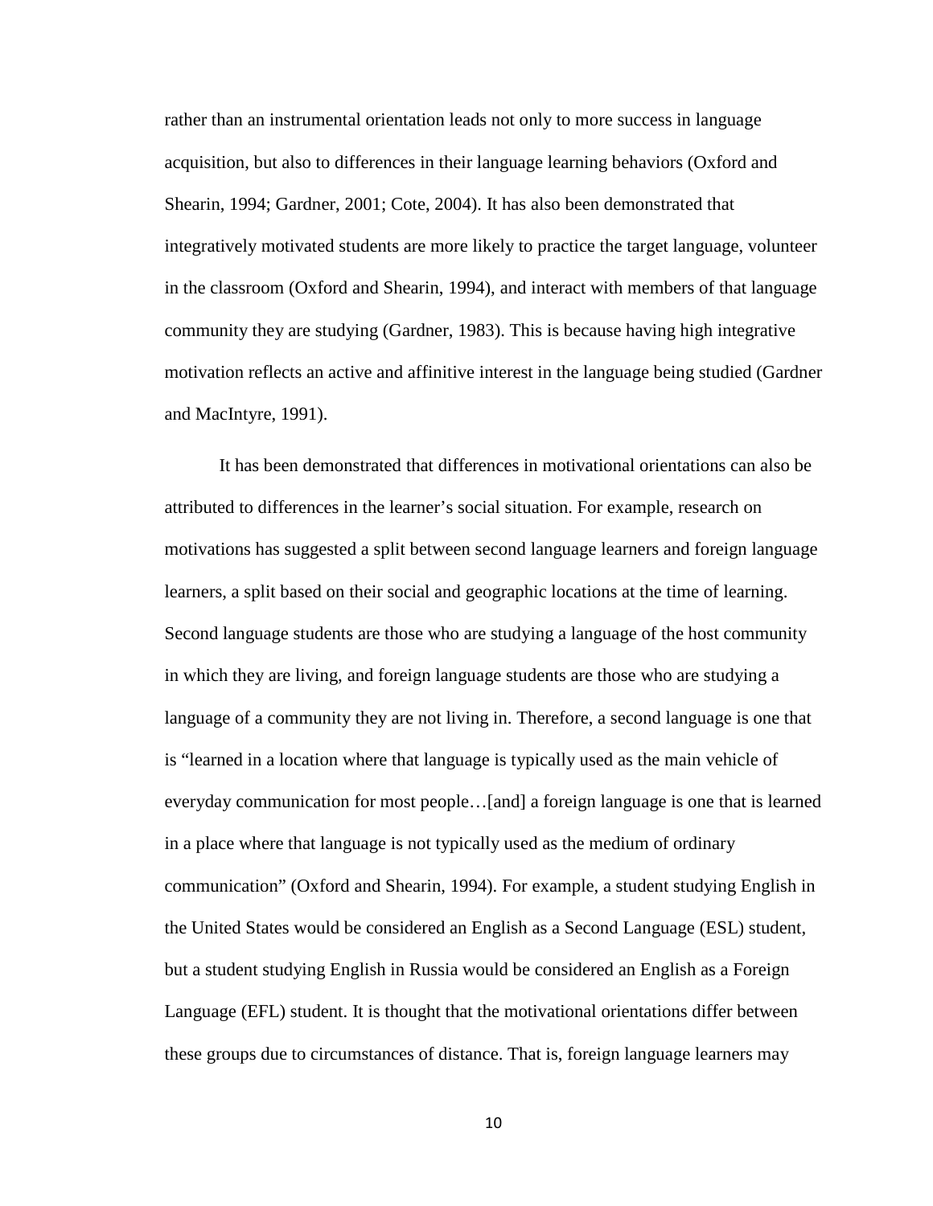rather than an instrumental orientation leads not only to more success in language acquisition, but also to differences in their language learning behaviors (Oxford and Shearin, 1994; Gardner, 2001; Cote, 2004). It has also been demonstrated that integratively motivated students are more likely to practice the target language, volunteer in the classroom (Oxford and Shearin, 1994), and interact with members of that language community they are studying (Gardner, 1983). This is because having high integrative motivation reflects an active and affinitive interest in the language being studied (Gardner and MacIntyre, 1991).

It has been demonstrated that differences in motivational orientations can also be attributed to differences in the learner's social situation. For example, research on motivations has suggested a split between second language learners and foreign language learners, a split based on their social and geographic locations at the time of learning. Second language students are those who are studying a language of the host community in which they are living, and foreign language students are those who are studying a language of a community they are not living in. Therefore, a second language is one that is "learned in a location where that language is typically used as the main vehicle of everyday communication for most people…[and] a foreign language is one that is learned in a place where that language is not typically used as the medium of ordinary communication" (Oxford and Shearin, 1994). For example, a student studying English in the United States would be considered an English as a Second Language (ESL) student, but a student studying English in Russia would be considered an English as a Foreign Language (EFL) student. It is thought that the motivational orientations differ between these groups due to circumstances of distance. That is, foreign language learners may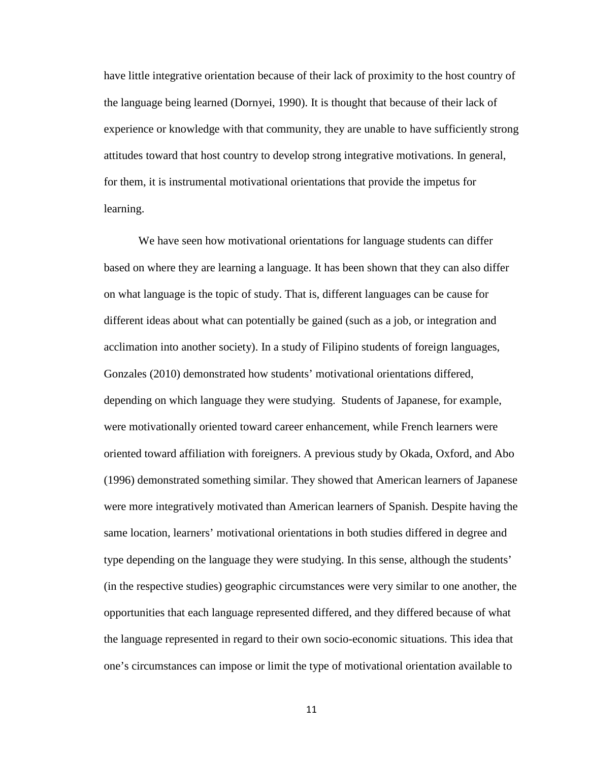have little integrative orientation because of their lack of proximity to the host country of the language being learned (Dornyei, 1990). It is thought that because of their lack of experience or knowledge with that community, they are unable to have sufficiently strong attitudes toward that host country to develop strong integrative motivations. In general, for them, it is instrumental motivational orientations that provide the impetus for learning.

We have seen how motivational orientations for language students can differ based on where they are learning a language. It has been shown that they can also differ on what language is the topic of study. That is, different languages can be cause for different ideas about what can potentially be gained (such as a job, or integration and acclimation into another society). In a study of Filipino students of foreign languages, Gonzales (2010) demonstrated how students' motivational orientations differed, depending on which language they were studying. Students of Japanese, for example, were motivationally oriented toward career enhancement, while French learners were oriented toward affiliation with foreigners. A previous study by Okada, Oxford, and Abo (1996) demonstrated something similar. They showed that American learners of Japanese were more integratively motivated than American learners of Spanish. Despite having the same location, learners' motivational orientations in both studies differed in degree and type depending on the language they were studying. In this sense, although the students' (in the respective studies) geographic circumstances were very similar to one another, the opportunities that each language represented differed, and they differed because of what the language represented in regard to their own socio-economic situations. This idea that one's circumstances can impose or limit the type of motivational orientation available to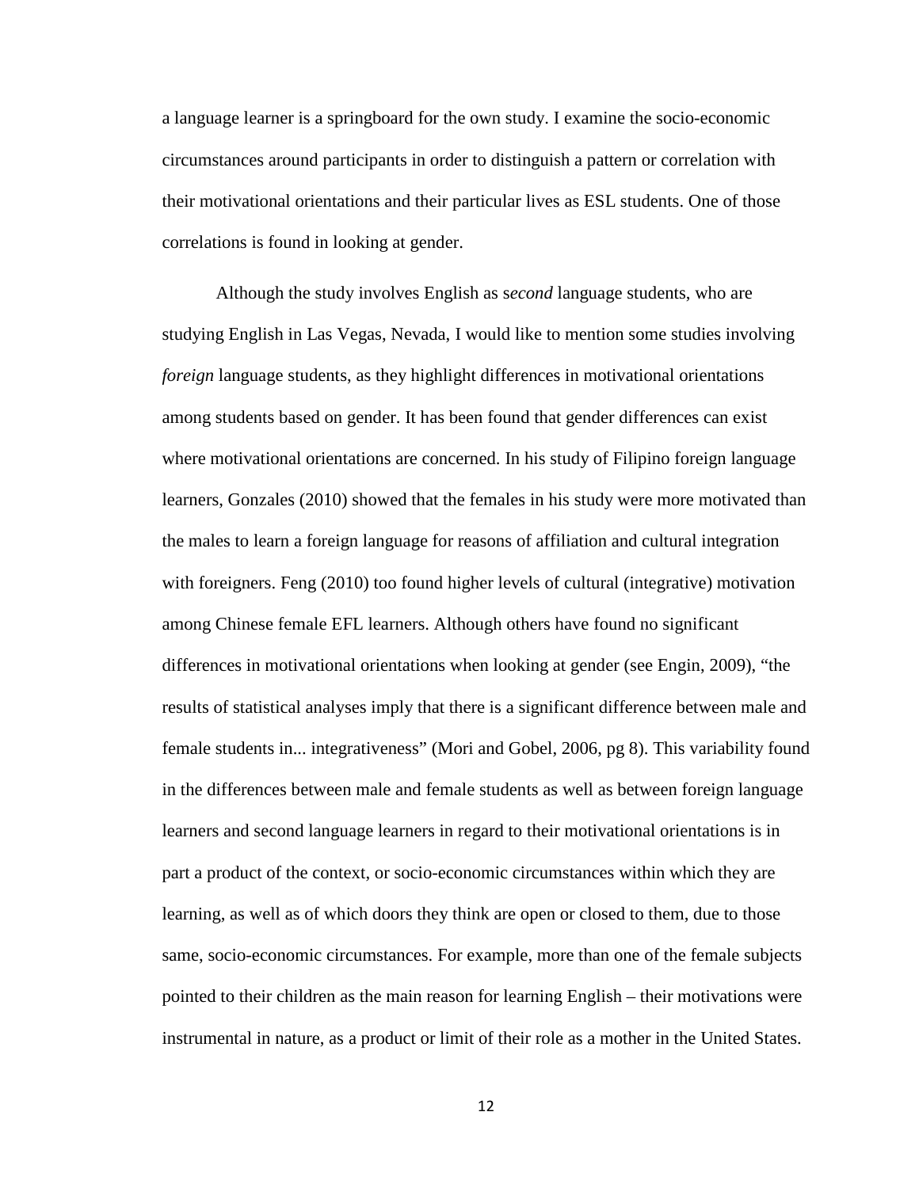a language learner is a springboard for the own study. I examine the socio-economic circumstances around participants in order to distinguish a pattern or correlation with their motivational orientations and their particular lives as ESL students. One of those correlations is found in looking at gender.

Although the study involves English as s*econd* language students, who are studying English in Las Vegas, Nevada, I would like to mention some studies involving *foreign* language students, as they highlight differences in motivational orientations among students based on gender. It has been found that gender differences can exist where motivational orientations are concerned. In his study of Filipino foreign language learners, Gonzales (2010) showed that the females in his study were more motivated than the males to learn a foreign language for reasons of affiliation and cultural integration with foreigners. Feng (2010) too found higher levels of cultural (integrative) motivation among Chinese female EFL learners. Although others have found no significant differences in motivational orientations when looking at gender (see Engin, 2009), "the results of statistical analyses imply that there is a significant difference between male and female students in... integrativeness" (Mori and Gobel, 2006, pg 8). This variability found in the differences between male and female students as well as between foreign language learners and second language learners in regard to their motivational orientations is in part a product of the context, or socio-economic circumstances within which they are learning, as well as of which doors they think are open or closed to them, due to those same, socio-economic circumstances. For example, more than one of the female subjects pointed to their children as the main reason for learning English – their motivations were instrumental in nature, as a product or limit of their role as a mother in the United States.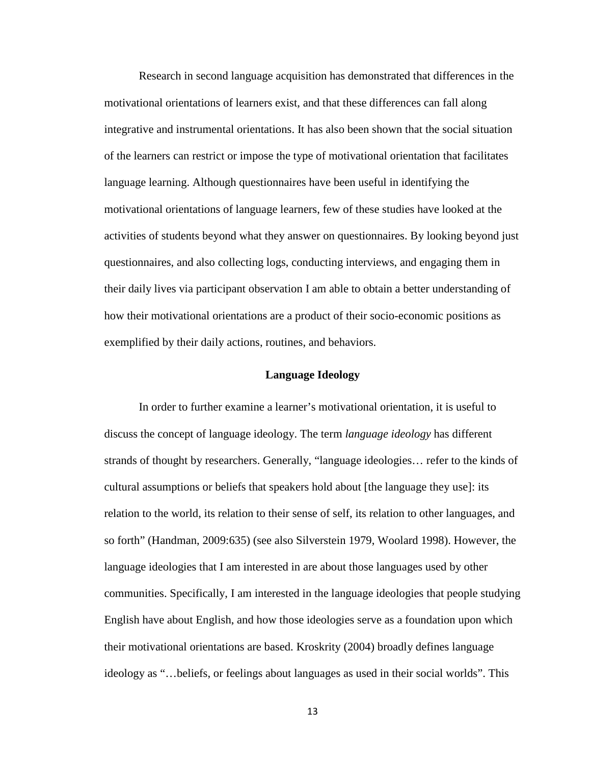Research in second language acquisition has demonstrated that differences in the motivational orientations of learners exist, and that these differences can fall along integrative and instrumental orientations. It has also been shown that the social situation of the learners can restrict or impose the type of motivational orientation that facilitates language learning. Although questionnaires have been useful in identifying the motivational orientations of language learners, few of these studies have looked at the activities of students beyond what they answer on questionnaires. By looking beyond just questionnaires, and also collecting logs, conducting interviews, and engaging them in their daily lives via participant observation I am able to obtain a better understanding of how their motivational orientations are a product of their socio-economic positions as exemplified by their daily actions, routines, and behaviors.

## Language Ideology

In order to further examine a learner's motivational orientation, it is useful to discuss the concept of language ideology. The term *language ideology* has different strands of thought by researchers. Generally, "language ideologies… refer to the kinds of cultural assumptions or beliefs that speakers hold about [the language they use]: its relation to the world, its relation to their sense of self, its relation to other languages, and so forth" (Handman, 2009:635) (see also Silverstein 1979, Woolard 1998). However, the language ideologies that I am interested in are about those languages used by other communities. Specifically, I am interested in the language ideologies that people studying English have about English, and how those ideologies serve as a foundation upon which their motivational orientations are based. Kroskrity (2004) broadly defines language ideology as "…beliefs, or feelings about languages as used in their social worlds". This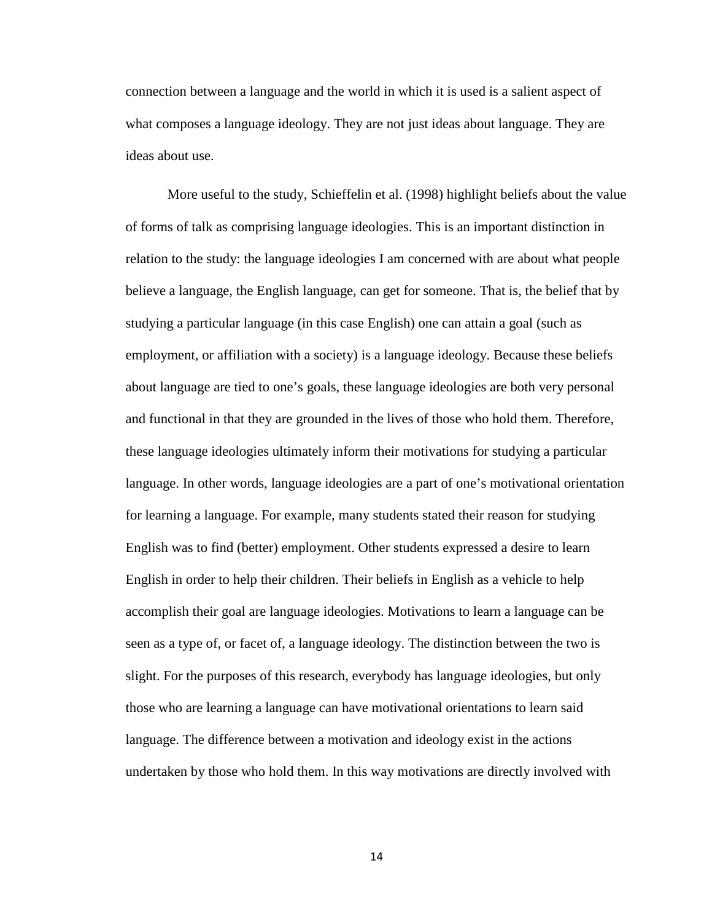connection between a language and the world in which it is used is a salient aspect of what composes a language ideology. They are not just ideas about language. They are ideas about use.

More useful to the study, Schieffelin et al. (1998) highlight beliefs about the value of forms of talk as comprising language ideologies. This is an important distinction in relation to the study: the language ideologies I am concerned with are about what people believe a language, the English language, can get for someone. That is, the belief that by studying a particular language (in this case English) one can attain a goal (such as employment, or affiliation with a society) is a language ideology. Because these beliefs about language are tied to one's goals, these language ideologies are both very personal and functional in that they are grounded in the lives of those who hold them. Therefore, these language ideologies ultimately inform their motivations for studying a particular language. In other words, language ideologies are a part of one's motivational orientation for learning a language. For example, many students stated their reason for studying English was to find (better) employment. Other students expressed a desire to learn English in order to help their children. Their beliefs in English as a vehicle to help accomplish their goal are language ideologies. Motivations to learn a language can be seen as a type of, or facet of, a language ideology. The distinction between the two is slight. For the purposes of this research, everybody has language ideologies, but only those who are learning a language can have motivational orientations to learn said language. The difference between a motivation and ideology exist in the actions undertaken by those who hold them. In this way motivations are directly involved with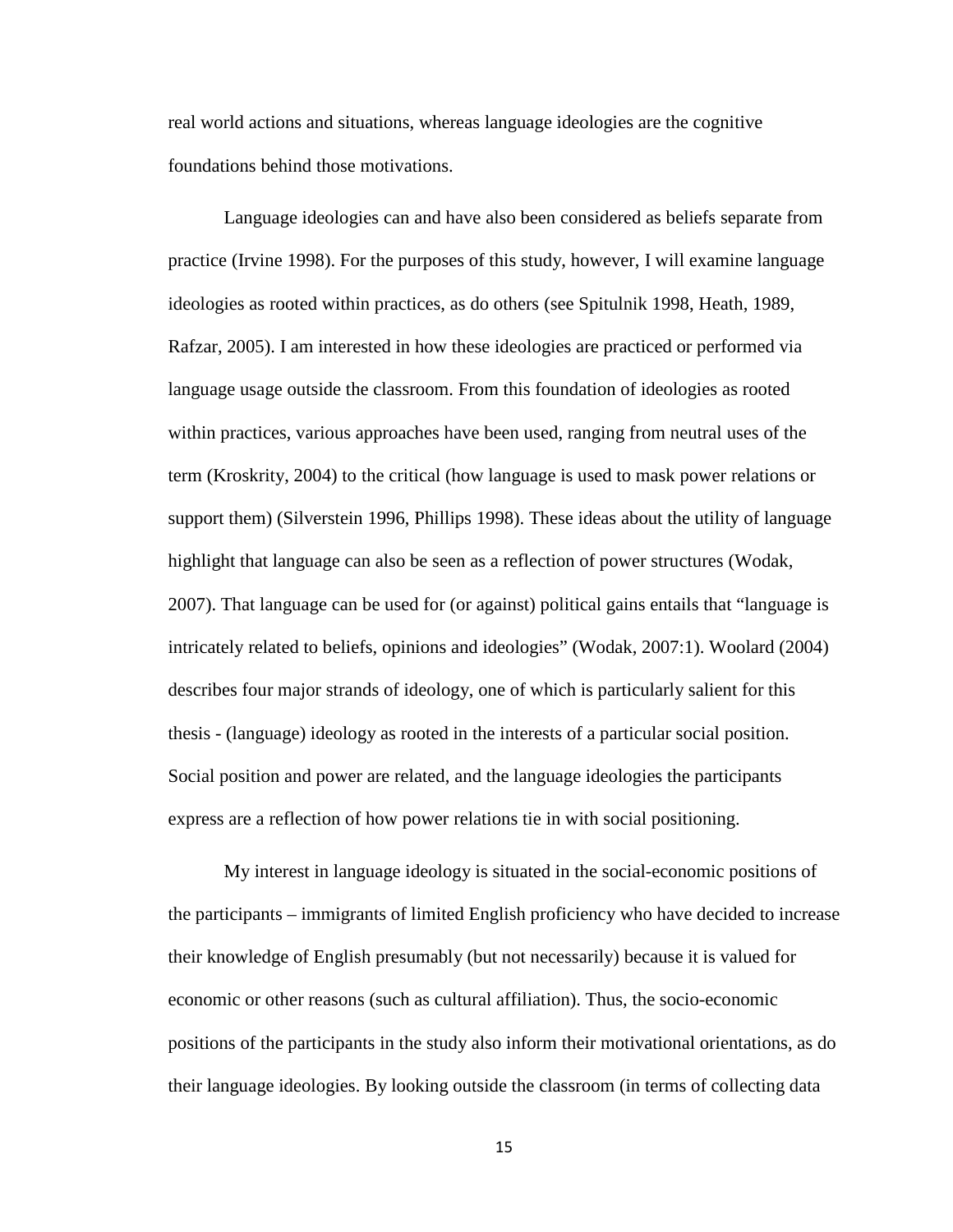real world actions and situations, whereas language ideologies are the cognitive foundations behind those motivations.

Language ideologies can and have also been considered as beliefs separate from practice (Irvine 1998). For the purposes of this study, however, I will examine language ideologies as rooted within practices, as do others (see Spitulnik 1998, Heath, 1989, Rafzar, 2005). I am interested in how these ideologies are practiced or performed via language usage outside the classroom. From this foundation of ideologies as rooted within practices, various approaches have been used, ranging from neutral uses of the term (Kroskrity, 2004) to the critical (how language is used to mask power relations or support them) (Silverstein 1996, Phillips 1998). These ideas about the utility of language highlight that language can also be seen as a reflection of power structures (Wodak, 2007). That language can be used for (or against) political gains entails that "language is intricately related to beliefs, opinions and ideologies" (Wodak, 2007:1). Woolard (2004) describes four major strands of ideology, one of which is particularly salient for this thesis - (language) ideology as rooted in the interests of a particular social position. Social position and power are related, and the language ideologies the participants express are a reflection of how power relations tie in with social positioning.

My interest in language ideology is situated in the social-economic positions of the participants – immigrants of limited English proficiency who have decided to increase their knowledge of English presumably (but not necessarily) because it is valued for economic or other reasons (such as cultural affiliation). Thus, the socio-economic positions of the participants in the study also inform their motivational orientations, as do their language ideologies. By looking outside the classroom (in terms of collecting data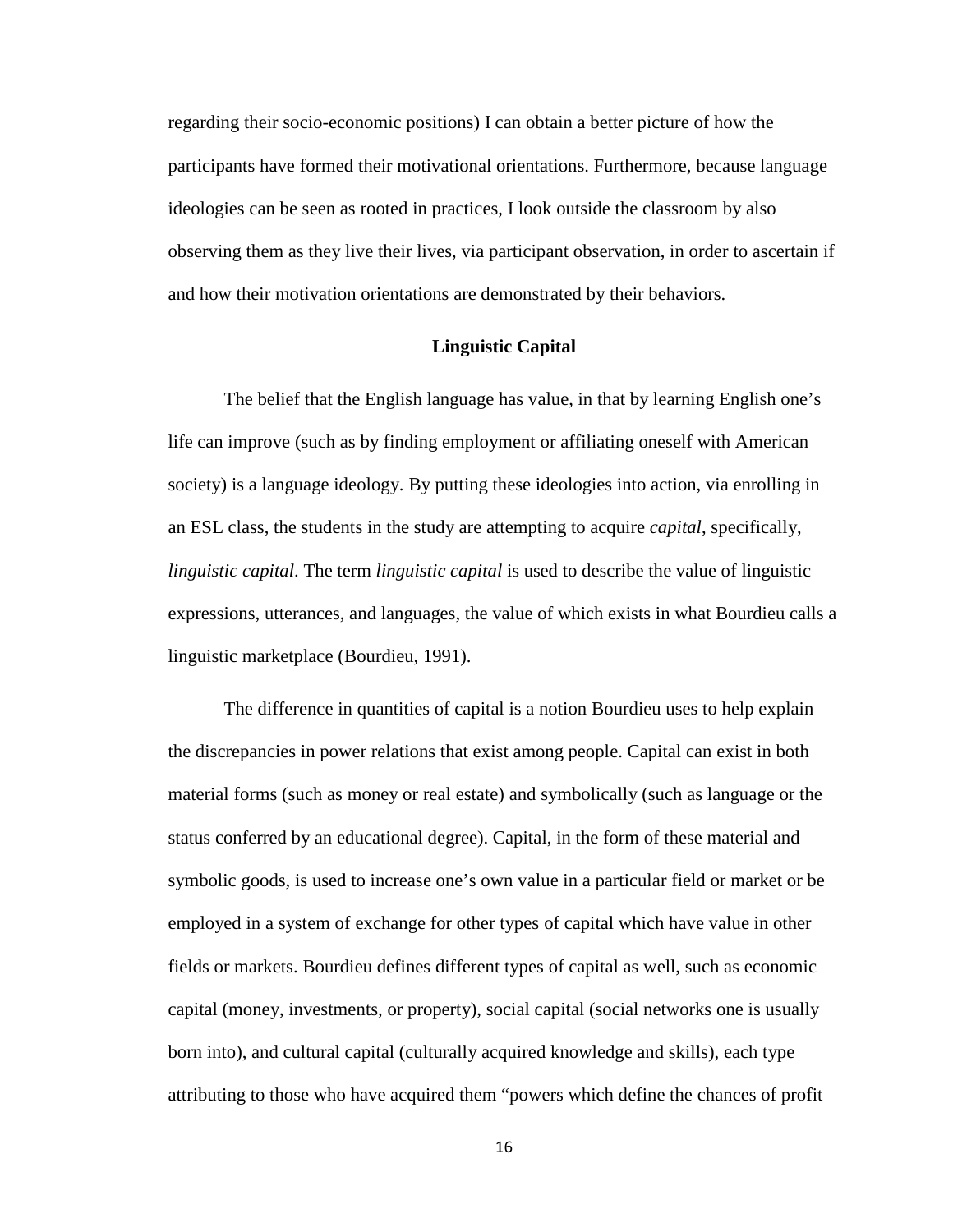regarding their socio-economic positions) I can obtain a better picture of how the participants have formed their motivational orientations. Furthermore, because language ideologies can be seen as rooted in practices, I look outside the classroom by also observing them as they live their lives, via participant observation, in order to ascertain if and how their motivation orientations are demonstrated by their behaviors.

## Linguistic Capital

The belief that the English language has value, in that by learning English one's life can improve (such as by finding employment or affiliating oneself with American society) is a language ideology. By putting these ideologies into action, via enrolling in an ESL class, the students in the study are attempting to acquire *capital*, specifically, *linguistic capital*. The term *linguistic capital* is used to describe the value of linguistic expressions, utterances, and languages, the value of which exists in what Bourdieu calls a linguistic marketplace (Bourdieu, 1991).

The difference in quantities of capital is a notion Bourdieu uses to help explain the discrepancies in power relations that exist among people. Capital can exist in both material forms (such as money or real estate) and symbolically (such as language or the status conferred by an educational degree). Capital, in the form of these material and symbolic goods, is used to increase one's own value in a particular field or market or be employed in a system of exchange for other types of capital which have value in other fields or markets. Bourdieu defines different types of capital as well, such as economic capital (money, investments, or property), social capital (social networks one is usually born into), and cultural capital (culturally acquired knowledge and skills), each type attributing to those who have acquired them "powers which define the chances of profit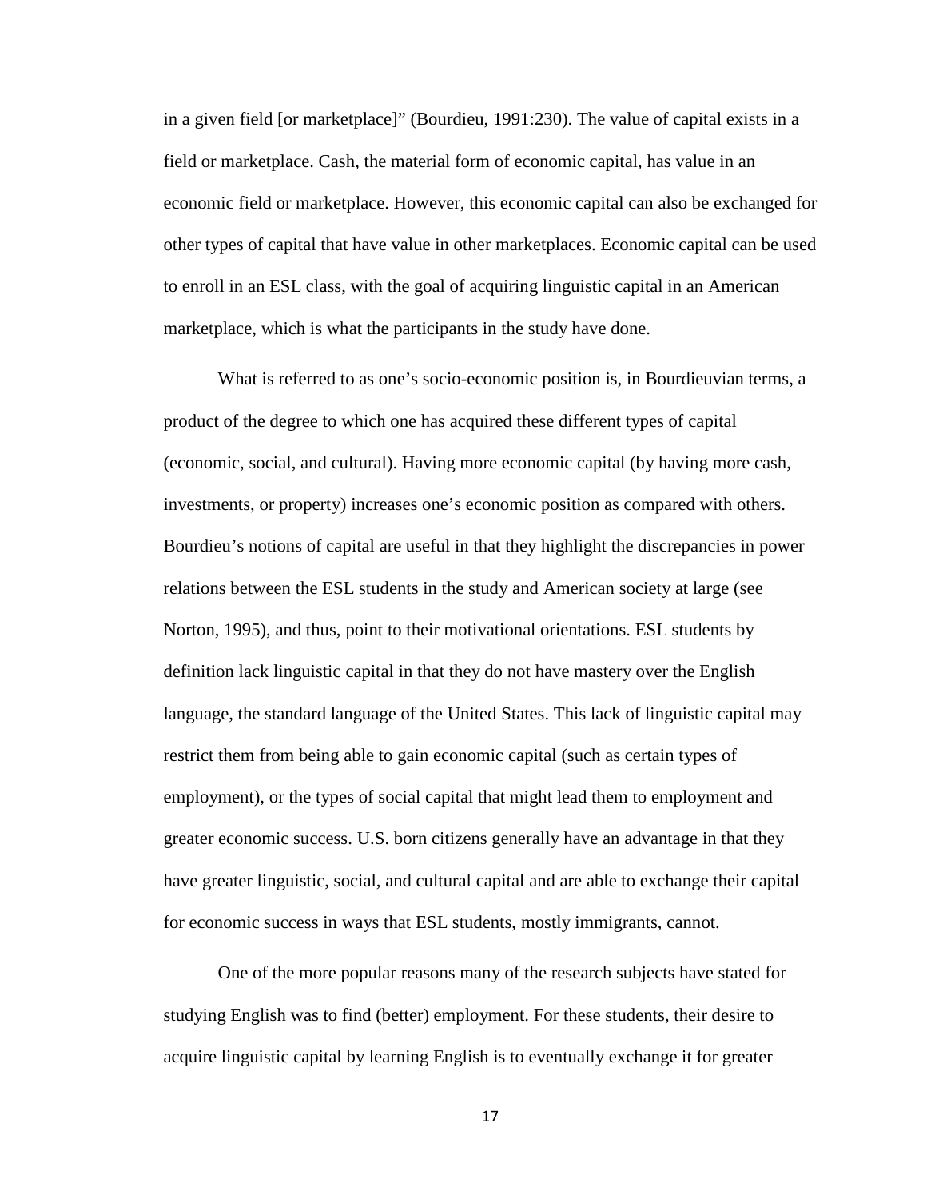in a given field [or marketplace]" (Bourdieu, 1991:230). The value of capital exists in a field or marketplace. Cash, the material form of economic capital, has value in an economic field or marketplace. However, this economic capital can also be exchanged for other types of capital that have value in other marketplaces. Economic capital can be used to enroll in an ESL class, with the goal of acquiring linguistic capital in an American marketplace, which is what the participants in the study have done.

What is referred to as one's socio-economic position is, in Bourdieuvian terms, a product of the degree to which one has acquired these different types of capital (economic, social, and cultural). Having more economic capital (by having more cash, investments, or property) increases one's economic position as compared with others. Bourdieu's notions of capital are useful in that they highlight the discrepancies in power relations between the ESL students in the study and American society at large (see Norton, 1995), and thus, point to their motivational orientations. ESL students by definition lack linguistic capital in that they do not have mastery over the English language, the standard language of the United States. This lack of linguistic capital may restrict them from being able to gain economic capital (such as certain types of employment), or the types of social capital that might lead them to employment and greater economic success. U.S. born citizens generally have an advantage in that they have greater linguistic, social, and cultural capital and are able to exchange their capital for economic success in ways that ESL students, mostly immigrants, cannot.

One of the more popular reasons many of the research subjects have stated for studying English was to find (better) employment. For these students, their desire to acquire linguistic capital by learning English is to eventually exchange it for greater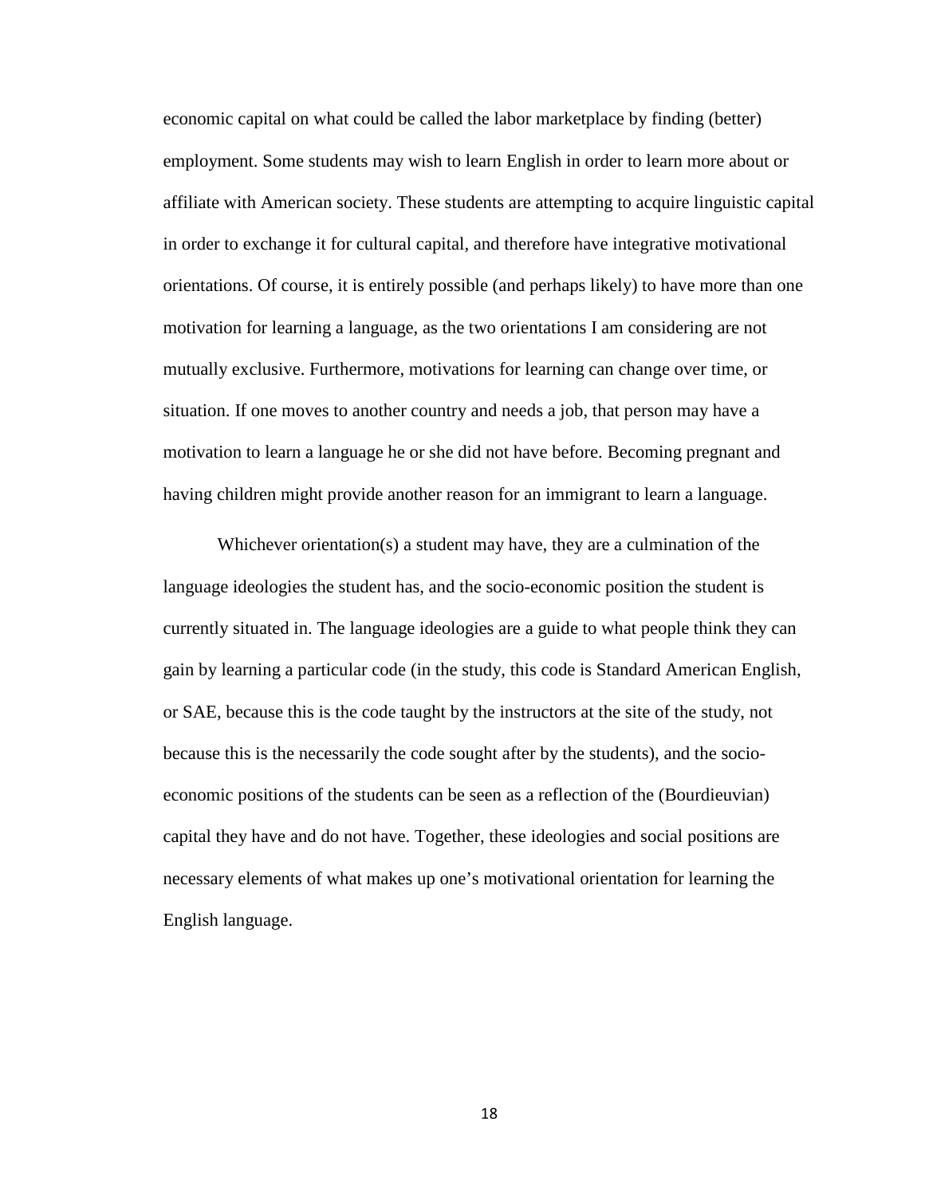economic capital on what could be called the labor marketplace by finding (better) employment. Some students may wish to learn English in order to learn more about or affiliate with American society. These students are attempting to acquire linguistic capital in order to exchange it for cultural capital, and therefore have integrative motivational orientations. Of course, it is entirely possible (and perhaps likely) to have more than one motivation for learning a language, as the two orientations I am considering are not mutually exclusive. Furthermore, motivations for learning can change over time, or situation. If one moves to another country and needs a job, that person may have a motivation to learn a language he or she did not have before. Becoming pregnant and having children might provide another reason for an immigrant to learn a language.

Whichever orientation(s) a student may have, they are a culmination of the language ideologies the student has, and the socio-economic position the student is currently situated in. The language ideologies are a guide to what people think they can gain by learning a particular code (in the study, this code is Standard American English, or SAE, because this is the code taught by the instructors at the site of the study, not because this is the necessarily the code sought after by the students), and the socio-economic positions of the students can be seen as a reflection of the (Bourdieuvian) capital they have and do not have. Together, these ideologies and social positions are necessary elements of what makes up one's motivational orientation for learning the English language.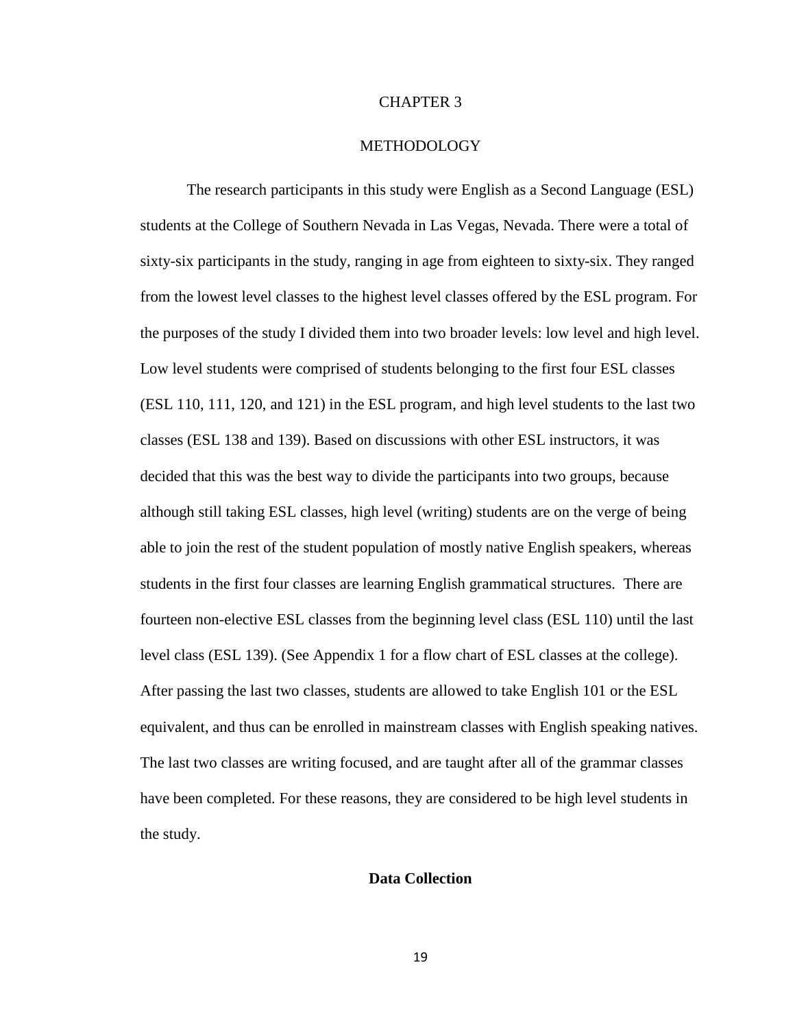# CHAPTER 3

# METHODOLOGY

The research participants in this study were English as a Second Language (ESL) students at the College of Southern Nevada in Las Vegas, Nevada. There were a total of sixty-six participants in the study, ranging in age from eighteen to sixty-six. They ranged from the lowest level classes to the highest level classes offered by the ESL program. For the purposes of the study I divided them into two broader levels: low level and high level. Low level students were comprised of students belonging to the first four ESL classes (ESL 110, 111, 120, and 121) in the ESL program, and high level students to the last two classes (ESL 138 and 139). Based on discussions with other ESL instructors, it was decided that this was the best way to divide the participants into two groups, because although still taking ESL classes, high level (writing) students are on the verge of being able to join the rest of the student population of mostly native English speakers, whereas students in the first four classes are learning English grammatical structures. There are fourteen non-elective ESL classes from the beginning level class (ESL 110) until the last level class (ESL 139). (See Appendix 1 for a flow chart of ESL classes at the college). After passing the last two classes, students are allowed to take English 101 or the ESL equivalent, and thus can be enrolled in mainstream classes with English speaking natives. The last two classes are writing focused, and are taught after all of the grammar classes have been completed. For these reasons, they are considered to be high level students in the study.

## Data Collection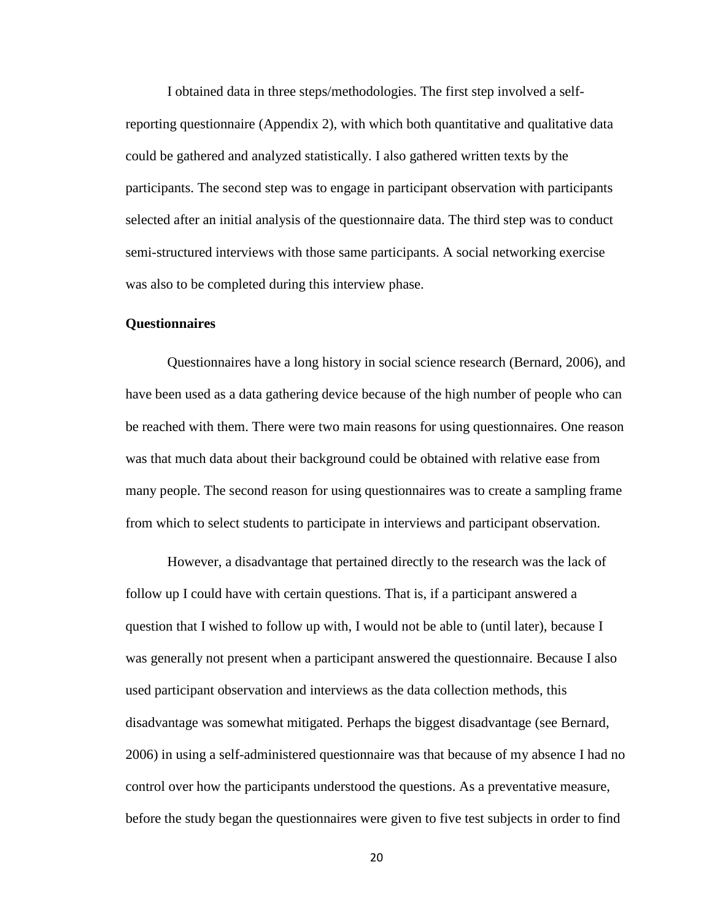I obtained data in three steps/methodologies. The first step involved a self-reporting questionnaire (Appendix 2), with which both quantitative and qualitative data could be gathered and analyzed statistically. I also gathered written texts by the participants. The second step was to engage in participant observation with participants selected after an initial analysis of the questionnaire data. The third step was to conduct semi-structured interviews with those same participants. A social networking exercise was also to be completed during this interview phase.

**Questionnaires**

Questionnaires have a long history in social science research (Bernard, 2006), and have been used as a data gathering device because of the high number of people who can be reached with them. There were two main reasons for using questionnaires. One reason was that much data about their background could be obtained with relative ease from many people. The second reason for using questionnaires was to create a sampling frame from which to select students to participate in interviews and participant observation.

However, a disadvantage that pertained directly to the research was the lack of follow up I could have with certain questions. That is, if a participant answered a question that I wished to follow up with, I would not be able to (until later), because I was generally not present when a participant answered the questionnaire. Because I also used participant observation and interviews as the data collection methods, this disadvantage was somewhat mitigated. Perhaps the biggest disadvantage (see Bernard, 2006) in using a self-administered questionnaire was that because of my absence I had no control over how the participants understood the questions. As a preventative measure, before the study began the questionnaires were given to five test subjects in order to find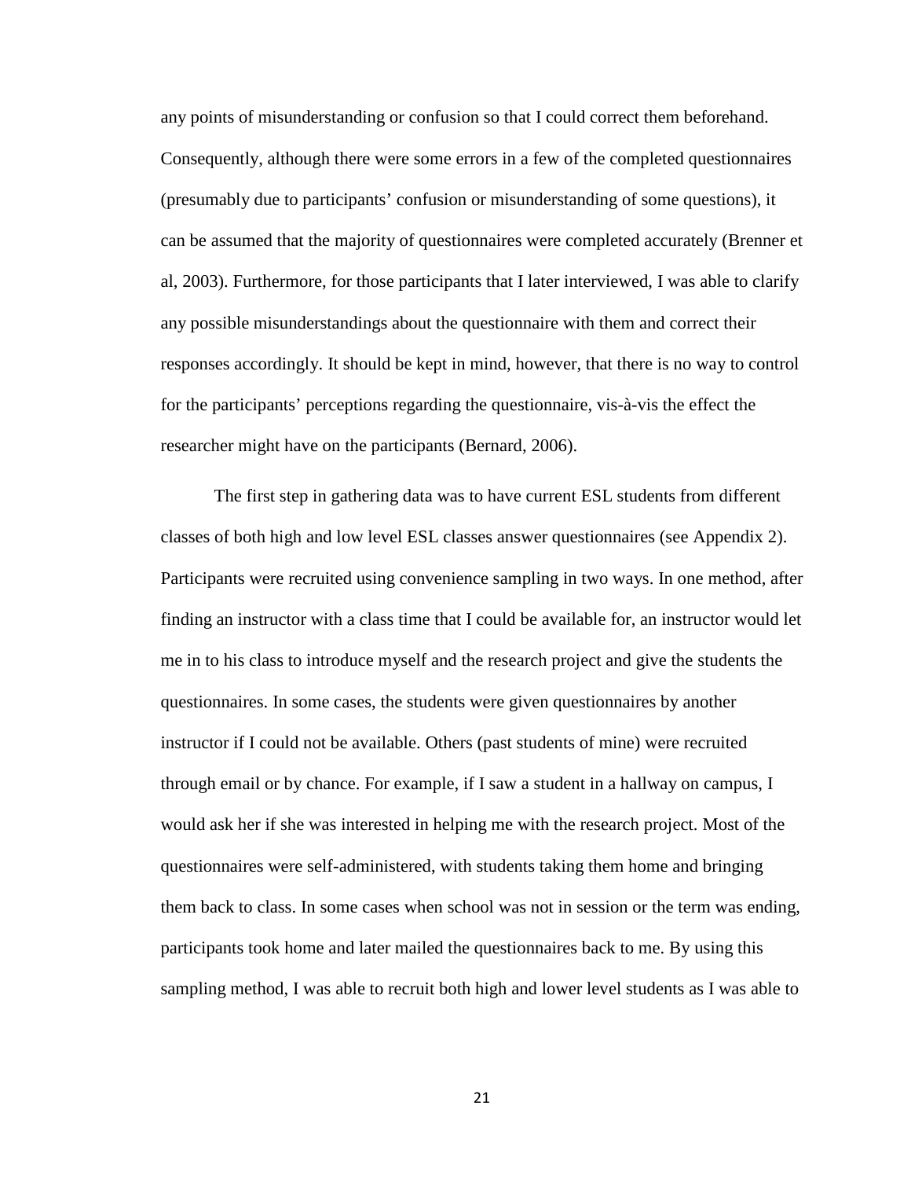any points of misunderstanding or confusion so that I could correct them beforehand. Consequently, although there were some errors in a few of the completed questionnaires (presumably due to participants' confusion or misunderstanding of some questions), it can be assumed that the majority of questionnaires were completed accurately (Brenner et al, 2003). Furthermore, for those participants that I later interviewed, I was able to clarify any possible misunderstandings about the questionnaire with them and correct their responses accordingly. It should be kept in mind, however, that there is no way to control for the participants' perceptions regarding the questionnaire, vis-à-vis the effect the researcher might have on the participants (Bernard, 2006).

The first step in gathering data was to have current ESL students from different classes of both high and low level ESL classes answer questionnaires (see Appendix 2). Participants were recruited using convenience sampling in two ways. In one method, after finding an instructor with a class time that I could be available for, an instructor would let me in to his class to introduce myself and the research project and give the students the questionnaires. In some cases, the students were given questionnaires by another instructor if I could not be available. Others (past students of mine) were recruited through email or by chance. For example, if I saw a student in a hallway on campus, I would ask her if she was interested in helping me with the research project. Most of the questionnaires were self-administered, with students taking them home and bringing them back to class. In some cases when school was not in session or the term was ending, participants took home and later mailed the questionnaires back to me. By using this sampling method, I was able to recruit both high and lower level students as I was able to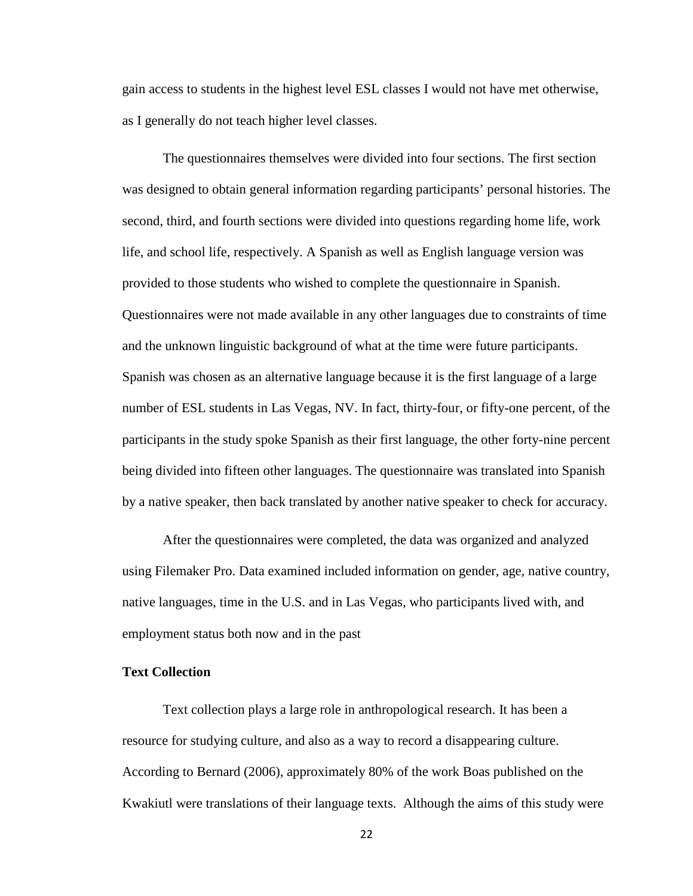gain access to students in the highest level ESL classes I would not have met otherwise, as I generally do not teach higher level classes.

The questionnaires themselves were divided into four sections. The first section was designed to obtain general information regarding participants' personal histories. The second, third, and fourth sections were divided into questions regarding home life, work life, and school life, respectively. A Spanish as well as English language version was provided to those students who wished to complete the questionnaire in Spanish. Questionnaires were not made available in any other languages due to constraints of time and the unknown linguistic background of what at the time were future participants. Spanish was chosen as an alternative language because it is the first language of a large number of ESL students in Las Vegas, NV. In fact, thirty-four, or fifty-one percent, of the participants in the study spoke Spanish as their first language, the other forty-nine percent being divided into fifteen other languages. The questionnaire was translated into Spanish by a native speaker, then back translated by another native speaker to check for accuracy.

After the questionnaires were completed, the data was organized and analyzed using Filemaker Pro. Data examined included information on gender, age, native country, native languages, time in the U.S. and in Las Vegas, who participants lived with, and employment status both now and in the past

### Text Collection

Text collection plays a large role in anthropological research. It has been a resource for studying culture, and also as a way to record a disappearing culture. According to Bernard (2006), approximately 80% of the work Boas published on the Kwakiutl were translations of their language texts. Although the aims of this study were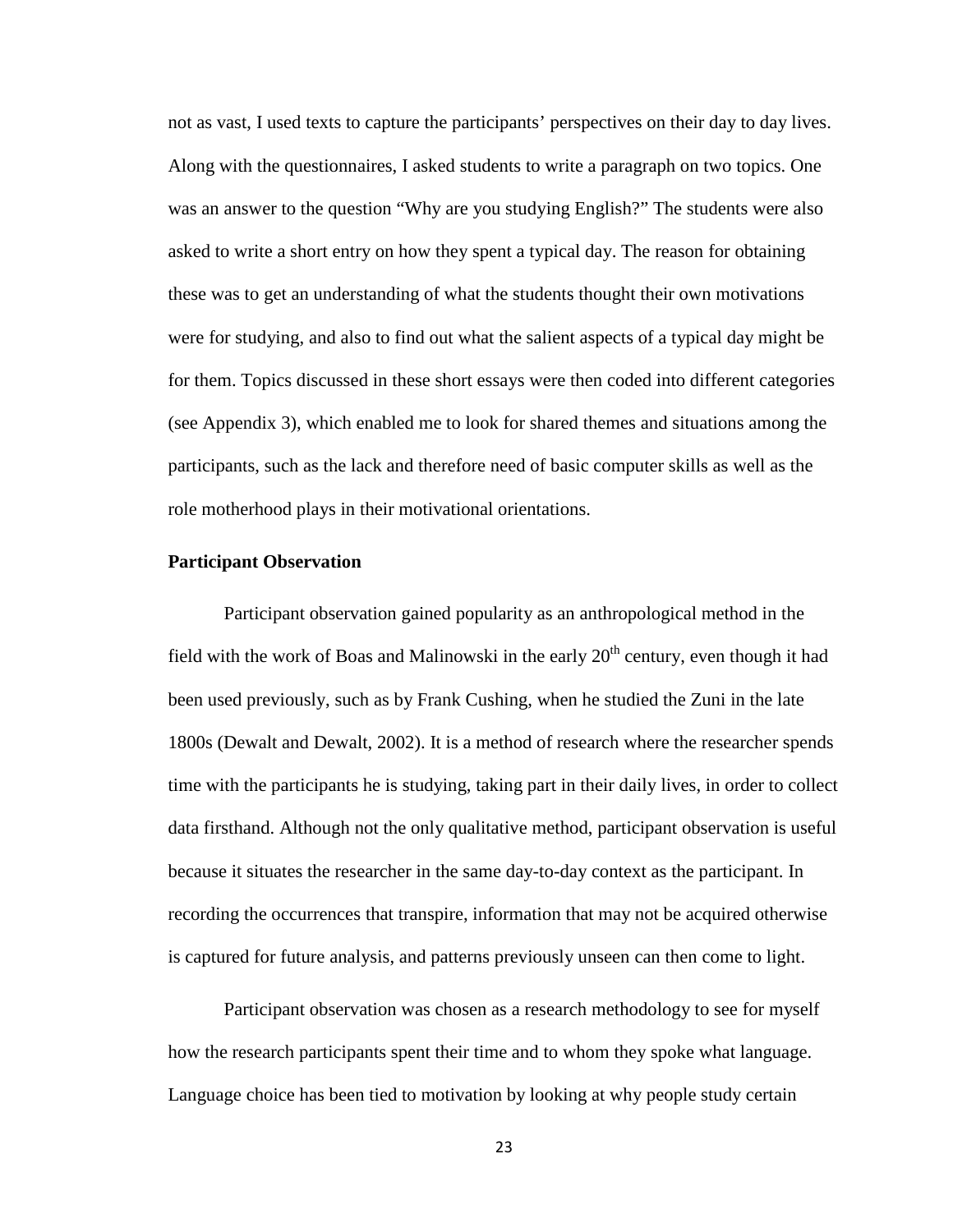not as vast, I used texts to capture the participants' perspectives on their day to day lives. Along with the questionnaires, I asked students to write a paragraph on two topics. One was an answer to the question "Why are you studying English?" The students were also asked to write a short entry on how they spent a typical day. The reason for obtaining these was to get an understanding of what the students thought their own motivations were for studying, and also to find out what the salient aspects of a typical day might be for them. Topics discussed in these short essays were then coded into different categories (see Appendix 3), which enabled me to look for shared themes and situations among the participants, such as the lack and therefore need of basic computer skills as well as the role motherhood plays in their motivational orientations.

### Participant Observation

Participant observation gained popularity as an anthropological method in the field with the work of Boas and Malinowski in the early 20th century, even though it had been used previously, such as by Frank Cushing, when he studied the Zuni in the late 1800s (Dewalt and Dewalt, 2002). It is a method of research where the researcher spends time with the participants he is studying, taking part in their daily lives, in order to collect data firsthand. Although not the only qualitative method, participant observation is useful because it situates the researcher in the same day-to-day context as the participant. In recording the occurrences that transpire, information that may not be acquired otherwise is captured for future analysis, and patterns previously unseen can then come to light.

Participant observation was chosen as a research methodology to see for myself how the research participants spent their time and to whom they spoke what language. Language choice has been tied to motivation by looking at why people study certain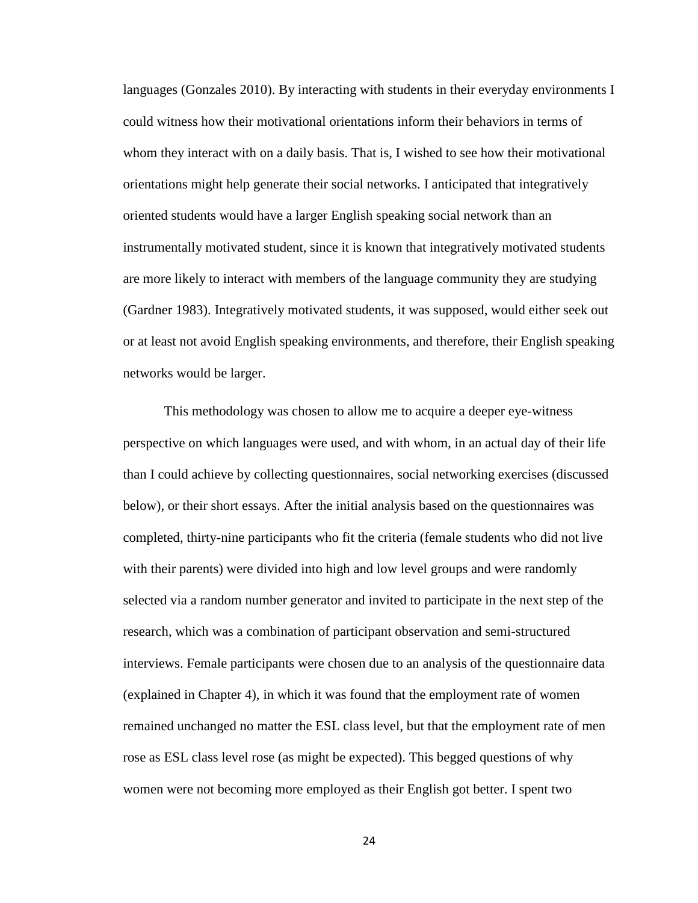languages (Gonzales 2010). By interacting with students in their everyday environments I could witness how their motivational orientations inform their behaviors in terms of whom they interact with on a daily basis. That is, I wished to see how their motivational orientations might help generate their social networks. I anticipated that integratively oriented students would have a larger English speaking social network than an instrumentally motivated student, since it is known that integratively motivated students are more likely to interact with members of the language community they are studying (Gardner 1983). Integratively motivated students, it was supposed, would either seek out or at least not avoid English speaking environments, and therefore, their English speaking networks would be larger.

This methodology was chosen to allow me to acquire a deeper eye-witness perspective on which languages were used, and with whom, in an actual day of their life than I could achieve by collecting questionnaires, social networking exercises (discussed below), or their short essays. After the initial analysis based on the questionnaires was completed, thirty-nine participants who fit the criteria (female students who did not live with their parents) were divided into high and low level groups and were randomly selected via a random number generator and invited to participate in the next step of the research, which was a combination of participant observation and semi-structured interviews. Female participants were chosen due to an analysis of the questionnaire data (explained in Chapter 4), in which it was found that the employment rate of women remained unchanged no matter the ESL class level, but that the employment rate of men rose as ESL class level rose (as might be expected). This begged questions of why women were not becoming more employed as their English got better. I spent two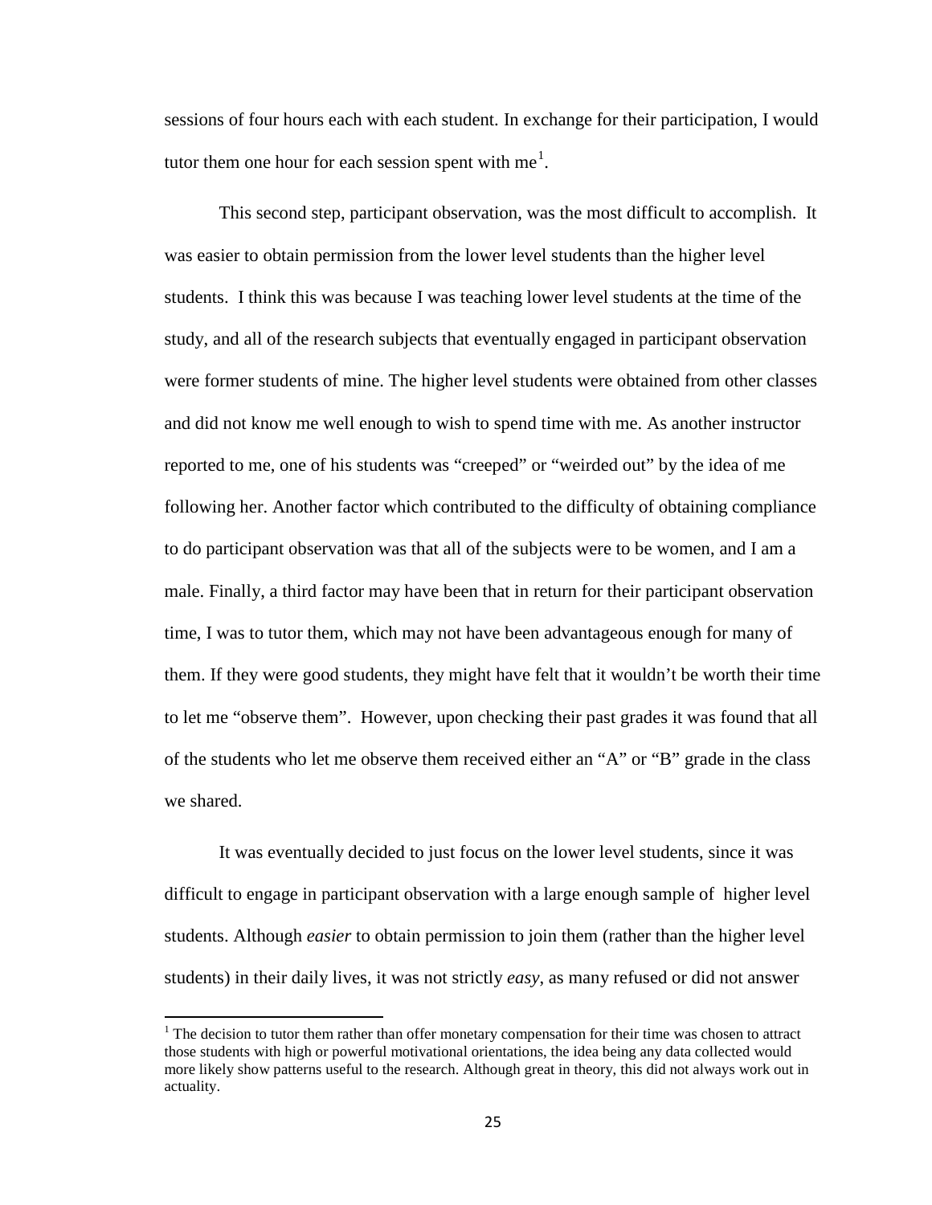sessions of four hours each with each student. In exchange for their participation, I would tutor them one hour for each session spent with me[1].

This second step, participant observation, was the most difficult to accomplish. It was easier to obtain permission from the lower level students than the higher level students. I think this was because I was teaching lower level students at the time of the study, and all of the research subjects that eventually engaged in participant observation were former students of mine. The higher level students were obtained from other classes and did not know me well enough to wish to spend time with me. As another instructor reported to me, one of his students was "creeped" or "weirded out" by the idea of me following her. Another factor which contributed to the difficulty of obtaining compliance to do participant observation was that all of the subjects were to be women, and I am a male. Finally, a third factor may have been that in return for their participant observation time, I was to tutor them, which may not have been advantageous enough for many of them. If they were good students, they might have felt that it wouldn't be worth their time to let me "observe them". However, upon checking their past grades it was found that all of the students who let me observe them received either an "A" or "B" grade in the class we shared.

It was eventually decided to just focus on the lower level students, since it was difficult to engage in participant observation with a large enough sample of higher level students. Although *easier* to obtain permission to join them (rather than the higher level students) in their daily lives, it was not strictly *easy*, as many refused or did not answer

[1] The decision to tutor them rather than offer monetary compensation for their time was chosen to attract those students with high or powerful motivational orientations, the idea being any data collected would more likely show patterns useful to the research. Although great in theory, this did not always work out in actuality.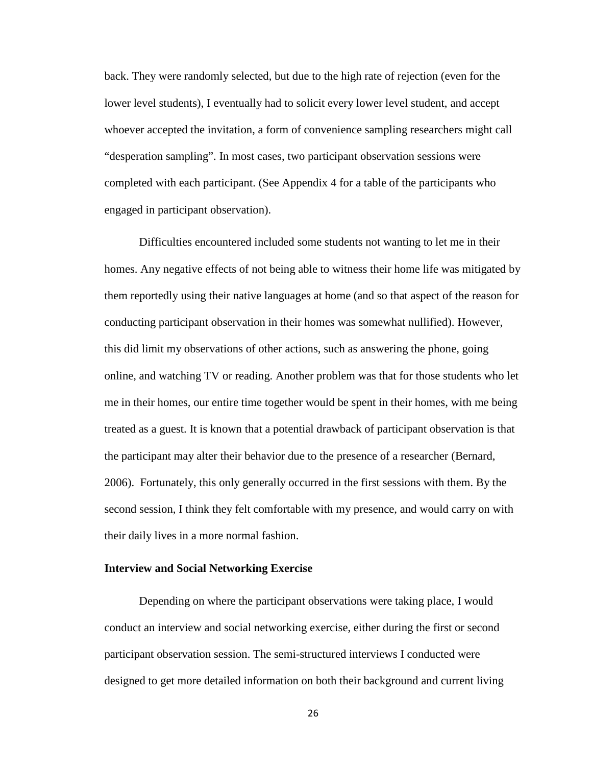back. They were randomly selected, but due to the high rate of rejection (even for the lower level students), I eventually had to solicit every lower level student, and accept whoever accepted the invitation, a form of convenience sampling researchers might call "desperation sampling". In most cases, two participant observation sessions were completed with each participant. (See Appendix 4 for a table of the participants who engaged in participant observation).

Difficulties encountered included some students not wanting to let me in their homes. Any negative effects of not being able to witness their home life was mitigated by them reportedly using their native languages at home (and so that aspect of the reason for conducting participant observation in their homes was somewhat nullified). However, this did limit my observations of other actions, such as answering the phone, going online, and watching TV or reading. Another problem was that for those students who let me in their homes, our entire time together would be spent in their homes, with me being treated as a guest. It is known that a potential drawback of participant observation is that the participant may alter their behavior due to the presence of a researcher (Bernard, 2006). Fortunately, this only generally occurred in the first sessions with them. By the second session, I think they felt comfortable with my presence, and would carry on with their daily lives in a more normal fashion.

**Interview and Social Networking Exercise**

Depending on where the participant observations were taking place, I would conduct an interview and social networking exercise, either during the first or second participant observation session. The semi-structured interviews I conducted were designed to get more detailed information on both their background and current living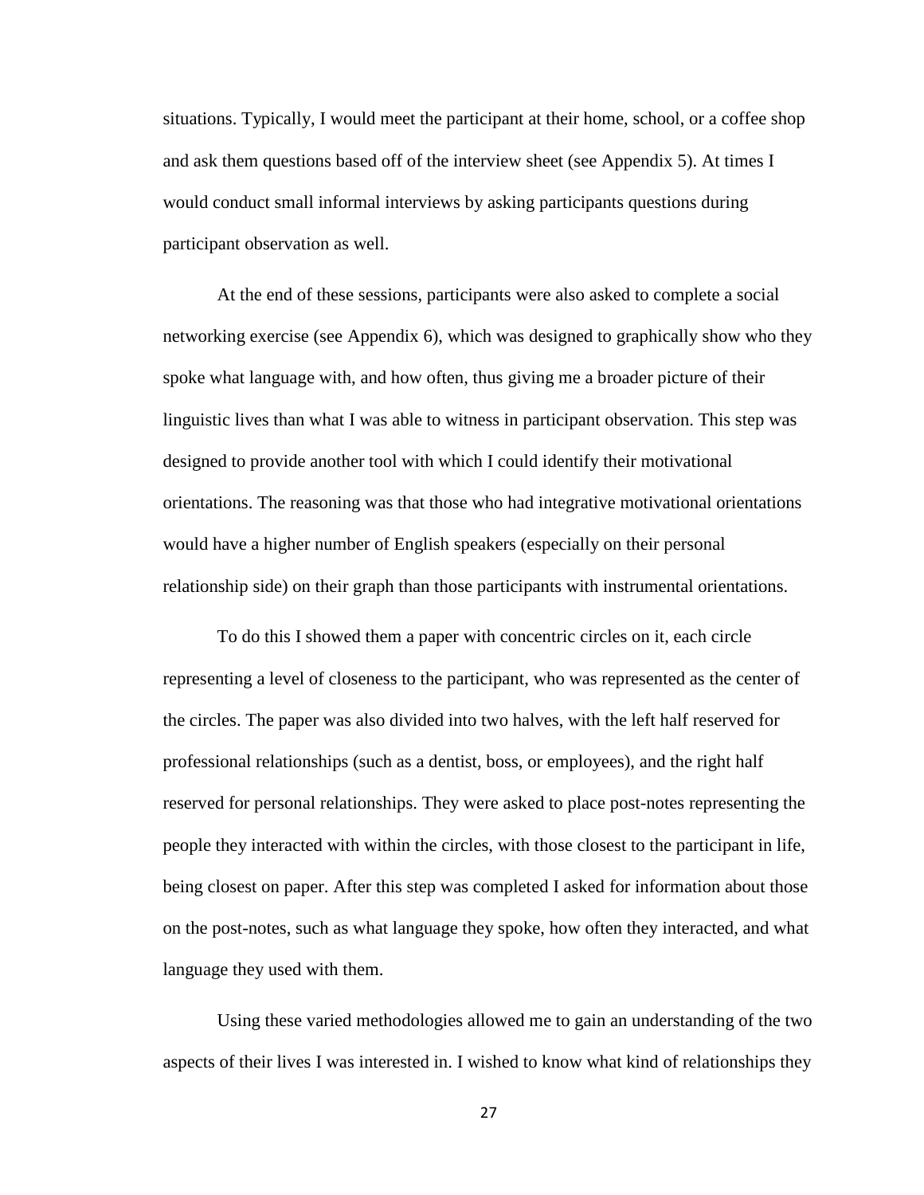situations. Typically, I would meet the participant at their home, school, or a coffee shop and ask them questions based off of the interview sheet (see Appendix 5). At times I would conduct small informal interviews by asking participants questions during participant observation as well.

At the end of these sessions, participants were also asked to complete a social networking exercise (see Appendix 6), which was designed to graphically show who they spoke what language with, and how often, thus giving me a broader picture of their linguistic lives than what I was able to witness in participant observation. This step was designed to provide another tool with which I could identify their motivational orientations. The reasoning was that those who had integrative motivational orientations would have a higher number of English speakers (especially on their personal relationship side) on their graph than those participants with instrumental orientations.

To do this I showed them a paper with concentric circles on it, each circle representing a level of closeness to the participant, who was represented as the center of the circles. The paper was also divided into two halves, with the left half reserved for professional relationships (such as a dentist, boss, or employees), and the right half reserved for personal relationships. They were asked to place post-notes representing the people they interacted with within the circles, with those closest to the participant in life, being closest on paper. After this step was completed I asked for information about those on the post-notes, such as what language they spoke, how often they interacted, and what language they used with them.

Using these varied methodologies allowed me to gain an understanding of the two aspects of their lives I was interested in. I wished to know what kind of relationships they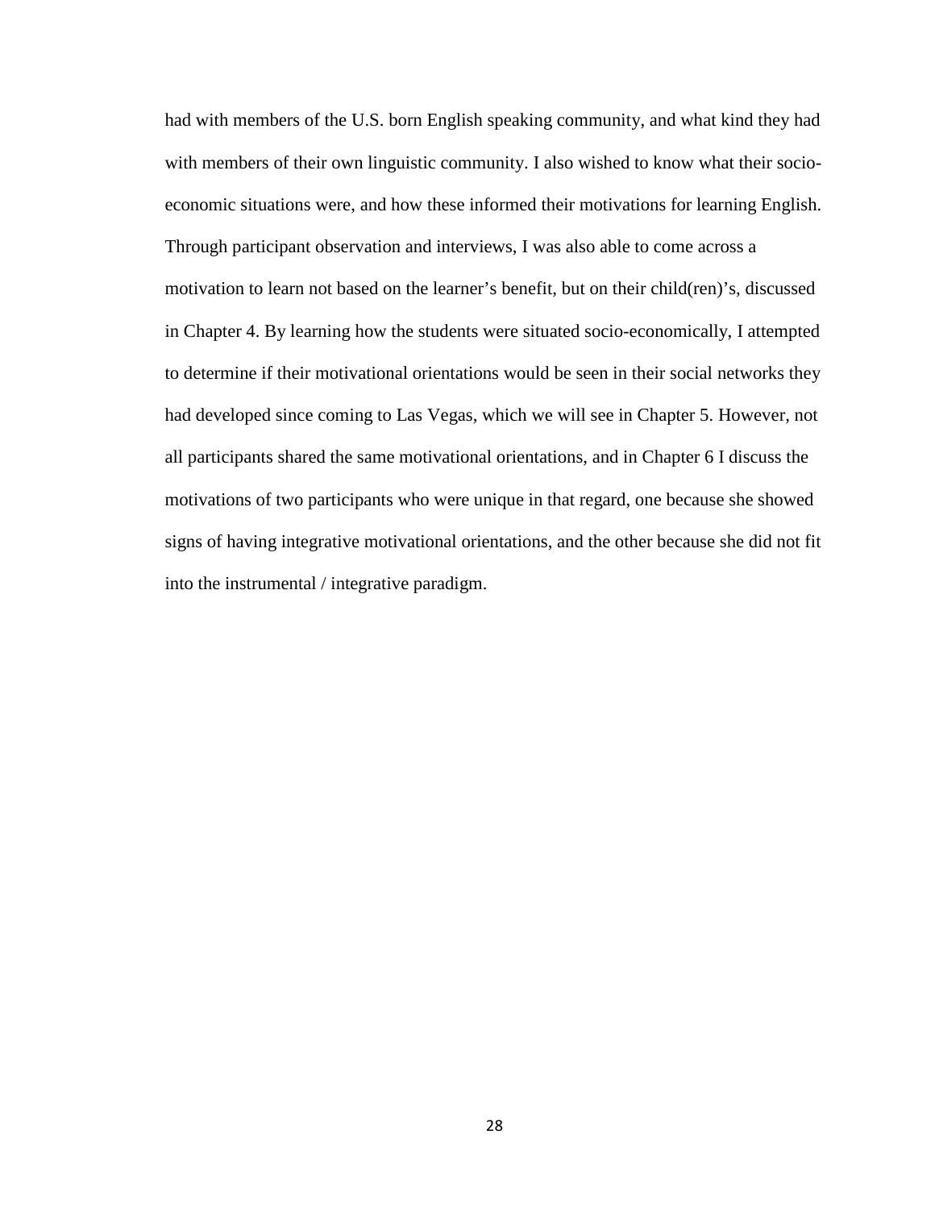had with members of the U.S. born English speaking community, and what kind they had with members of their own linguistic community. I also wished to know what their socio-economic situations were, and how these informed their motivations for learning English. Through participant observation and interviews, I was also able to come across a motivation to learn not based on the learner's benefit, but on their child(ren)'s, discussed in Chapter 4. By learning how the students were situated socio-economically, I attempted to determine if their motivational orientations would be seen in their social networks they had developed since coming to Las Vegas, which we will see in Chapter 5. However, not all participants shared the same motivational orientations, and in Chapter 6 I discuss the motivations of two participants who were unique in that regard, one because she showed signs of having integrative motivational orientations, and the other because she did not fit into the instrumental / integrative paradigm.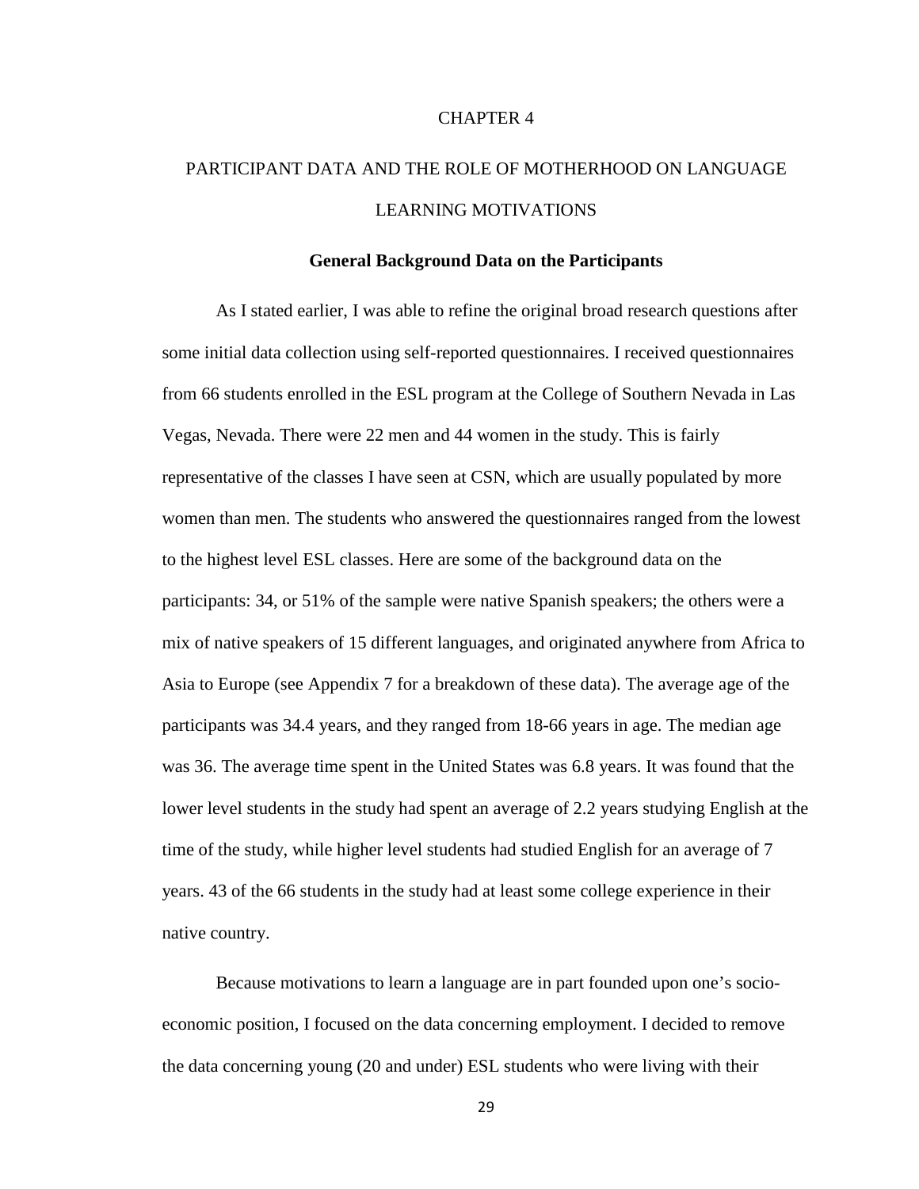# CHAPTER 4

# PARTICIPANT DATA AND THE ROLE OF MOTHERHOOD ON LANGUAGE LEARNING MOTIVATIONS

## General Background Data on the Participants

As I stated earlier, I was able to refine the original broad research questions after some initial data collection using self-reported questionnaires. I received questionnaires from 66 students enrolled in the ESL program at the College of Southern Nevada in Las Vegas, Nevada. There were 22 men and 44 women in the study. This is fairly representative of the classes I have seen at CSN, which are usually populated by more women than men. The students who answered the questionnaires ranged from the lowest to the highest level ESL classes. Here are some of the background data on the participants: 34, or 51% of the sample were native Spanish speakers; the others were a mix of native speakers of 15 different languages, and originated anywhere from Africa to Asia to Europe (see Appendix 7 for a breakdown of these data). The average age of the participants was 34.4 years, and they ranged from 18-66 years in age. The median age was 36. The average time spent in the United States was 6.8 years. It was found that the lower level students in the study had spent an average of 2.2 years studying English at the time of the study, while higher level students had studied English for an average of 7 years. 43 of the 66 students in the study had at least some college experience in their native country.

Because motivations to learn a language are in part founded upon one's socio-economic position, I focused on the data concerning employment. I decided to remove the data concerning young (20 and under) ESL students who were living with their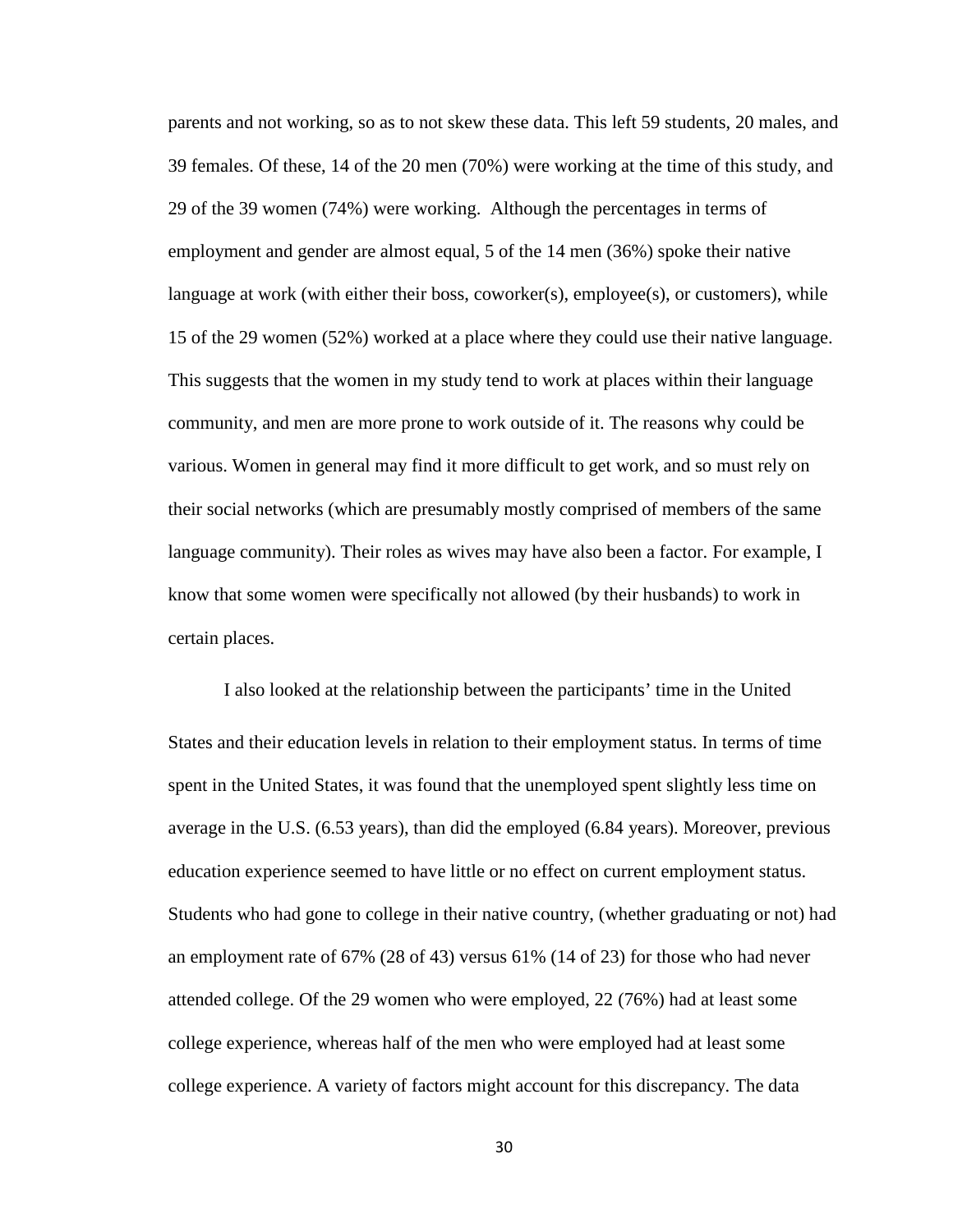parents and not working, so as to not skew these data. This left 59 students, 20 males, and 39 females. Of these, 14 of the 20 men (70%) were working at the time of this study, and 29 of the 39 women (74%) were working. Although the percentages in terms of employment and gender are almost equal, 5 of the 14 men (36%) spoke their native language at work (with either their boss, coworker(s), employee(s), or customers), while 15 of the 29 women (52%) worked at a place where they could use their native language. This suggests that the women in my study tend to work at places within their language community, and men are more prone to work outside of it. The reasons why could be various. Women in general may find it more difficult to get work, and so must rely on their social networks (which are presumably mostly comprised of members of the same language community). Their roles as wives may have also been a factor. For example, I know that some women were specifically not allowed (by their husbands) to work in certain places.

I also looked at the relationship between the participants' time in the United States and their education levels in relation to their employment status. In terms of time spent in the United States, it was found that the unemployed spent slightly less time on average in the U.S. (6.53 years), than did the employed (6.84 years). Moreover, previous education experience seemed to have little or no effect on current employment status. Students who had gone to college in their native country, (whether graduating or not) had an employment rate of 67% (28 of 43) versus 61% (14 of 23) for those who had never attended college. Of the 29 women who were employed, 22 (76%) had at least some college experience, whereas half of the men who were employed had at least some college experience. A variety of factors might account for this discrepancy. The data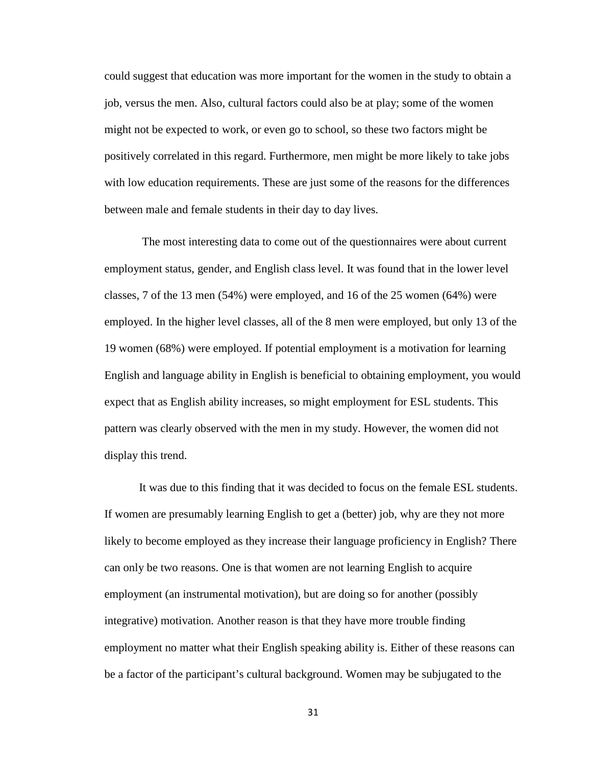could suggest that education was more important for the women in the study to obtain a job, versus the men. Also, cultural factors could also be at play; some of the women might not be expected to work, or even go to school, so these two factors might be positively correlated in this regard. Furthermore, men might be more likely to take jobs with low education requirements. These are just some of the reasons for the differences between male and female students in their day to day lives.

The most interesting data to come out of the questionnaires were about current employment status, gender, and English class level. It was found that in the lower level classes, 7 of the 13 men (54%) were employed, and 16 of the 25 women (64%) were employed. In the higher level classes, all of the 8 men were employed, but only 13 of the 19 women (68%) were employed. If potential employment is a motivation for learning English and language ability in English is beneficial to obtaining employment, you would expect that as English ability increases, so might employment for ESL students. This pattern was clearly observed with the men in my study. However, the women did not display this trend.

It was due to this finding that it was decided to focus on the female ESL students. If women are presumably learning English to get a (better) job, why are they not more likely to become employed as they increase their language proficiency in English? There can only be two reasons. One is that women are not learning English to acquire employment (an instrumental motivation), but are doing so for another (possibly integrative) motivation. Another reason is that they have more trouble finding employment no matter what their English speaking ability is. Either of these reasons can be a factor of the participant's cultural background. Women may be subjugated to the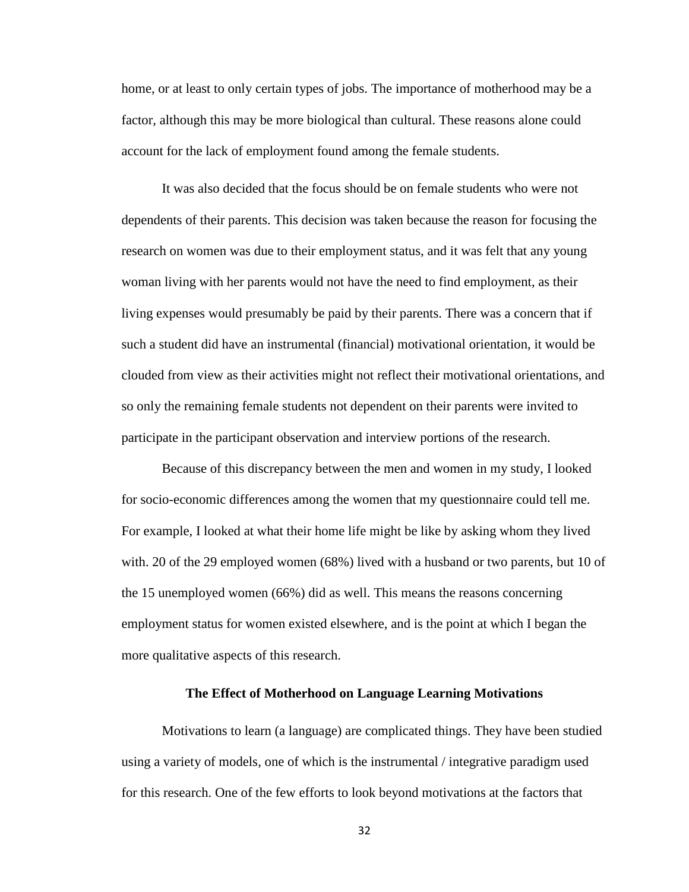home, or at least to only certain types of jobs. The importance of motherhood may be a factor, although this may be more biological than cultural. These reasons alone could account for the lack of employment found among the female students.

It was also decided that the focus should be on female students who were not dependents of their parents. This decision was taken because the reason for focusing the research on women was due to their employment status, and it was felt that any young woman living with her parents would not have the need to find employment, as their living expenses would presumably be paid by their parents. There was a concern that if such a student did have an instrumental (financial) motivational orientation, it would be clouded from view as their activities might not reflect their motivational orientations, and so only the remaining female students not dependent on their parents were invited to participate in the participant observation and interview portions of the research.

Because of this discrepancy between the men and women in my study, I looked for socio-economic differences among the women that my questionnaire could tell me. For example, I looked at what their home life might be like by asking whom they lived with. 20 of the 29 employed women (68%) lived with a husband or two parents, but 10 of the 15 unemployed women (66%) did as well. This means the reasons concerning employment status for women existed elsewhere, and is the point at which I began the more qualitative aspects of this research.

### The Effect of Motherhood on Language Learning Motivations

Motivations to learn (a language) are complicated things. They have been studied using a variety of models, one of which is the instrumental / integrative paradigm used for this research. One of the few efforts to look beyond motivations at the factors that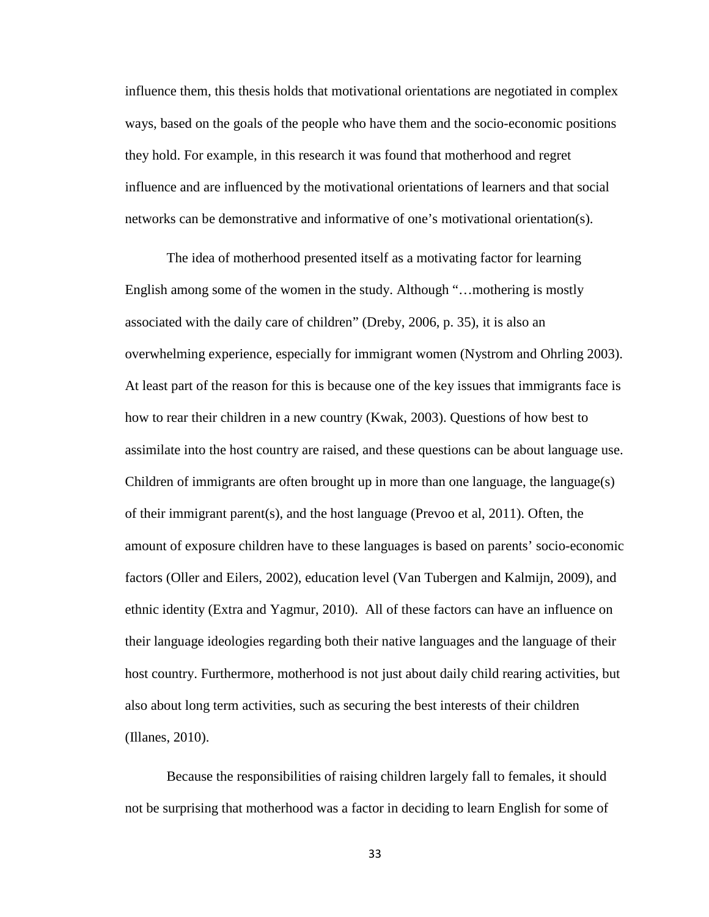influence them, this thesis holds that motivational orientations are negotiated in complex ways, based on the goals of the people who have them and the socio-economic positions they hold. For example, in this research it was found that motherhood and regret influence and are influenced by the motivational orientations of learners and that social networks can be demonstrative and informative of one's motivational orientation(s).

The idea of motherhood presented itself as a motivating factor for learning English among some of the women in the study. Although "…mothering is mostly associated with the daily care of children" (Dreby, 2006, p. 35), it is also an overwhelming experience, especially for immigrant women (Nystrom and Ohrling 2003). At least part of the reason for this is because one of the key issues that immigrants face is how to rear their children in a new country (Kwak, 2003). Questions of how best to assimilate into the host country are raised, and these questions can be about language use. Children of immigrants are often brought up in more than one language, the language(s) of their immigrant parent(s), and the host language (Prevoo et al, 2011). Often, the amount of exposure children have to these languages is based on parents' socio-economic factors (Oller and Eilers, 2002), education level (Van Tubergen and Kalmijn, 2009), and ethnic identity (Extra and Yagmur, 2010). All of these factors can have an influence on their language ideologies regarding both their native languages and the language of their host country. Furthermore, motherhood is not just about daily child rearing activities, but also about long term activities, such as securing the best interests of their children (Illanes, 2010).

Because the responsibilities of raising children largely fall to females, it should not be surprising that motherhood was a factor in deciding to learn English for some of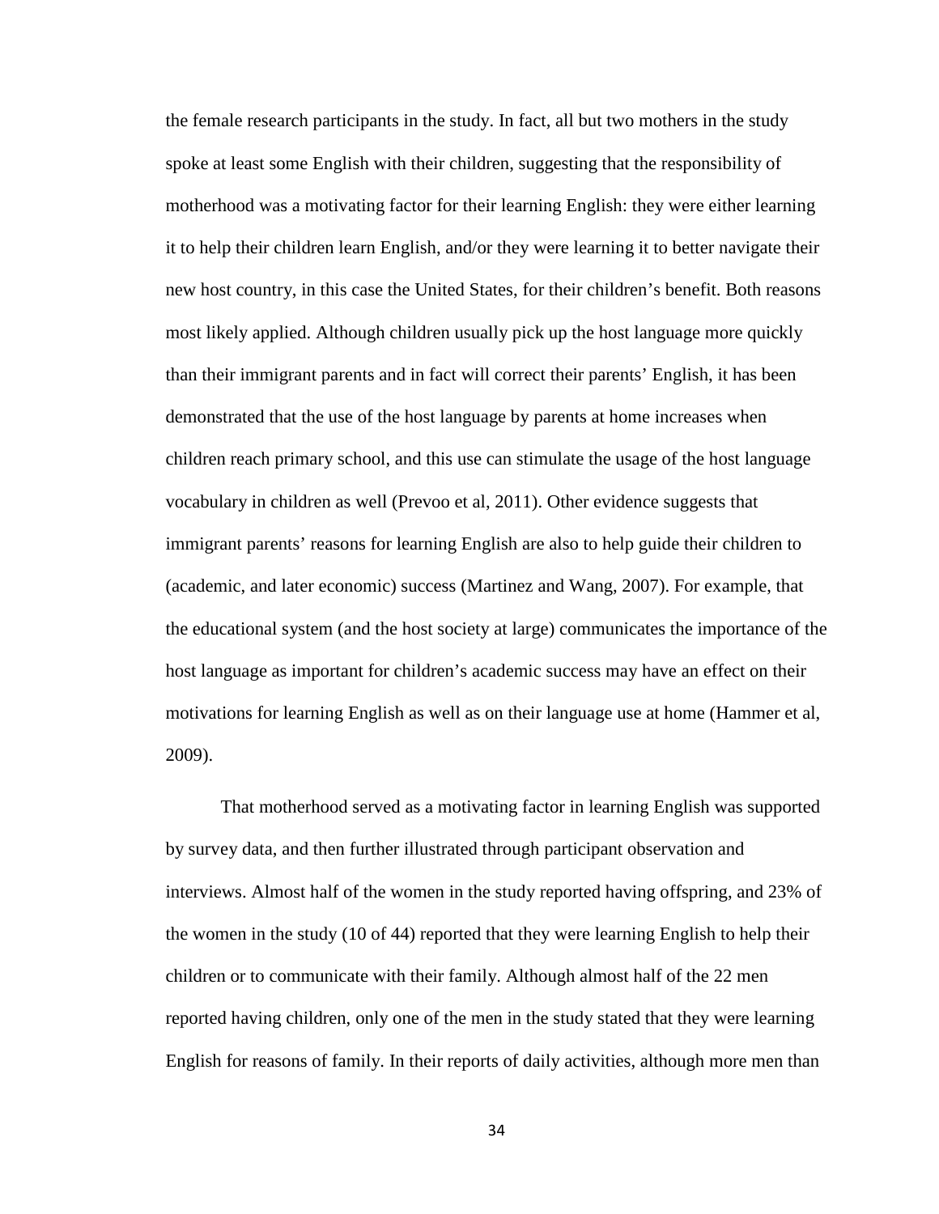the female research participants in the study. In fact, all but two mothers in the study spoke at least some English with their children, suggesting that the responsibility of motherhood was a motivating factor for their learning English: they were either learning it to help their children learn English, and/or they were learning it to better navigate their new host country, in this case the United States, for their children's benefit. Both reasons most likely applied. Although children usually pick up the host language more quickly than their immigrant parents and in fact will correct their parents' English, it has been demonstrated that the use of the host language by parents at home increases when children reach primary school, and this use can stimulate the usage of the host language vocabulary in children as well (Prevoo et al, 2011). Other evidence suggests that immigrant parents' reasons for learning English are also to help guide their children to (academic, and later economic) success (Martinez and Wang, 2007). For example, that the educational system (and the host society at large) communicates the importance of the host language as important for children's academic success may have an effect on their motivations for learning English as well as on their language use at home (Hammer et al, 2009).

That motherhood served as a motivating factor in learning English was supported by survey data, and then further illustrated through participant observation and interviews. Almost half of the women in the study reported having offspring, and 23% of the women in the study (10 of 44) reported that they were learning English to help their children or to communicate with their family. Although almost half of the 22 men reported having children, only one of the men in the study stated that they were learning English for reasons of family. In their reports of daily activities, although more men than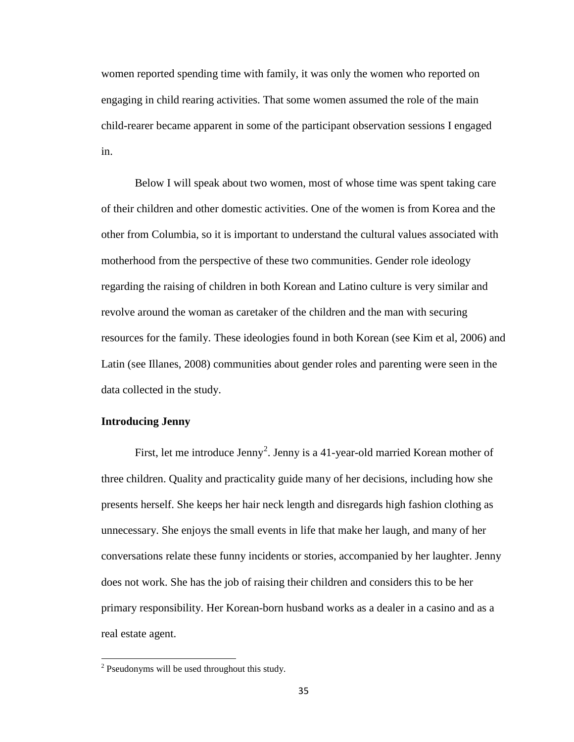women reported spending time with family, it was only the women who reported on engaging in child rearing activities. That some women assumed the role of the main child-rearer became apparent in some of the participant observation sessions I engaged in.

Below I will speak about two women, most of whose time was spent taking care of their children and other domestic activities. One of the women is from Korea and the other from Columbia, so it is important to understand the cultural values associated with motherhood from the perspective of these two communities. Gender role ideology regarding the raising of children in both Korean and Latino culture is very similar and revolve around the woman as caretaker of the children and the man with securing resources for the family. These ideologies found in both Korean (see Kim et al, 2006) and Latin (see Illanes, 2008) communities about gender roles and parenting were seen in the data collected in the study.

### Introducing Jenny

First, let me introduce Jenny[2]. Jenny is a 41-year-old married Korean mother of three children. Quality and practicality guide many of her decisions, including how she presents herself. She keeps her hair neck length and disregards high fashion clothing as unnecessary. She enjoys the small events in life that make her laugh, and many of her conversations relate these funny incidents or stories, accompanied by her laughter. Jenny does not work. She has the job of raising their children and considers this to be her primary responsibility. Her Korean-born husband works as a dealer in a casino and as a real estate agent.

---

[2] Pseudonyms will be used throughout this study.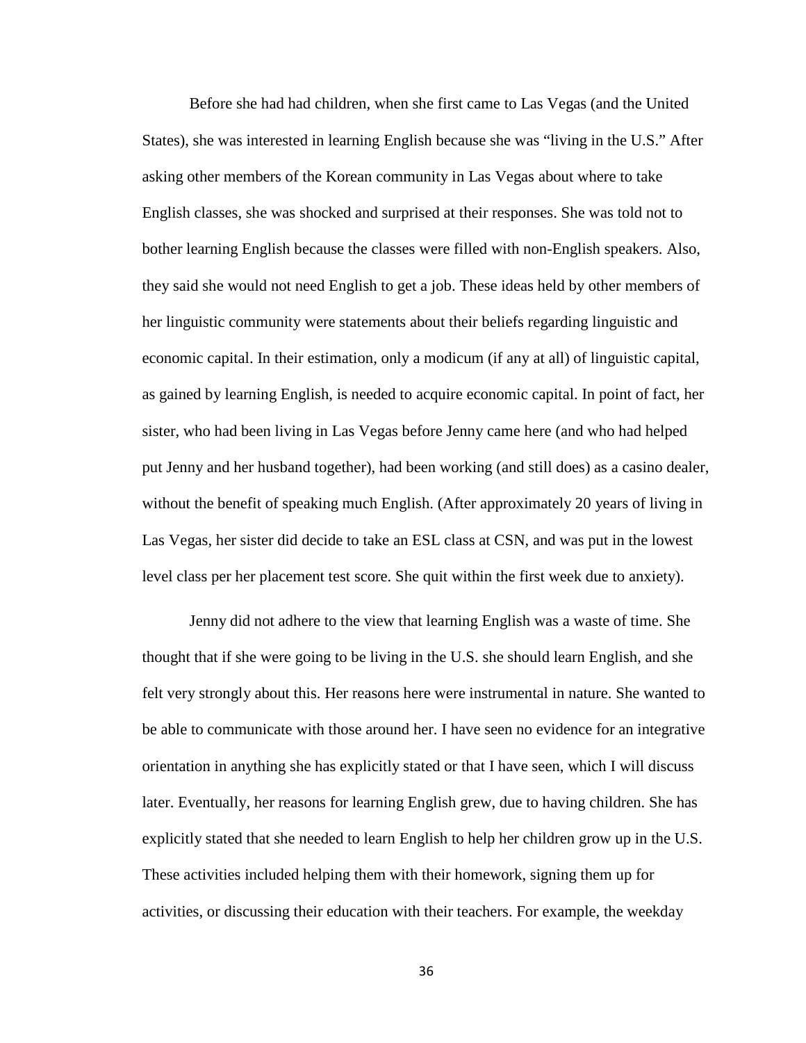Before she had had children, when she first came to Las Vegas (and the United States), she was interested in learning English because she was "living in the U.S." After asking other members of the Korean community in Las Vegas about where to take English classes, she was shocked and surprised at their responses. She was told not to bother learning English because the classes were filled with non-English speakers. Also, they said she would not need English to get a job. These ideas held by other members of her linguistic community were statements about their beliefs regarding linguistic and economic capital. In their estimation, only a modicum (if any at all) of linguistic capital, as gained by learning English, is needed to acquire economic capital. In point of fact, her sister, who had been living in Las Vegas before Jenny came here (and who had helped put Jenny and her husband together), had been working (and still does) as a casino dealer, without the benefit of speaking much English. (After approximately 20 years of living in Las Vegas, her sister did decide to take an ESL class at CSN, and was put in the lowest level class per her placement test score. She quit within the first week due to anxiety).

Jenny did not adhere to the view that learning English was a waste of time. She thought that if she were going to be living in the U.S. she should learn English, and she felt very strongly about this. Her reasons here were instrumental in nature. She wanted to be able to communicate with those around her. I have seen no evidence for an integrative orientation in anything she has explicitly stated or that I have seen, which I will discuss later. Eventually, her reasons for learning English grew, due to having children. She has explicitly stated that she needed to learn English to help her children grow up in the U.S. These activities included helping them with their homework, signing them up for activities, or discussing their education with their teachers. For example, the weekday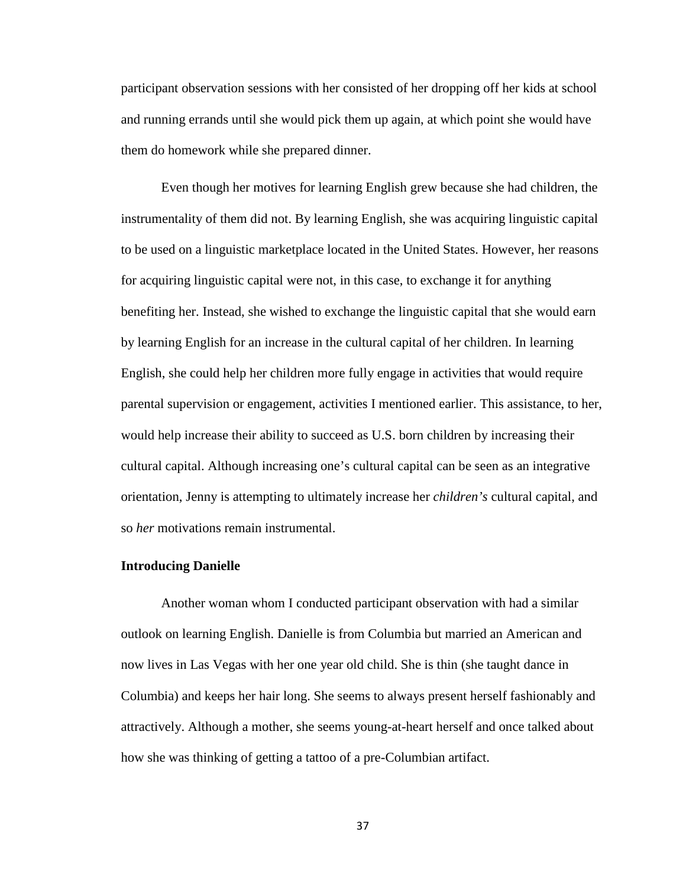participant observation sessions with her consisted of her dropping off her kids at school and running errands until she would pick them up again, at which point she would have them do homework while she prepared dinner.

Even though her motives for learning English grew because she had children, the instrumentality of them did not. By learning English, she was acquiring linguistic capital to be used on a linguistic marketplace located in the United States. However, her reasons for acquiring linguistic capital were not, in this case, to exchange it for anything benefiting her. Instead, she wished to exchange the linguistic capital that she would earn by learning English for an increase in the cultural capital of her children. In learning English, she could help her children more fully engage in activities that would require parental supervision or engagement, activities I mentioned earlier. This assistance, to her, would help increase their ability to succeed as U.S. born children by increasing their cultural capital. Although increasing one's cultural capital can be seen as an integrative orientation, Jenny is attempting to ultimately increase her *children's* cultural capital, and so *her* motivations remain instrumental.

**Introducing Danielle**

Another woman whom I conducted participant observation with had a similar outlook on learning English. Danielle is from Columbia but married an American and now lives in Las Vegas with her one year old child. She is thin (she taught dance in Columbia) and keeps her hair long. She seems to always present herself fashionably and attractively. Although a mother, she seems young-at-heart herself and once talked about how she was thinking of getting a tattoo of a pre-Columbian artifact.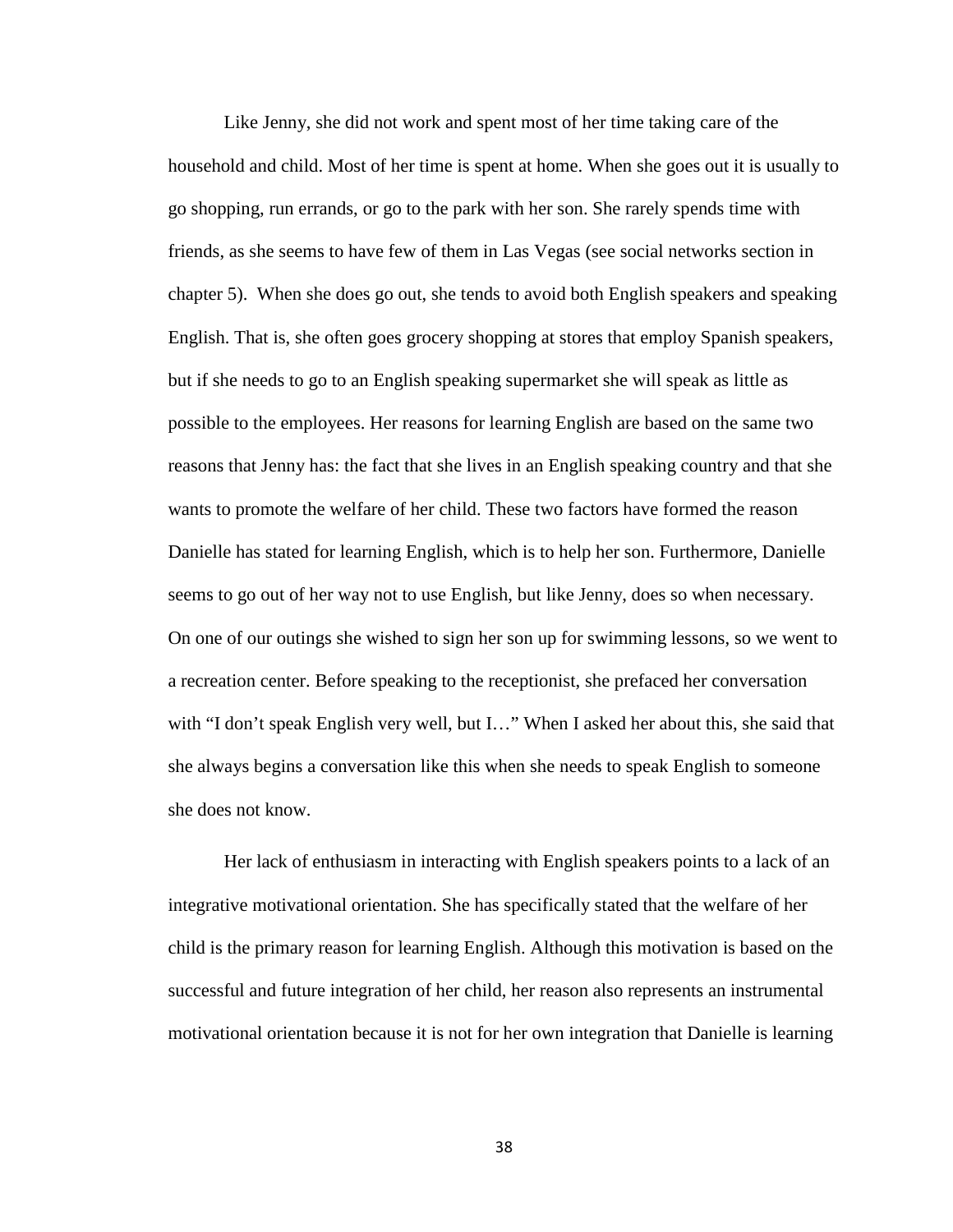Like Jenny, she did not work and spent most of her time taking care of the household and child. Most of her time is spent at home. When she goes out it is usually to go shopping, run errands, or go to the park with her son. She rarely spends time with friends, as she seems to have few of them in Las Vegas (see social networks section in chapter 5). When she does go out, she tends to avoid both English speakers and speaking English. That is, she often goes grocery shopping at stores that employ Spanish speakers, but if she needs to go to an English speaking supermarket she will speak as little as possible to the employees. Her reasons for learning English are based on the same two reasons that Jenny has: the fact that she lives in an English speaking country and that she wants to promote the welfare of her child. These two factors have formed the reason Danielle has stated for learning English, which is to help her son. Furthermore, Danielle seems to go out of her way not to use English, but like Jenny, does so when necessary. On one of our outings she wished to sign her son up for swimming lessons, so we went to a recreation center. Before speaking to the receptionist, she prefaced her conversation with "I don't speak English very well, but I…" When I asked her about this, she said that she always begins a conversation like this when she needs to speak English to someone she does not know.

Her lack of enthusiasm in interacting with English speakers points to a lack of an integrative motivational orientation. She has specifically stated that the welfare of her child is the primary reason for learning English. Although this motivation is based on the successful and future integration of her child, her reason also represents an instrumental motivational orientation because it is not for her own integration that Danielle is learning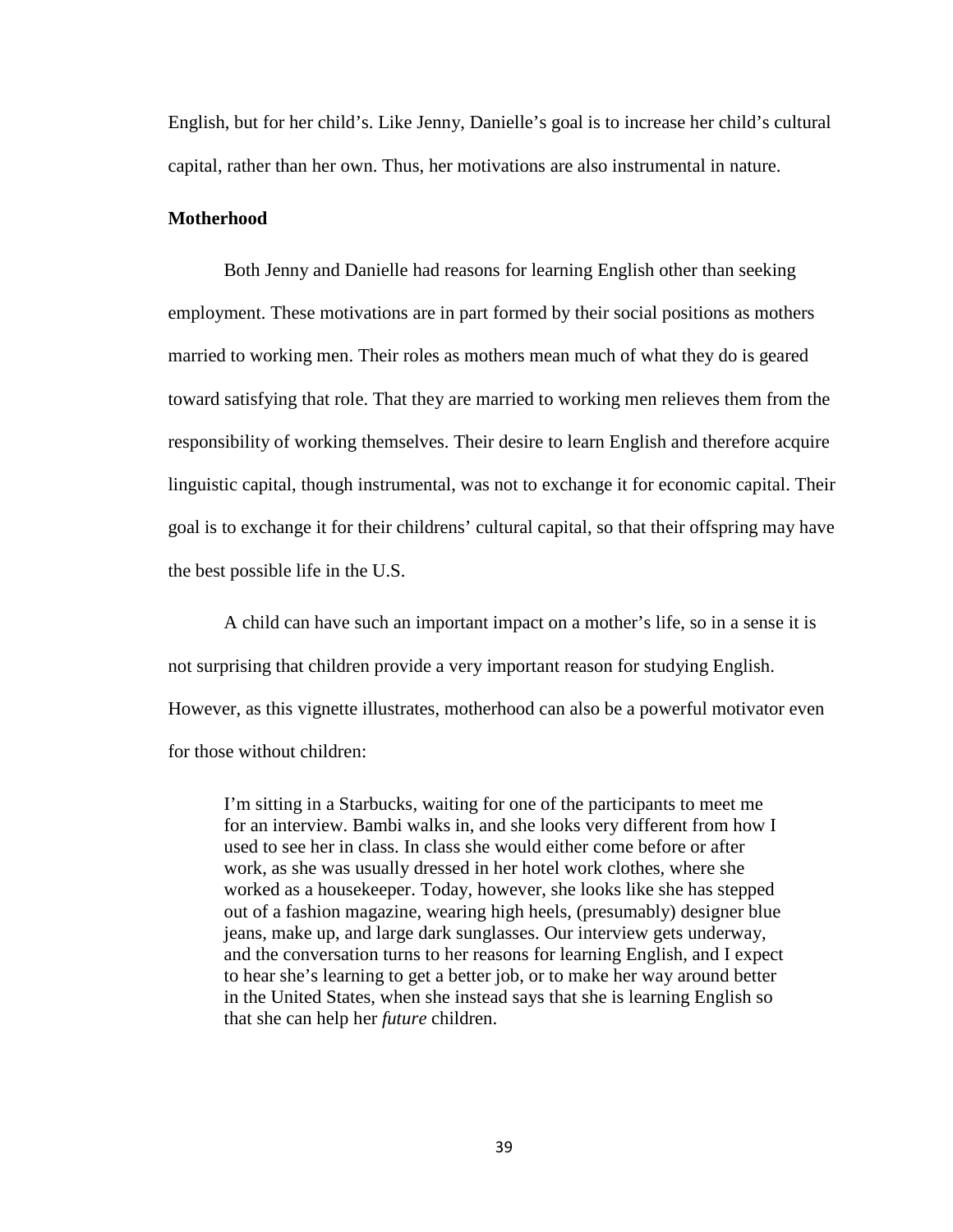English, but for her child's. Like Jenny, Danielle's goal is to increase her child's cultural capital, rather than her own. Thus, her motivations are also instrumental in nature.

**Motherhood**

Both Jenny and Danielle had reasons for learning English other than seeking employment. These motivations are in part formed by their social positions as mothers married to working men. Their roles as mothers mean much of what they do is geared toward satisfying that role. That they are married to working men relieves them from the responsibility of working themselves. Their desire to learn English and therefore acquire linguistic capital, though instrumental, was not to exchange it for economic capital. Their goal is to exchange it for their childrens' cultural capital, so that their offspring may have the best possible life in the U.S.

A child can have such an important impact on a mother's life, so in a sense it is not surprising that children provide a very important reason for studying English. However, as this vignette illustrates, motherhood can also be a powerful motivator even for those without children:

> I'm sitting in a Starbucks, waiting for one of the participants to meet me for an interview. Bambi walks in, and she looks very different from how I used to see her in class. In class she would either come before or after work, as she was usually dressed in her hotel work clothes, where she worked as a housekeeper. Today, however, she looks like she has stepped out of a fashion magazine, wearing high heels, (presumably) designer blue jeans, make up, and large dark sunglasses. Our interview gets underway, and the conversation turns to her reasons for learning English, and I expect to hear she's learning to get a better job, or to make her way around better in the United States, when she instead says that she is learning English so that she can help her *future* children.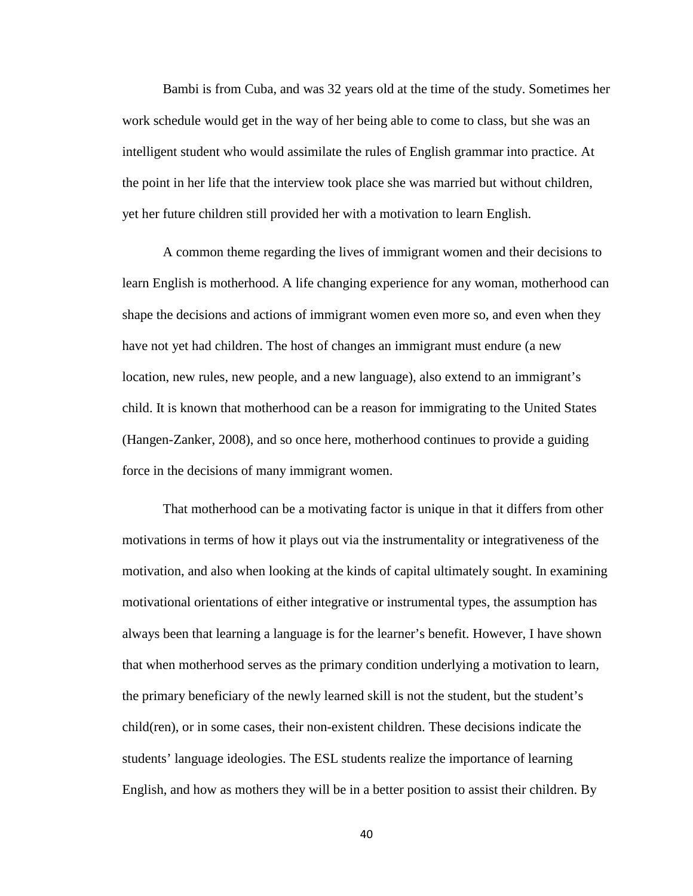Bambi is from Cuba, and was 32 years old at the time of the study. Sometimes her work schedule would get in the way of her being able to come to class, but she was an intelligent student who would assimilate the rules of English grammar into practice. At the point in her life that the interview took place she was married but without children, yet her future children still provided her with a motivation to learn English.

A common theme regarding the lives of immigrant women and their decisions to learn English is motherhood. A life changing experience for any woman, motherhood can shape the decisions and actions of immigrant women even more so, and even when they have not yet had children. The host of changes an immigrant must endure (a new location, new rules, new people, and a new language), also extend to an immigrant's child. It is known that motherhood can be a reason for immigrating to the United States (Hangen-Zanker, 2008), and so once here, motherhood continues to provide a guiding force in the decisions of many immigrant women.

That motherhood can be a motivating factor is unique in that it differs from other motivations in terms of how it plays out via the instrumentality or integrativeness of the motivation, and also when looking at the kinds of capital ultimately sought. In examining motivational orientations of either integrative or instrumental types, the assumption has always been that learning a language is for the learner's benefit. However, I have shown that when motherhood serves as the primary condition underlying a motivation to learn, the primary beneficiary of the newly learned skill is not the student, but the student's child(ren), or in some cases, their non-existent children. These decisions indicate the students' language ideologies. The ESL students realize the importance of learning English, and how as mothers they will be in a better position to assist their children. By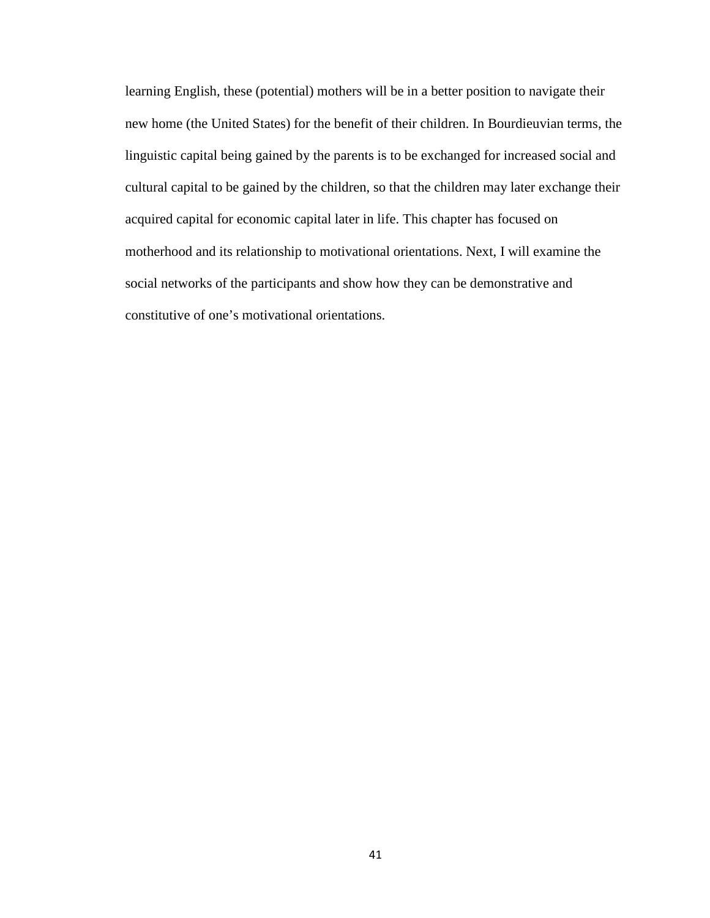learning English, these (potential) mothers will be in a better position to navigate their new home (the United States) for the benefit of their children. In Bourdieuvian terms, the linguistic capital being gained by the parents is to be exchanged for increased social and cultural capital to be gained by the children, so that the children may later exchange their acquired capital for economic capital later in life. This chapter has focused on motherhood and its relationship to motivational orientations. Next, I will examine the social networks of the participants and show how they can be demonstrative and constitutive of one's motivational orientations.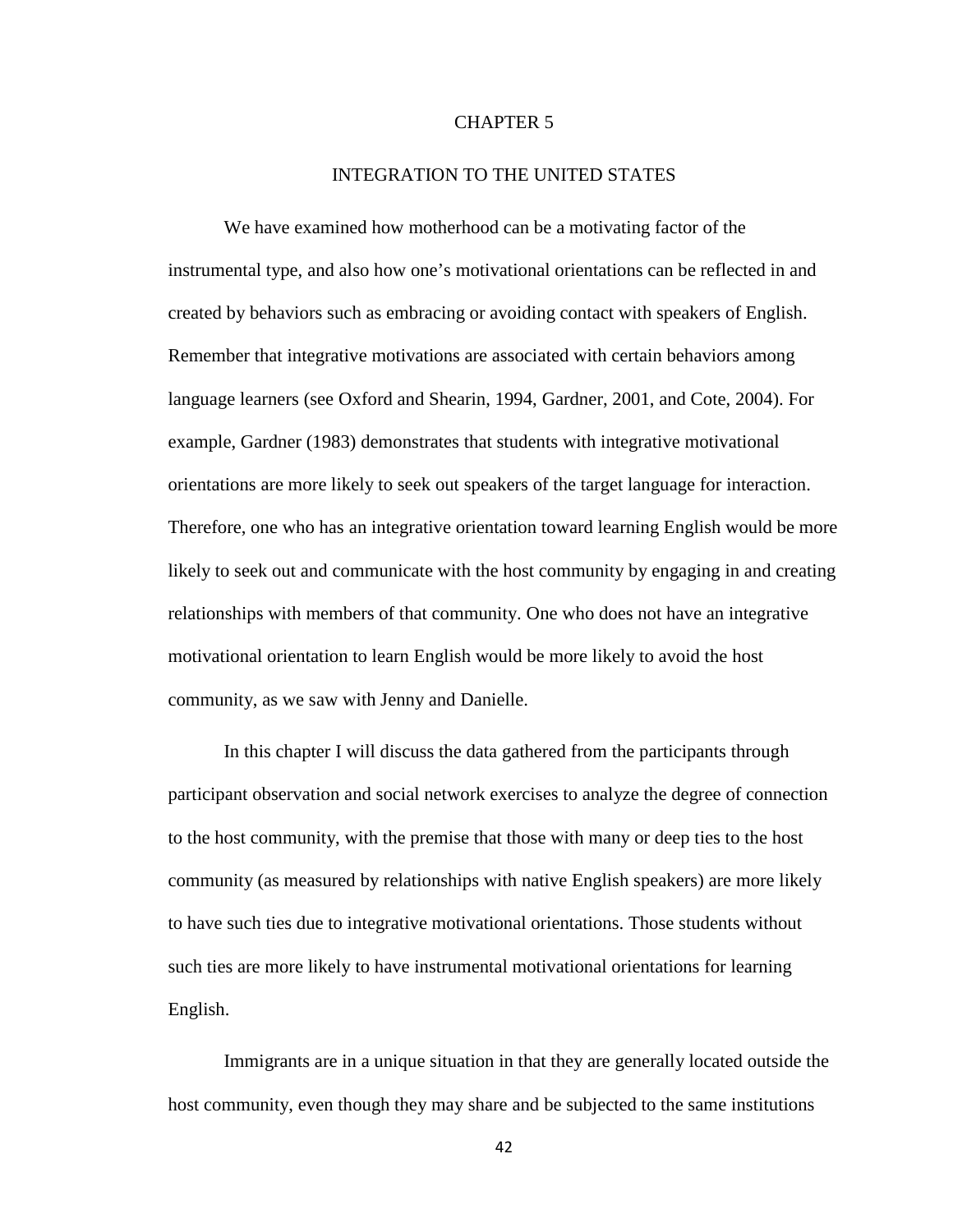# CHAPTER 5

## INTEGRATION TO THE UNITED STATES

We have examined how motherhood can be a motivating factor of the instrumental type, and also how one's motivational orientations can be reflected in and created by behaviors such as embracing or avoiding contact with speakers of English. Remember that integrative motivations are associated with certain behaviors among language learners (see Oxford and Shearin, 1994, Gardner, 2001, and Cote, 2004). For example, Gardner (1983) demonstrates that students with integrative motivational orientations are more likely to seek out speakers of the target language for interaction. Therefore, one who has an integrative orientation toward learning English would be more likely to seek out and communicate with the host community by engaging in and creating relationships with members of that community. One who does not have an integrative motivational orientation to learn English would be more likely to avoid the host community, as we saw with Jenny and Danielle.

In this chapter I will discuss the data gathered from the participants through participant observation and social network exercises to analyze the degree of connection to the host community, with the premise that those with many or deep ties to the host community (as measured by relationships with native English speakers) are more likely to have such ties due to integrative motivational orientations. Those students without such ties are more likely to have instrumental motivational orientations for learning English.

Immigrants are in a unique situation in that they are generally located outside the host community, even though they may share and be subjected to the same institutions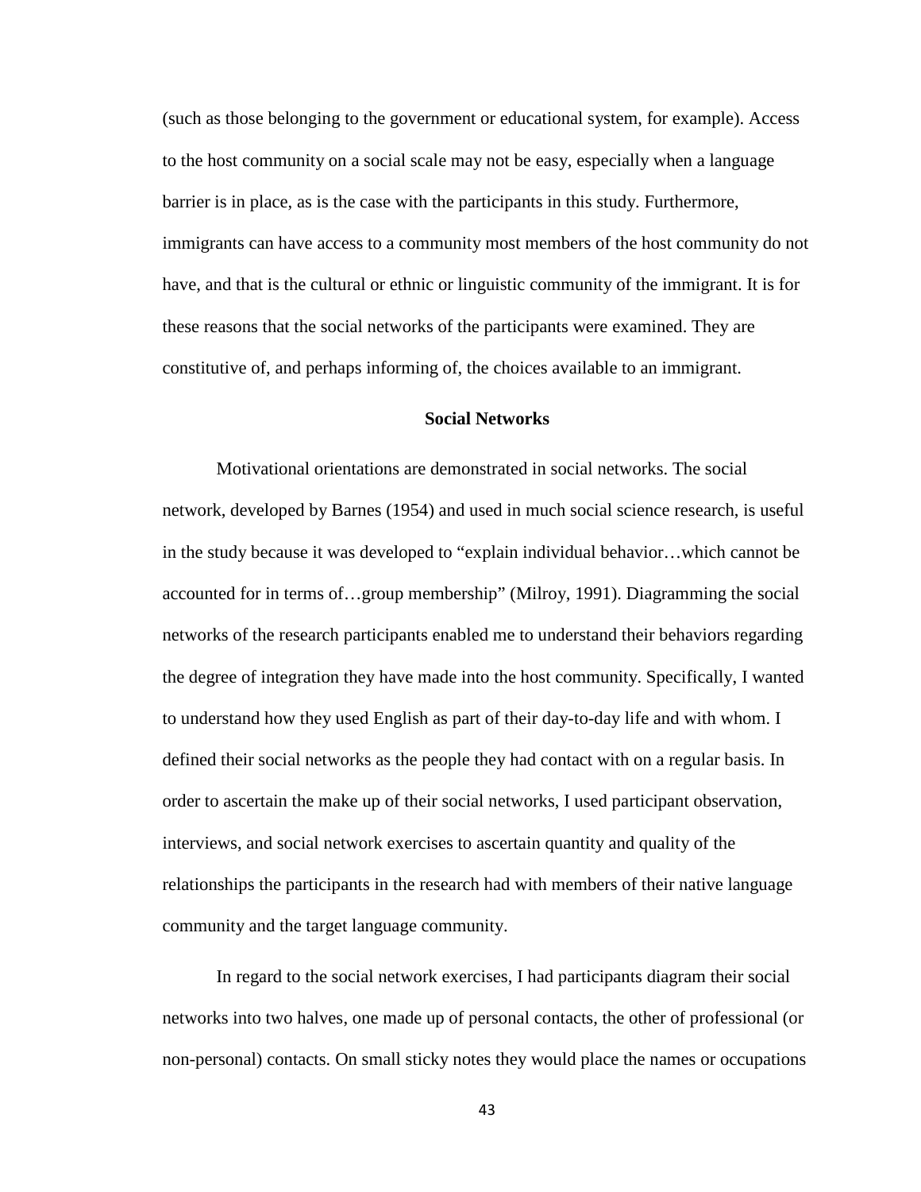(such as those belonging to the government or educational system, for example). Access to the host community on a social scale may not be easy, especially when a language barrier is in place, as is the case with the participants in this study. Furthermore, immigrants can have access to a community most members of the host community do not have, and that is the cultural or ethnic or linguistic community of the immigrant. It is for these reasons that the social networks of the participants were examined. They are constitutive of, and perhaps informing of, the choices available to an immigrant.

## Social Networks

Motivational orientations are demonstrated in social networks. The social network, developed by Barnes (1954) and used in much social science research, is useful in the study because it was developed to "explain individual behavior…which cannot be accounted for in terms of…group membership" (Milroy, 1991). Diagramming the social networks of the research participants enabled me to understand their behaviors regarding the degree of integration they have made into the host community. Specifically, I wanted to understand how they used English as part of their day-to-day life and with whom. I defined their social networks as the people they had contact with on a regular basis. In order to ascertain the make up of their social networks, I used participant observation, interviews, and social network exercises to ascertain quantity and quality of the relationships the participants in the research had with members of their native language community and the target language community.

In regard to the social network exercises, I had participants diagram their social networks into two halves, one made up of personal contacts, the other of professional (or non-personal) contacts. On small sticky notes they would place the names or occupations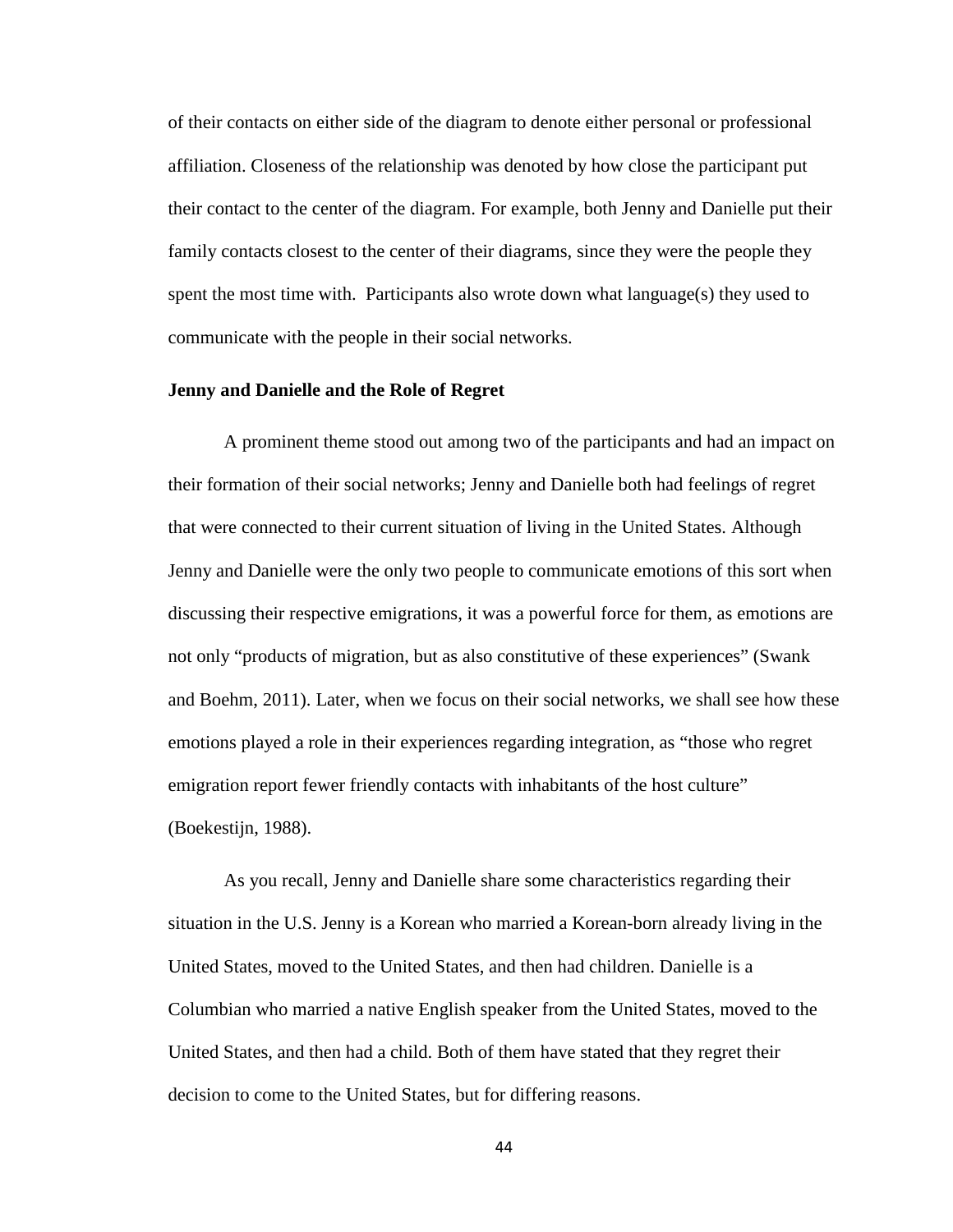of their contacts on either side of the diagram to denote either personal or professional affiliation. Closeness of the relationship was denoted by how close the participant put their contact to the center of the diagram. For example, both Jenny and Danielle put their family contacts closest to the center of their diagrams, since they were the people they spent the most time with. Participants also wrote down what language(s) they used to communicate with the people in their social networks.

### Jenny and Danielle and the Role of Regret

A prominent theme stood out among two of the participants and had an impact on their formation of their social networks; Jenny and Danielle both had feelings of regret that were connected to their current situation of living in the United States. Although Jenny and Danielle were the only two people to communicate emotions of this sort when discussing their respective emigrations, it was a powerful force for them, as emotions are not only "products of migration, but as also constitutive of these experiences" (Swank and Boehm, 2011). Later, when we focus on their social networks, we shall see how these emotions played a role in their experiences regarding integration, as "those who regret emigration report fewer friendly contacts with inhabitants of the host culture" (Boekestijn, 1988).

As you recall, Jenny and Danielle share some characteristics regarding their situation in the U.S. Jenny is a Korean who married a Korean-born already living in the United States, moved to the United States, and then had children. Danielle is a Columbian who married a native English speaker from the United States, moved to the United States, and then had a child. Both of them have stated that they regret their decision to come to the United States, but for differing reasons.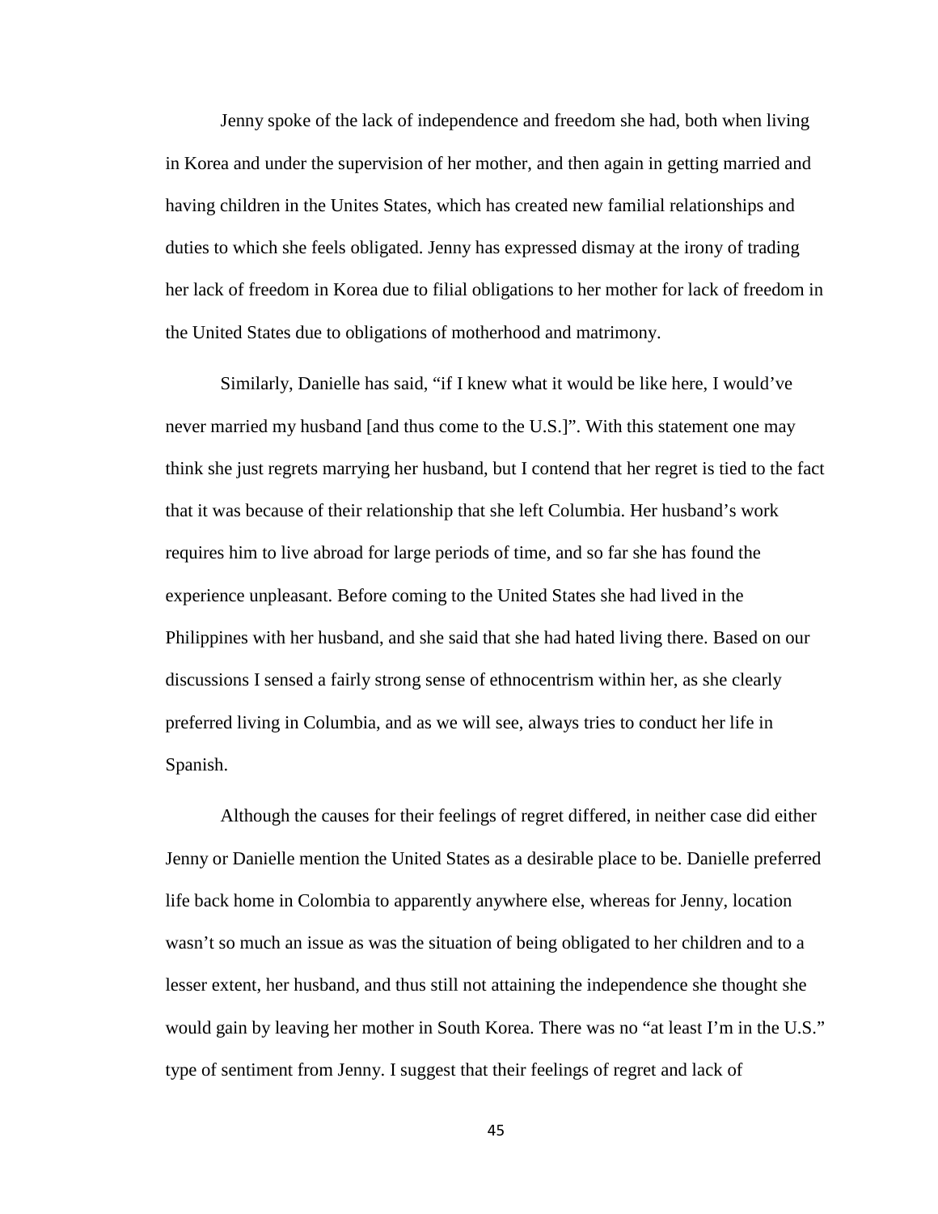Jenny spoke of the lack of independence and freedom she had, both when living in Korea and under the supervision of her mother, and then again in getting married and having children in the Unites States, which has created new familial relationships and duties to which she feels obligated. Jenny has expressed dismay at the irony of trading her lack of freedom in Korea due to filial obligations to her mother for lack of freedom in the United States due to obligations of motherhood and matrimony.

Similarly, Danielle has said, "if I knew what it would be like here, I would've never married my husband [and thus come to the U.S.]". With this statement one may think she just regrets marrying her husband, but I contend that her regret is tied to the fact that it was because of their relationship that she left Columbia. Her husband's work requires him to live abroad for large periods of time, and so far she has found the experience unpleasant. Before coming to the United States she had lived in the Philippines with her husband, and she said that she had hated living there. Based on our discussions I sensed a fairly strong sense of ethnocentrism within her, as she clearly preferred living in Columbia, and as we will see, always tries to conduct her life in Spanish.

Although the causes for their feelings of regret differed, in neither case did either Jenny or Danielle mention the United States as a desirable place to be. Danielle preferred life back home in Colombia to apparently anywhere else, whereas for Jenny, location wasn't so much an issue as was the situation of being obligated to her children and to a lesser extent, her husband, and thus still not attaining the independence she thought she would gain by leaving her mother in South Korea. There was no "at least I'm in the U.S." type of sentiment from Jenny. I suggest that their feelings of regret and lack of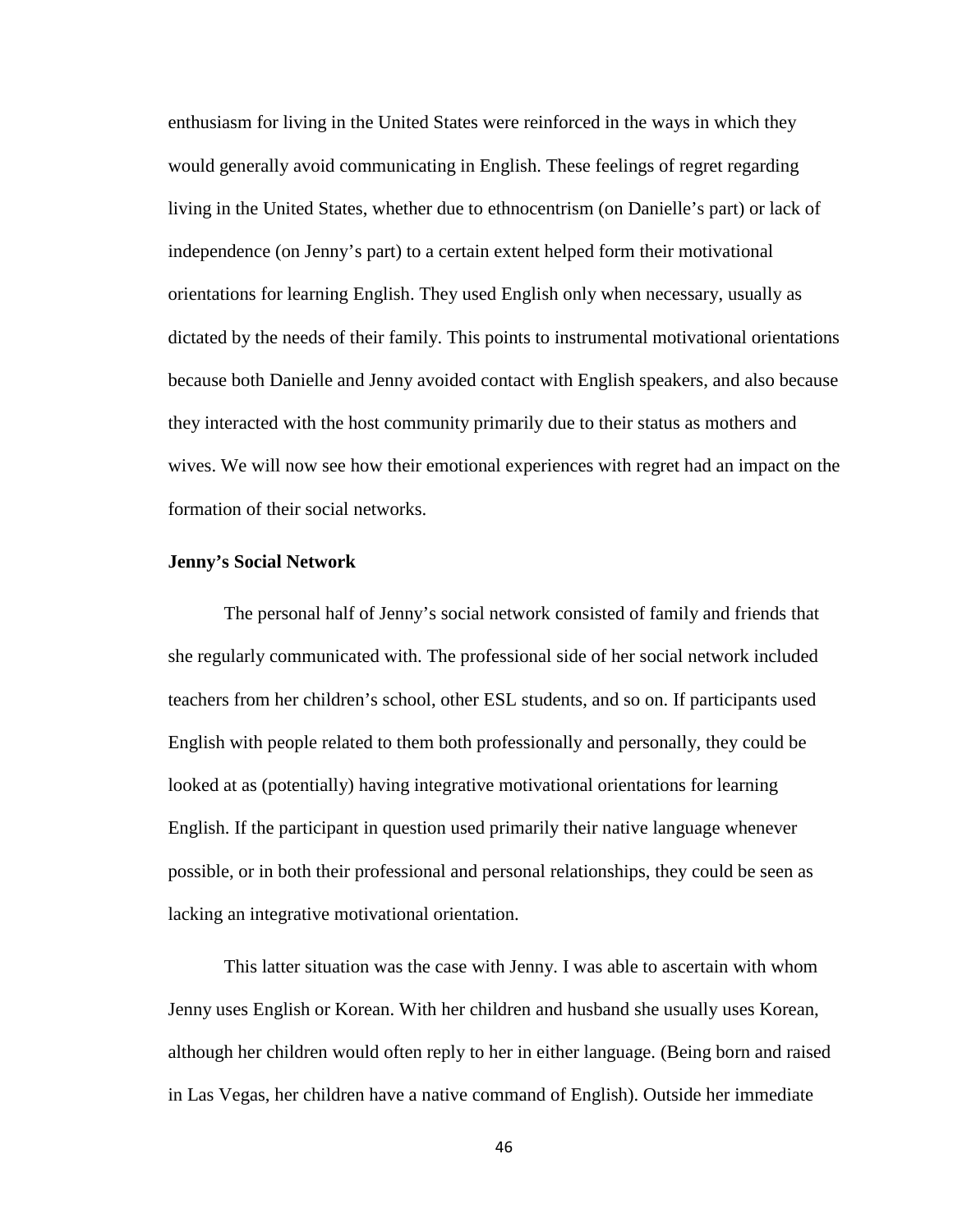enthusiasm for living in the United States were reinforced in the ways in which they would generally avoid communicating in English. These feelings of regret regarding living in the United States, whether due to ethnocentrism (on Danielle's part) or lack of independence (on Jenny's part) to a certain extent helped form their motivational orientations for learning English. They used English only when necessary, usually as dictated by the needs of their family. This points to instrumental motivational orientations because both Danielle and Jenny avoided contact with English speakers, and also because they interacted with the host community primarily due to their status as mothers and wives. We will now see how their emotional experiences with regret had an impact on the formation of their social networks.

**Jenny's Social Network**

The personal half of Jenny's social network consisted of family and friends that she regularly communicated with. The professional side of her social network included teachers from her children's school, other ESL students, and so on. If participants used English with people related to them both professionally and personally, they could be looked at as (potentially) having integrative motivational orientations for learning English. If the participant in question used primarily their native language whenever possible, or in both their professional and personal relationships, they could be seen as lacking an integrative motivational orientation.

This latter situation was the case with Jenny. I was able to ascertain with whom Jenny uses English or Korean. With her children and husband she usually uses Korean, although her children would often reply to her in either language. (Being born and raised in Las Vegas, her children have a native command of English). Outside her immediate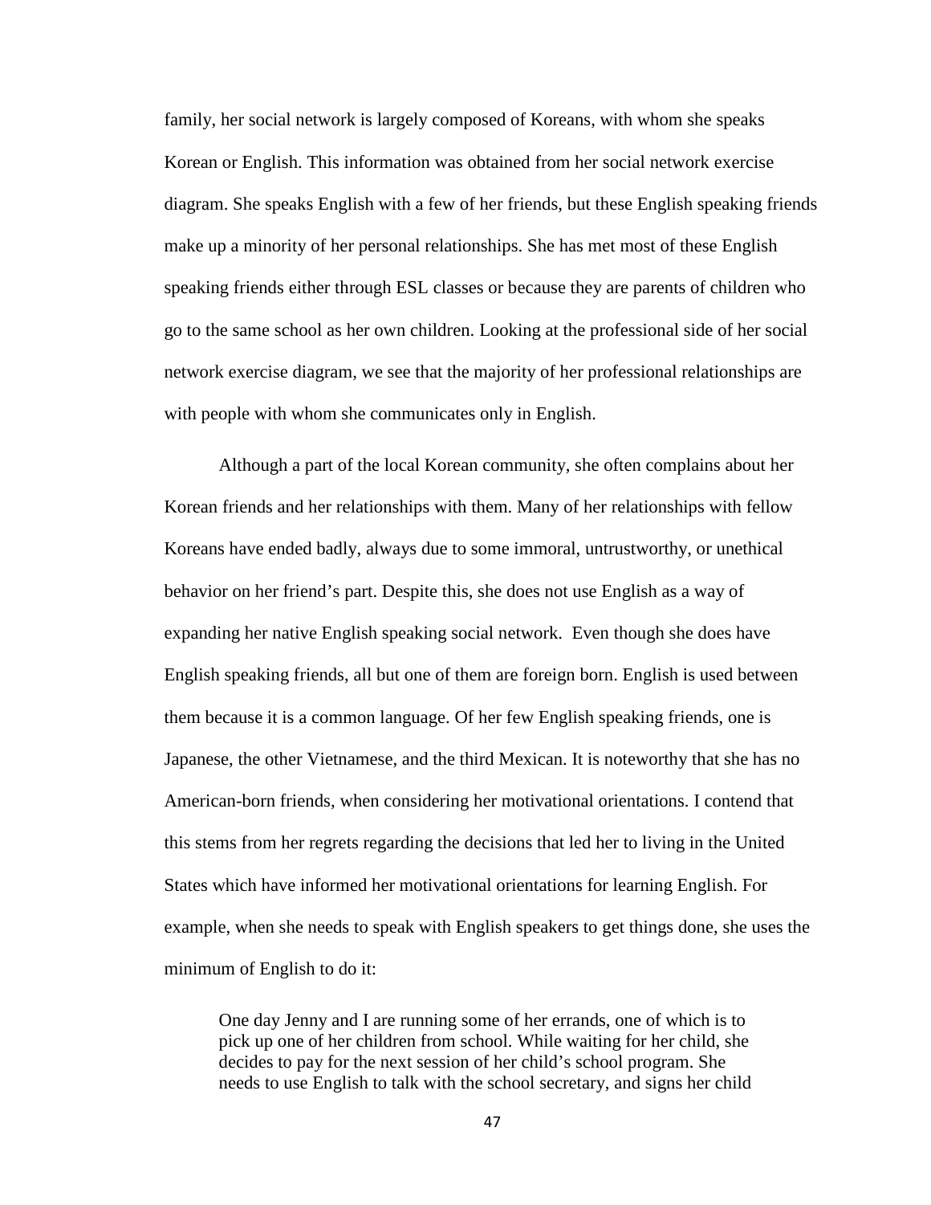family, her social network is largely composed of Koreans, with whom she speaks Korean or English. This information was obtained from her social network exercise diagram. She speaks English with a few of her friends, but these English speaking friends make up a minority of her personal relationships. She has met most of these English speaking friends either through ESL classes or because they are parents of children who go to the same school as her own children. Looking at the professional side of her social network exercise diagram, we see that the majority of her professional relationships are with people with whom she communicates only in English.

Although a part of the local Korean community, she often complains about her Korean friends and her relationships with them. Many of her relationships with fellow Koreans have ended badly, always due to some immoral, untrustworthy, or unethical behavior on her friend's part. Despite this, she does not use English as a way of expanding her native English speaking social network. Even though she does have English speaking friends, all but one of them are foreign born. English is used between them because it is a common language. Of her few English speaking friends, one is Japanese, the other Vietnamese, and the third Mexican. It is noteworthy that she has no American-born friends, when considering her motivational orientations. I contend that this stems from her regrets regarding the decisions that led her to living in the United States which have informed her motivational orientations for learning English. For example, when she needs to speak with English speakers to get things done, she uses the minimum of English to do it:

> One day Jenny and I are running some of her errands, one of which is to pick up one of her children from school. While waiting for her child, she decides to pay for the next session of her child's school program. She needs to use English to talk with the school secretary, and signs her child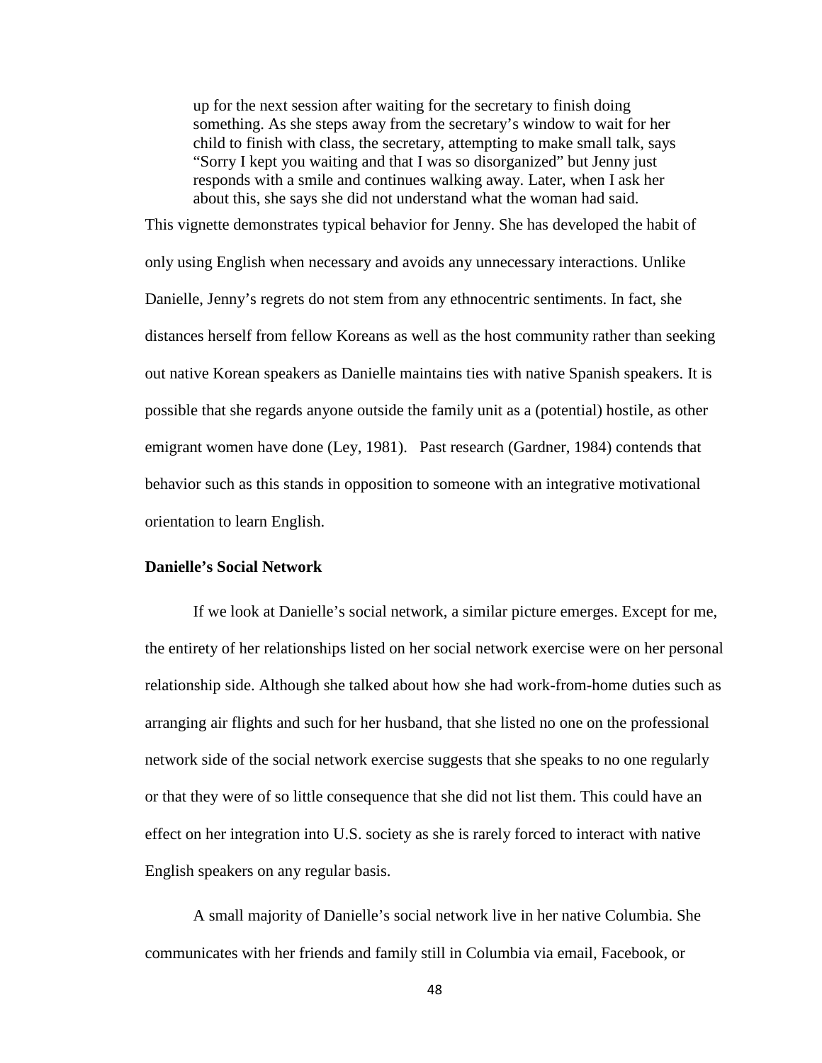> up for the next session after waiting for the secretary to finish doing something. As she steps away from the secretary's window to wait for her child to finish with class, the secretary, attempting to make small talk, says "Sorry I kept you waiting and that I was so disorganized" but Jenny just responds with a smile and continues walking away. Later, when I ask her about this, she says she did not understand what the woman had said.

This vignette demonstrates typical behavior for Jenny. She has developed the habit of only using English when necessary and avoids any unnecessary interactions. Unlike Danielle, Jenny's regrets do not stem from any ethnocentric sentiments. In fact, she distances herself from fellow Koreans as well as the host community rather than seeking out native Korean speakers as Danielle maintains ties with native Spanish speakers. It is possible that she regards anyone outside the family unit as a (potential) hostile, as other emigrant women have done (Ley, 1981). Past research (Gardner, 1984) contends that behavior such as this stands in opposition to someone with an integrative motivational orientation to learn English.

**Danielle's Social Network**

If we look at Danielle's social network, a similar picture emerges. Except for me, the entirety of her relationships listed on her social network exercise were on her personal relationship side. Although she talked about how she had work-from-home duties such as arranging air flights and such for her husband, that she listed no one on the professional network side of the social network exercise suggests that she speaks to no one regularly or that they were of so little consequence that she did not list them. This could have an effect on her integration into U.S. society as she is rarely forced to interact with native English speakers on any regular basis.

A small majority of Danielle's social network live in her native Columbia. She communicates with her friends and family still in Columbia via email, Facebook, or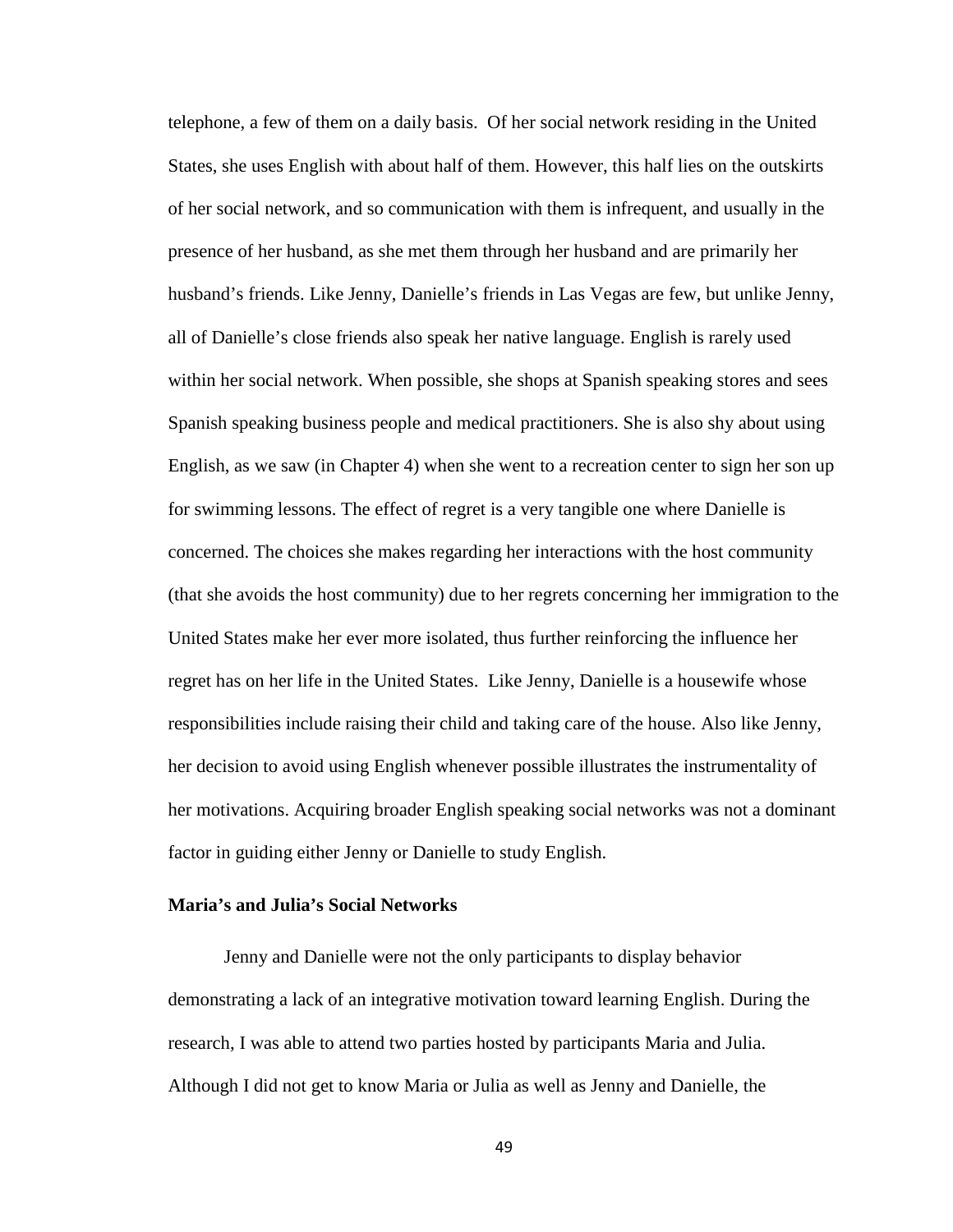telephone, a few of them on a daily basis. Of her social network residing in the United States, she uses English with about half of them. However, this half lies on the outskirts of her social network, and so communication with them is infrequent, and usually in the presence of her husband, as she met them through her husband and are primarily her husband's friends. Like Jenny, Danielle's friends in Las Vegas are few, but unlike Jenny, all of Danielle's close friends also speak her native language. English is rarely used within her social network. When possible, she shops at Spanish speaking stores and sees Spanish speaking business people and medical practitioners. She is also shy about using English, as we saw (in Chapter 4) when she went to a recreation center to sign her son up for swimming lessons. The effect of regret is a very tangible one where Danielle is concerned. The choices she makes regarding her interactions with the host community (that she avoids the host community) due to her regrets concerning her immigration to the United States make her ever more isolated, thus further reinforcing the influence her regret has on her life in the United States. Like Jenny, Danielle is a housewife whose responsibilities include raising their child and taking care of the house. Also like Jenny, her decision to avoid using English whenever possible illustrates the instrumentality of her motivations. Acquiring broader English speaking social networks was not a dominant factor in guiding either Jenny or Danielle to study English.

### Maria's and Julia's Social Networks

Jenny and Danielle were not the only participants to display behavior demonstrating a lack of an integrative motivation toward learning English. During the research, I was able to attend two parties hosted by participants Maria and Julia. Although I did not get to know Maria or Julia as well as Jenny and Danielle, the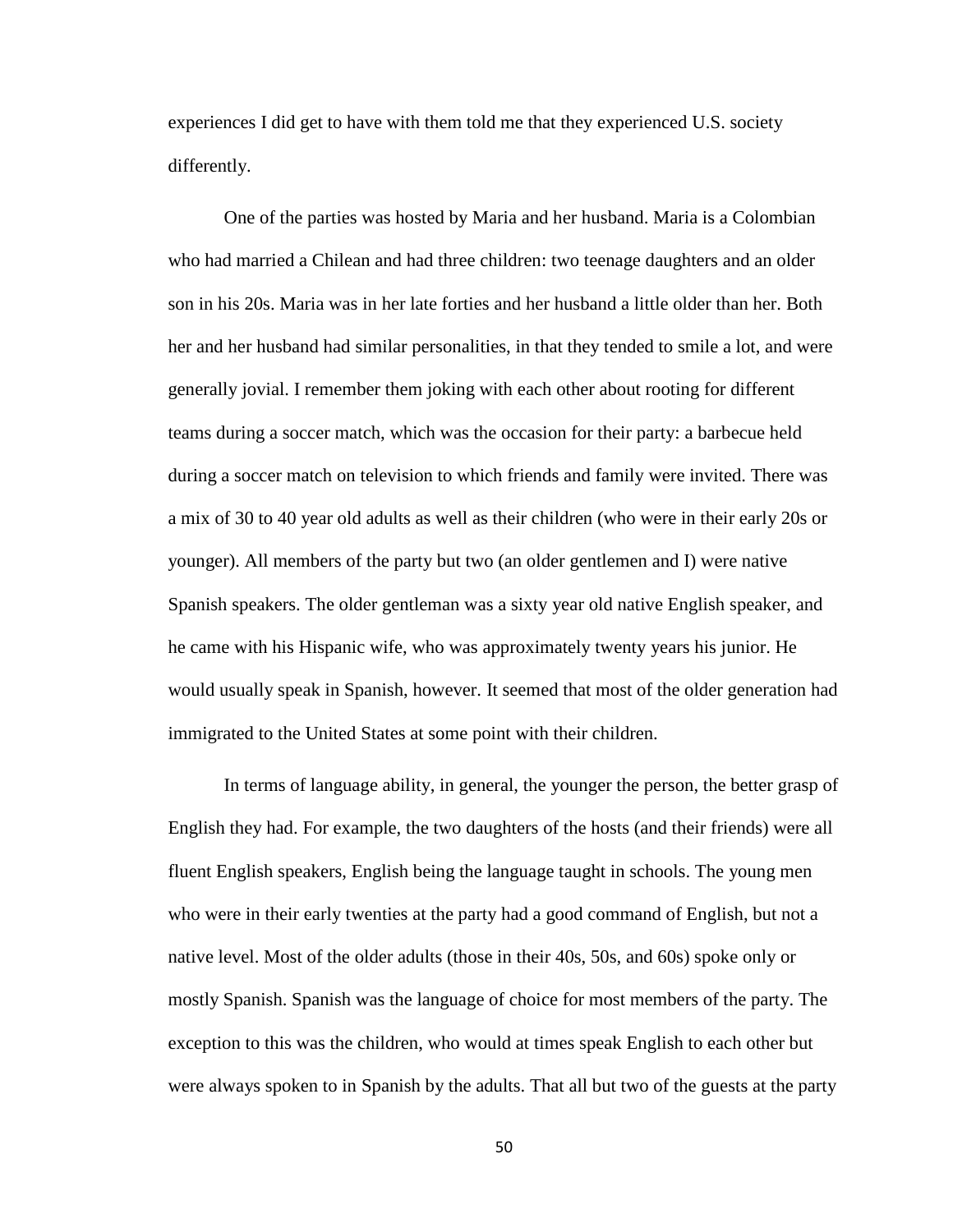experiences I did get to have with them told me that they experienced U.S. society differently.

One of the parties was hosted by Maria and her husband. Maria is a Colombian who had married a Chilean and had three children: two teenage daughters and an older son in his 20s. Maria was in her late forties and her husband a little older than her. Both her and her husband had similar personalities, in that they tended to smile a lot, and were generally jovial. I remember them joking with each other about rooting for different teams during a soccer match, which was the occasion for their party: a barbecue held during a soccer match on television to which friends and family were invited. There was a mix of 30 to 40 year old adults as well as their children (who were in their early 20s or younger). All members of the party but two (an older gentlemen and I) were native Spanish speakers. The older gentleman was a sixty year old native English speaker, and he came with his Hispanic wife, who was approximately twenty years his junior. He would usually speak in Spanish, however. It seemed that most of the older generation had immigrated to the United States at some point with their children.

In terms of language ability, in general, the younger the person, the better grasp of English they had. For example, the two daughters of the hosts (and their friends) were all fluent English speakers, English being the language taught in schools. The young men who were in their early twenties at the party had a good command of English, but not a native level. Most of the older adults (those in their 40s, 50s, and 60s) spoke only or mostly Spanish. Spanish was the language of choice for most members of the party. The exception to this was the children, who would at times speak English to each other but were always spoken to in Spanish by the adults. That all but two of the guests at the party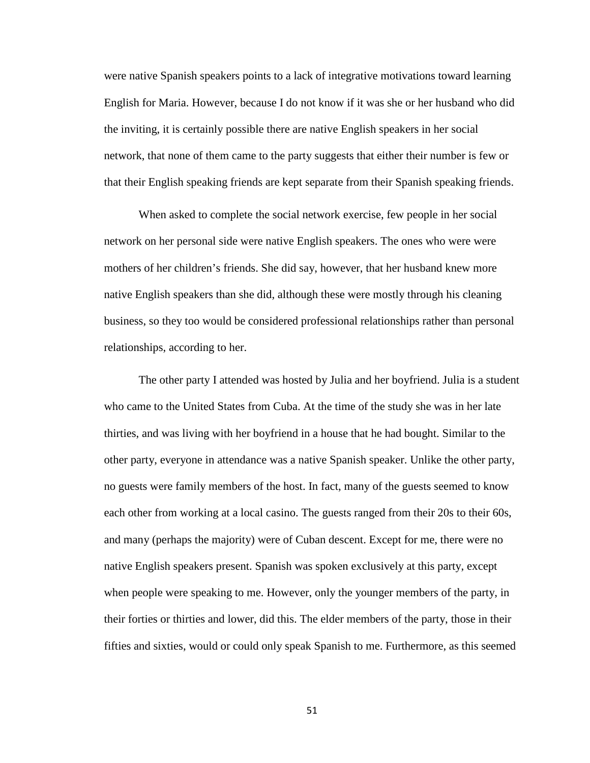were native Spanish speakers points to a lack of integrative motivations toward learning English for Maria. However, because I do not know if it was she or her husband who did the inviting, it is certainly possible there are native English speakers in her social network, that none of them came to the party suggests that either their number is few or that their English speaking friends are kept separate from their Spanish speaking friends.

When asked to complete the social network exercise, few people in her social network on her personal side were native English speakers. The ones who were were mothers of her children's friends. She did say, however, that her husband knew more native English speakers than she did, although these were mostly through his cleaning business, so they too would be considered professional relationships rather than personal relationships, according to her.

The other party I attended was hosted by Julia and her boyfriend. Julia is a student who came to the United States from Cuba. At the time of the study she was in her late thirties, and was living with her boyfriend in a house that he had bought. Similar to the other party, everyone in attendance was a native Spanish speaker. Unlike the other party, no guests were family members of the host. In fact, many of the guests seemed to know each other from working at a local casino. The guests ranged from their 20s to their 60s, and many (perhaps the majority) were of Cuban descent. Except for me, there were no native English speakers present. Spanish was spoken exclusively at this party, except when people were speaking to me. However, only the younger members of the party, in their forties or thirties and lower, did this. The elder members of the party, those in their fifties and sixties, would or could only speak Spanish to me. Furthermore, as this seemed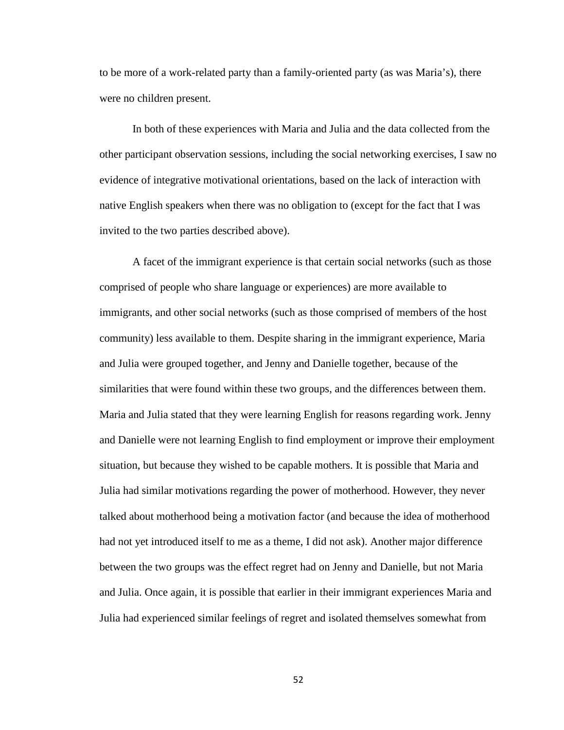to be more of a work-related party than a family-oriented party (as was Maria's), there were no children present.

In both of these experiences with Maria and Julia and the data collected from the other participant observation sessions, including the social networking exercises, I saw no evidence of integrative motivational orientations, based on the lack of interaction with native English speakers when there was no obligation to (except for the fact that I was invited to the two parties described above).

A facet of the immigrant experience is that certain social networks (such as those comprised of people who share language or experiences) are more available to immigrants, and other social networks (such as those comprised of members of the host community) less available to them. Despite sharing in the immigrant experience, Maria and Julia were grouped together, and Jenny and Danielle together, because of the similarities that were found within these two groups, and the differences between them. Maria and Julia stated that they were learning English for reasons regarding work. Jenny and Danielle were not learning English to find employment or improve their employment situation, but because they wished to be capable mothers. It is possible that Maria and Julia had similar motivations regarding the power of motherhood. However, they never talked about motherhood being a motivation factor (and because the idea of motherhood had not yet introduced itself to me as a theme, I did not ask). Another major difference between the two groups was the effect regret had on Jenny and Danielle, but not Maria and Julia. Once again, it is possible that earlier in their immigrant experiences Maria and Julia had experienced similar feelings of regret and isolated themselves somewhat from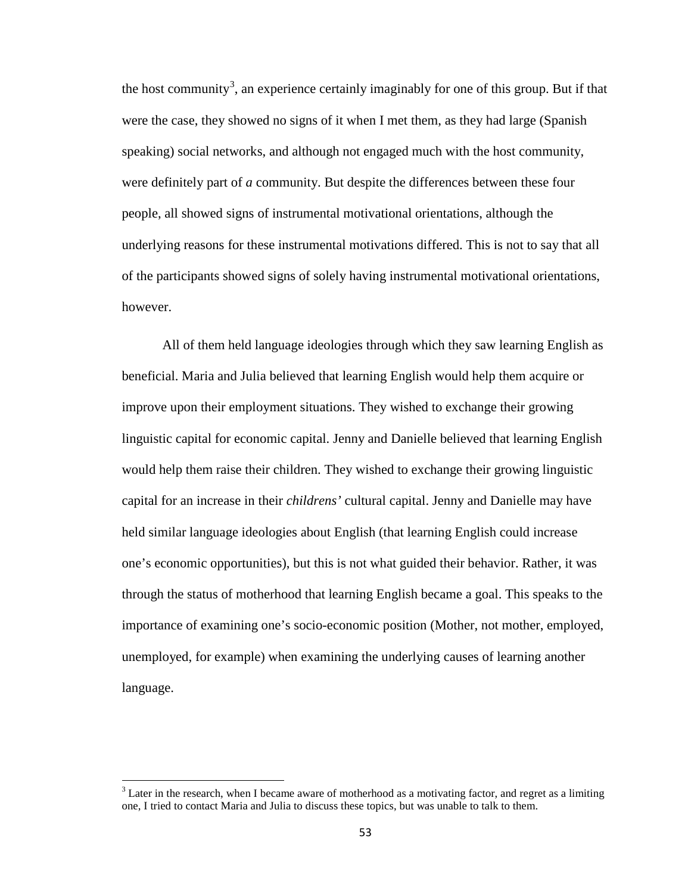the host community[3], an experience certainly imaginably for one of this group. But if that were the case, they showed no signs of it when I met them, as they had large (Spanish speaking) social networks, and although not engaged much with the host community, were definitely part of *a* community. But despite the differences between these four people, all showed signs of instrumental motivational orientations, although the underlying reasons for these instrumental motivations differed. This is not to say that all of the participants showed signs of solely having instrumental motivational orientations, however.

All of them held language ideologies through which they saw learning English as beneficial. Maria and Julia believed that learning English would help them acquire or improve upon their employment situations. They wished to exchange their growing linguistic capital for economic capital. Jenny and Danielle believed that learning English would help them raise their children. They wished to exchange their growing linguistic capital for an increase in their *childrens'* cultural capital. Jenny and Danielle may have held similar language ideologies about English (that learning English could increase one's economic opportunities), but this is not what guided their behavior. Rather, it was through the status of motherhood that learning English became a goal. This speaks to the importance of examining one's socio-economic position (Mother, not mother, employed, unemployed, for example) when examining the underlying causes of learning another language.

---

[3] Later in the research, when I became aware of motherhood as a motivating factor, and regret as a limiting one, I tried to contact Maria and Julia to discuss these topics, but was unable to talk to them.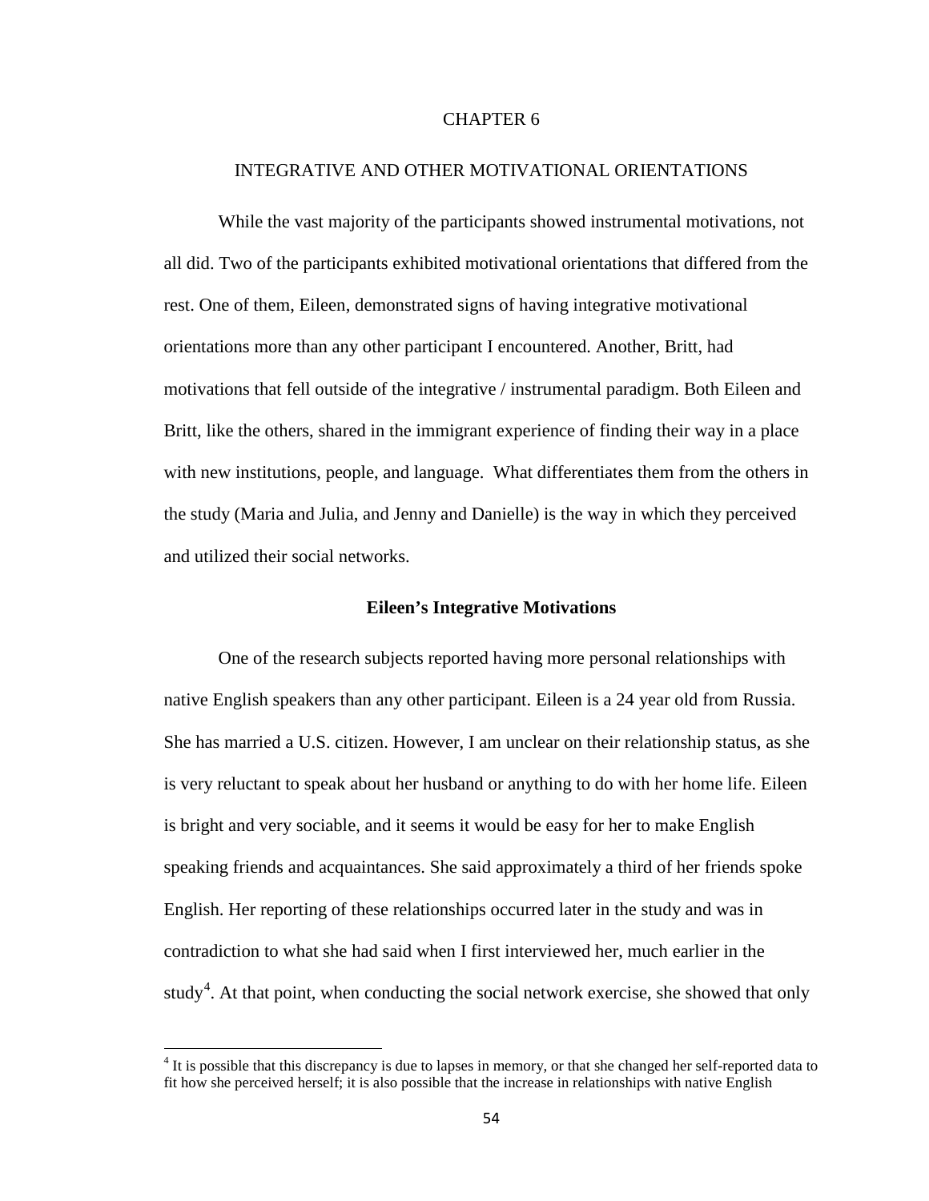# CHAPTER 6

## INTEGRATIVE AND OTHER MOTIVATIONAL ORIENTATIONS

While the vast majority of the participants showed instrumental motivations, not all did. Two of the participants exhibited motivational orientations that differed from the rest. One of them, Eileen, demonstrated signs of having integrative motivational orientations more than any other participant I encountered. Another, Britt, had motivations that fell outside of the integrative / instrumental paradigm. Both Eileen and Britt, like the others, shared in the immigrant experience of finding their way in a place with new institutions, people, and language. What differentiates them from the others in the study (Maria and Julia, and Jenny and Danielle) is the way in which they perceived and utilized their social networks.

### Eileen's Integrative Motivations

One of the research subjects reported having more personal relationships with native English speakers than any other participant. Eileen is a 24 year old from Russia. She has married a U.S. citizen. However, I am unclear on their relationship status, as she is very reluctant to speak about her husband or anything to do with her home life. Eileen is bright and very sociable, and it seems it would be easy for her to make English speaking friends and acquaintances. She said approximately a third of her friends spoke English. Her reporting of these relationships occurred later in the study and was in contradiction to what she had said when I first interviewed her, much earlier in the study[4]. At that point, when conducting the social network exercise, she showed that only

[4] It is possible that this discrepancy is due to lapses in memory, or that she changed her self-reported data to fit how she perceived herself; it is also possible that the increase in relationships with native English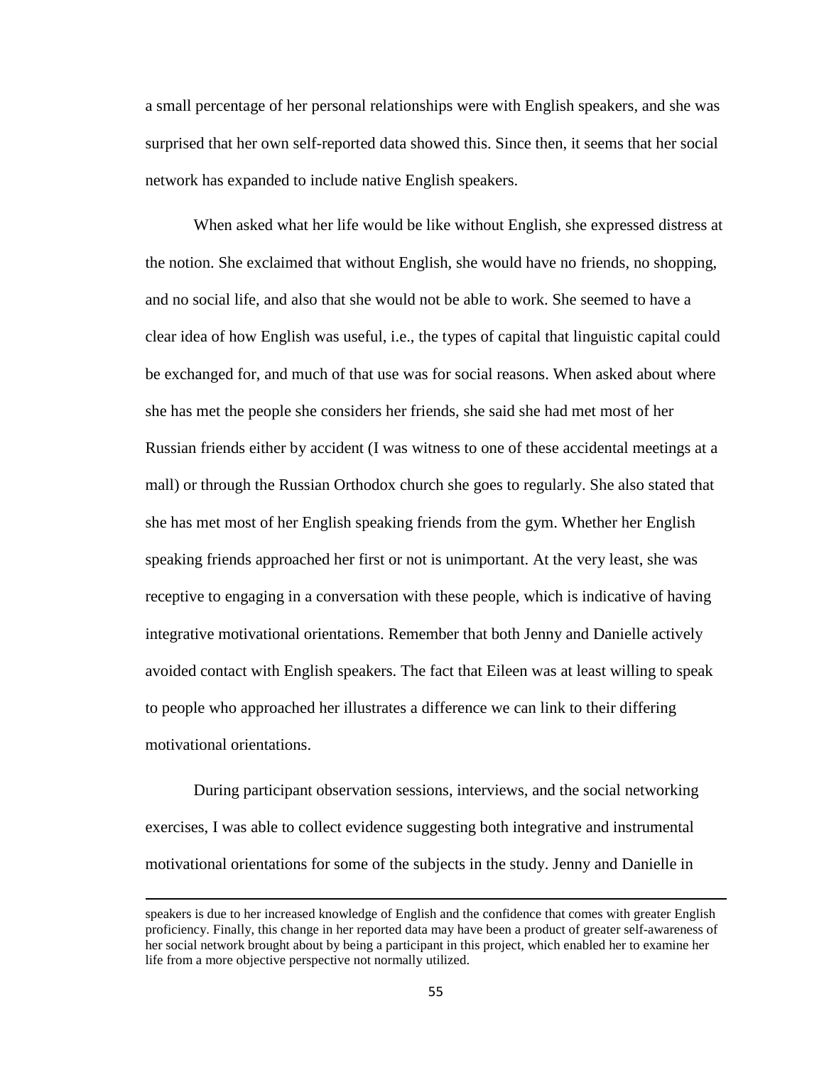a small percentage of her personal relationships were with English speakers, and she was surprised that her own self-reported data showed this. Since then, it seems that her social network has expanded to include native English speakers.

When asked what her life would be like without English, she expressed distress at the notion. She exclaimed that without English, she would have no friends, no shopping, and no social life, and also that she would not be able to work. She seemed to have a clear idea of how English was useful, i.e., the types of capital that linguistic capital could be exchanged for, and much of that use was for social reasons. When asked about where she has met the people she considers her friends, she said she had met most of her Russian friends either by accident (I was witness to one of these accidental meetings at a mall) or through the Russian Orthodox church she goes to regularly. She also stated that she has met most of her English speaking friends from the gym. Whether her English speaking friends approached her first or not is unimportant. At the very least, she was receptive to engaging in a conversation with these people, which is indicative of having integrative motivational orientations. Remember that both Jenny and Danielle actively avoided contact with English speakers. The fact that Eileen was at least willing to speak to people who approached her illustrates a difference we can link to their differing motivational orientations.

During participant observation sessions, interviews, and the social networking exercises, I was able to collect evidence suggesting both integrative and instrumental motivational orientations for some of the subjects in the study. Jenny and Danielle in

---

speakers is due to her increased knowledge of English and the confidence that comes with greater English proficiency. Finally, this change in her reported data may have been a product of greater self-awareness of her social network brought about by being a participant in this project, which enabled her to examine her life from a more objective perspective not normally utilized.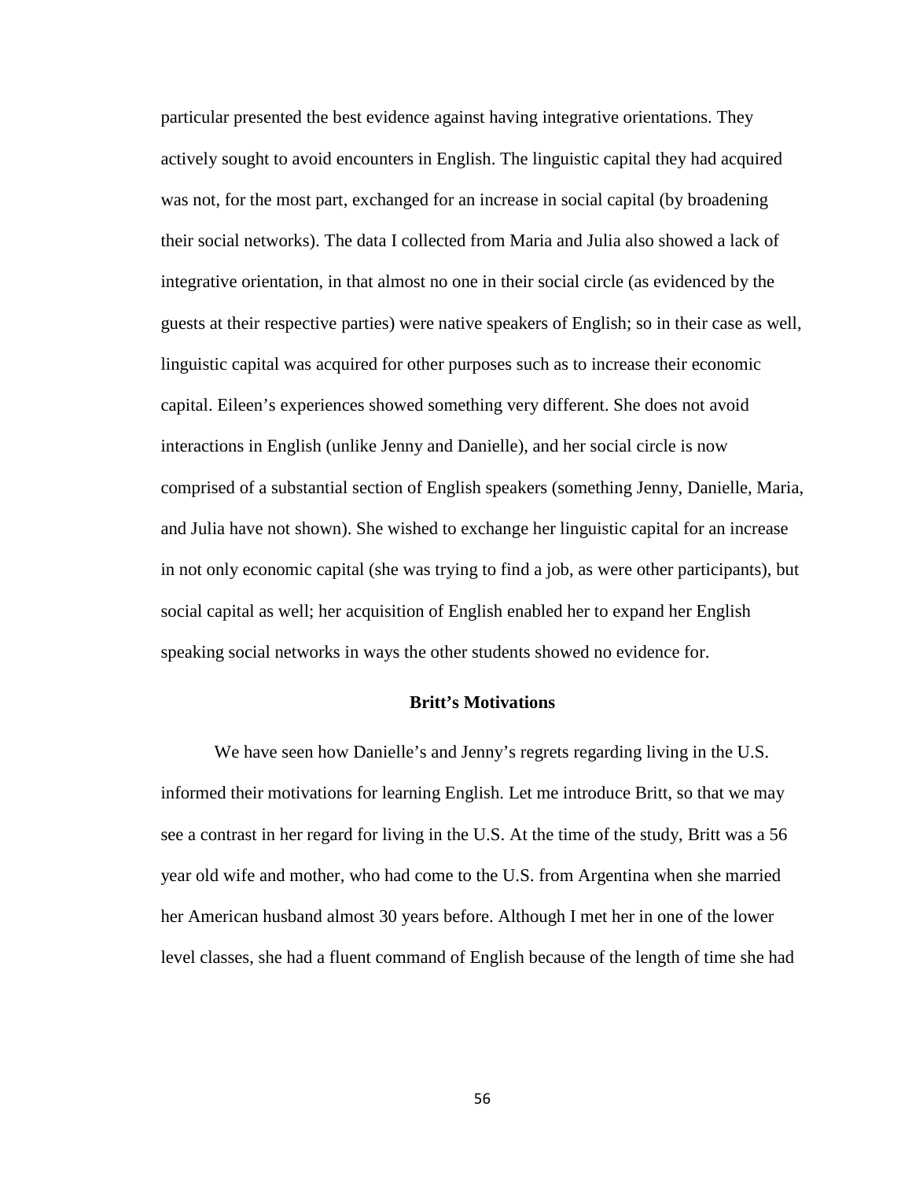particular presented the best evidence against having integrative orientations. They actively sought to avoid encounters in English. The linguistic capital they had acquired was not, for the most part, exchanged for an increase in social capital (by broadening their social networks). The data I collected from Maria and Julia also showed a lack of integrative orientation, in that almost no one in their social circle (as evidenced by the guests at their respective parties) were native speakers of English; so in their case as well, linguistic capital was acquired for other purposes such as to increase their economic capital. Eileen's experiences showed something very different. She does not avoid interactions in English (unlike Jenny and Danielle), and her social circle is now comprised of a substantial section of English speakers (something Jenny, Danielle, Maria, and Julia have not shown). She wished to exchange her linguistic capital for an increase in not only economic capital (she was trying to find a job, as were other participants), but social capital as well; her acquisition of English enabled her to expand her English speaking social networks in ways the other students showed no evidence for.

## Britt's Motivations

We have seen how Danielle's and Jenny's regrets regarding living in the U.S. informed their motivations for learning English. Let me introduce Britt, so that we may see a contrast in her regard for living in the U.S. At the time of the study, Britt was a 56 year old wife and mother, who had come to the U.S. from Argentina when she married her American husband almost 30 years before. Although I met her in one of the lower level classes, she had a fluent command of English because of the length of time she had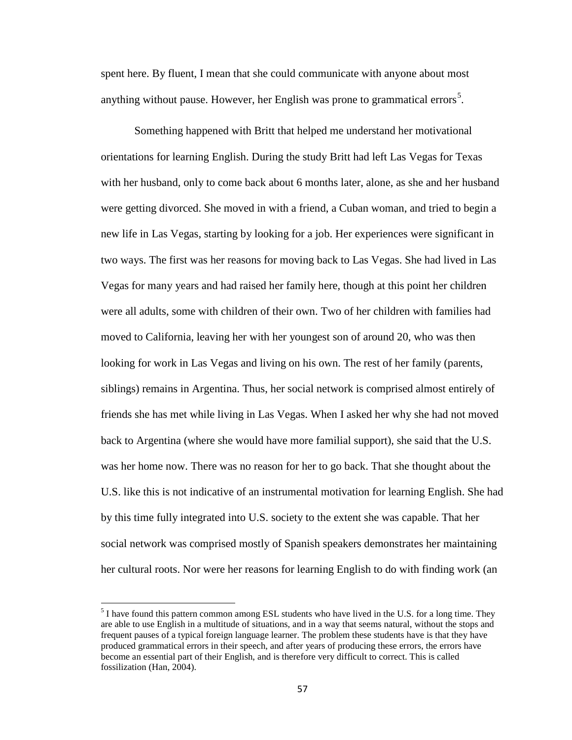spent here. By fluent, I mean that she could communicate with anyone about most anything without pause. However, her English was prone to grammatical errors[5].

Something happened with Britt that helped me understand her motivational orientations for learning English. During the study Britt had left Las Vegas for Texas with her husband, only to come back about 6 months later, alone, as she and her husband were getting divorced. She moved in with a friend, a Cuban woman, and tried to begin a new life in Las Vegas, starting by looking for a job. Her experiences were significant in two ways. The first was her reasons for moving back to Las Vegas. She had lived in Las Vegas for many years and had raised her family here, though at this point her children were all adults, some with children of their own. Two of her children with families had moved to California, leaving her with her youngest son of around 20, who was then looking for work in Las Vegas and living on his own. The rest of her family (parents, siblings) remains in Argentina. Thus, her social network is comprised almost entirely of friends she has met while living in Las Vegas. When I asked her why she had not moved back to Argentina (where she would have more familial support), she said that the U.S. was her home now. There was no reason for her to go back. That she thought about the U.S. like this is not indicative of an instrumental motivation for learning English. She had by this time fully integrated into U.S. society to the extent she was capable. That her social network was comprised mostly of Spanish speakers demonstrates her maintaining her cultural roots. Nor were her reasons for learning English to do with finding work (an

---

[5] I have found this pattern common among ESL students who have lived in the U.S. for a long time. They are able to use English in a multitude of situations, and in a way that seems natural, without the stops and frequent pauses of a typical foreign language learner. The problem these students have is that they have produced grammatical errors in their speech, and after years of producing these errors, the errors have become an essential part of their English, and is therefore very difficult to correct. This is called fossilization (Han, 2004).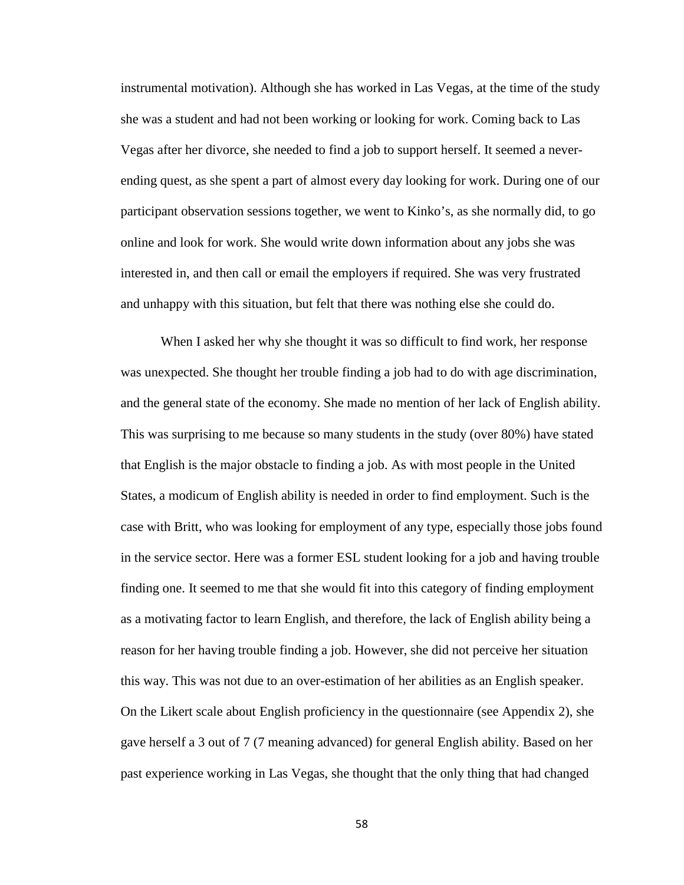instrumental motivation). Although she has worked in Las Vegas, at the time of the study she was a student and had not been working or looking for work. Coming back to Las Vegas after her divorce, she needed to find a job to support herself. It seemed a never-ending quest, as she spent a part of almost every day looking for work. During one of our participant observation sessions together, we went to Kinko's, as she normally did, to go online and look for work. She would write down information about any jobs she was interested in, and then call or email the employers if required. She was very frustrated and unhappy with this situation, but felt that there was nothing else she could do.

When I asked her why she thought it was so difficult to find work, her response was unexpected. She thought her trouble finding a job had to do with age discrimination, and the general state of the economy. She made no mention of her lack of English ability. This was surprising to me because so many students in the study (over 80%) have stated that English is the major obstacle to finding a job. As with most people in the United States, a modicum of English ability is needed in order to find employment. Such is the case with Britt, who was looking for employment of any type, especially those jobs found in the service sector. Here was a former ESL student looking for a job and having trouble finding one. It seemed to me that she would fit into this category of finding employment as a motivating factor to learn English, and therefore, the lack of English ability being a reason for her having trouble finding a job. However, she did not perceive her situation this way. This was not due to an over-estimation of her abilities as an English speaker. On the Likert scale about English proficiency in the questionnaire (see Appendix 2), she gave herself a 3 out of 7 (7 meaning advanced) for general English ability. Based on her past experience working in Las Vegas, she thought that the only thing that had changed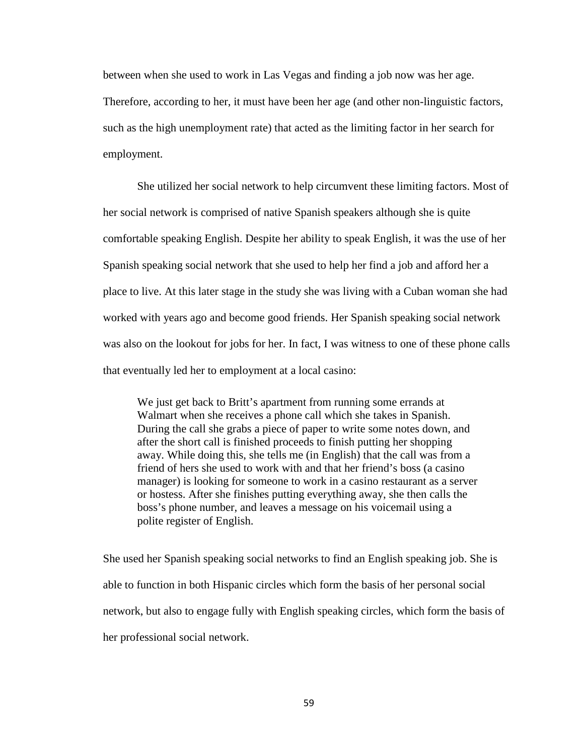between when she used to work in Las Vegas and finding a job now was her age. Therefore, according to her, it must have been her age (and other non-linguistic factors, such as the high unemployment rate) that acted as the limiting factor in her search for employment.

She utilized her social network to help circumvent these limiting factors. Most of her social network is comprised of native Spanish speakers although she is quite comfortable speaking English. Despite her ability to speak English, it was the use of her Spanish speaking social network that she used to help her find a job and afford her a place to live. At this later stage in the study she was living with a Cuban woman she had worked with years ago and become good friends. Her Spanish speaking social network was also on the lookout for jobs for her. In fact, I was witness to one of these phone calls that eventually led her to employment at a local casino:

> We just get back to Britt's apartment from running some errands at Walmart when she receives a phone call which she takes in Spanish. During the call she grabs a piece of paper to write some notes down, and after the short call is finished proceeds to finish putting her shopping away. While doing this, she tells me (in English) that the call was from a friend of hers she used to work with and that her friend's boss (a casino manager) is looking for someone to work in a casino restaurant as a server or hostess. After she finishes putting everything away, she then calls the boss's phone number, and leaves a message on his voicemail using a polite register of English.

She used her Spanish speaking social networks to find an English speaking job. She is able to function in both Hispanic circles which form the basis of her personal social network, but also to engage fully with English speaking circles, which form the basis of her professional social network.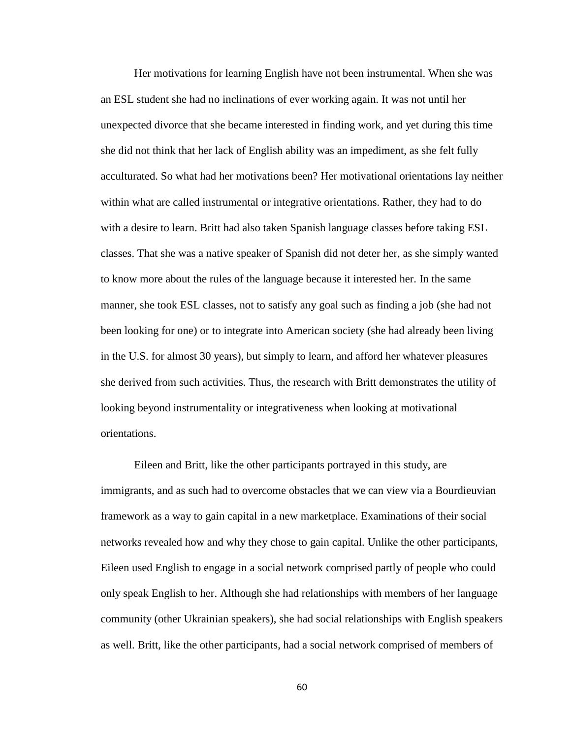Her motivations for learning English have not been instrumental. When she was an ESL student she had no inclinations of ever working again. It was not until her unexpected divorce that she became interested in finding work, and yet during this time she did not think that her lack of English ability was an impediment, as she felt fully acculturated. So what had her motivations been? Her motivational orientations lay neither within what are called instrumental or integrative orientations. Rather, they had to do with a desire to learn. Britt had also taken Spanish language classes before taking ESL classes. That she was a native speaker of Spanish did not deter her, as she simply wanted to know more about the rules of the language because it interested her. In the same manner, she took ESL classes, not to satisfy any goal such as finding a job (she had not been looking for one) or to integrate into American society (she had already been living in the U.S. for almost 30 years), but simply to learn, and afford her whatever pleasures she derived from such activities. Thus, the research with Britt demonstrates the utility of looking beyond instrumentality or integrativeness when looking at motivational orientations.

Eileen and Britt, like the other participants portrayed in this study, are immigrants, and as such had to overcome obstacles that we can view via a Bourdieuvian framework as a way to gain capital in a new marketplace. Examinations of their social networks revealed how and why they chose to gain capital. Unlike the other participants, Eileen used English to engage in a social network comprised partly of people who could only speak English to her. Although she had relationships with members of her language community (other Ukrainian speakers), she had social relationships with English speakers as well. Britt, like the other participants, had a social network comprised of members of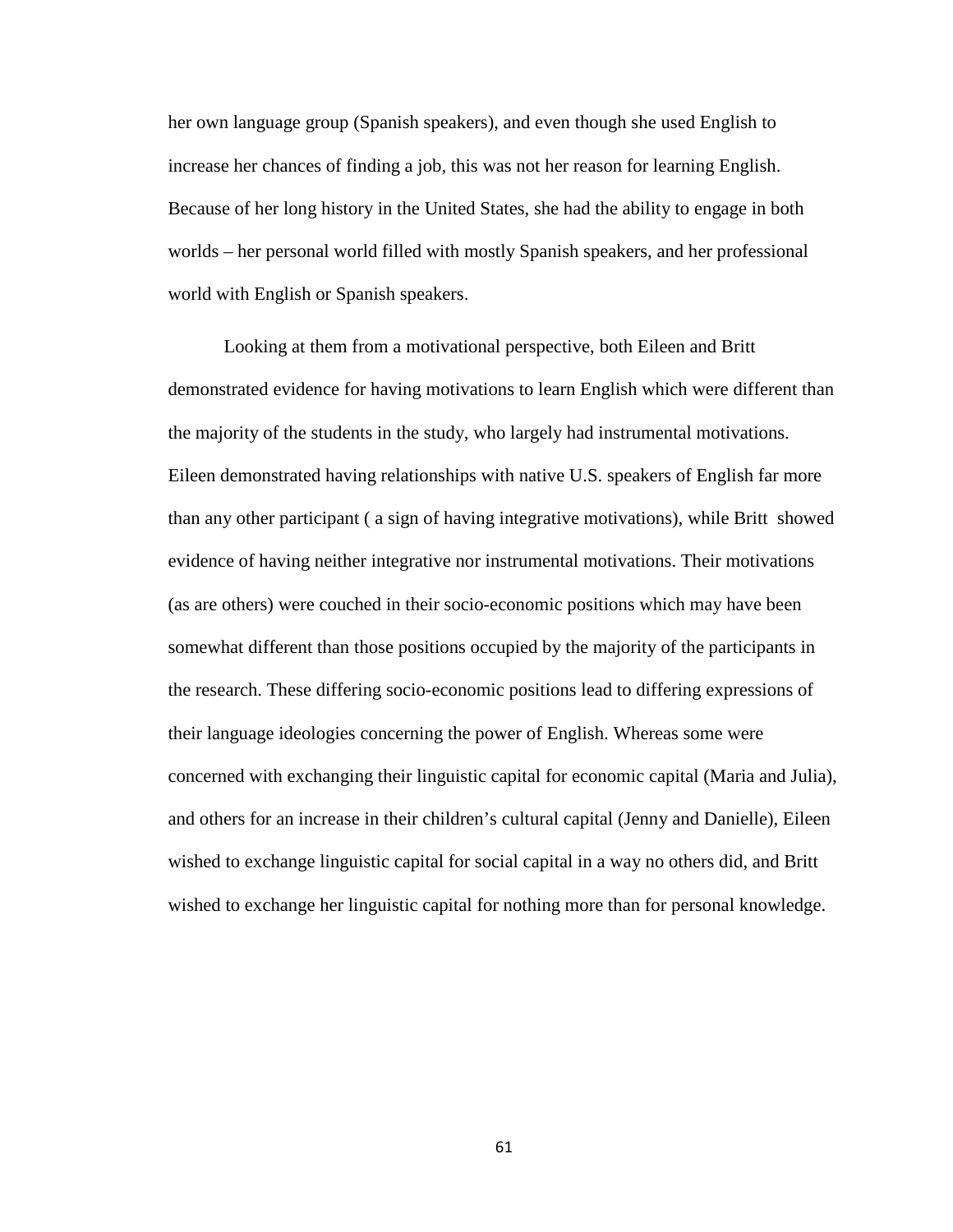her own language group (Spanish speakers), and even though she used English to increase her chances of finding a job, this was not her reason for learning English. Because of her long history in the United States, she had the ability to engage in both worlds – her personal world filled with mostly Spanish speakers, and her professional world with English or Spanish speakers.

Looking at them from a motivational perspective, both Eileen and Britt demonstrated evidence for having motivations to learn English which were different than the majority of the students in the study, who largely had instrumental motivations. Eileen demonstrated having relationships with native U.S. speakers of English far more than any other participant ( a sign of having integrative motivations), while Britt showed evidence of having neither integrative nor instrumental motivations. Their motivations (as are others) were couched in their socio-economic positions which may have been somewhat different than those positions occupied by the majority of the participants in the research. These differing socio-economic positions lead to differing expressions of their language ideologies concerning the power of English. Whereas some were concerned with exchanging their linguistic capital for economic capital (Maria and Julia), and others for an increase in their children's cultural capital (Jenny and Danielle), Eileen wished to exchange linguistic capital for social capital in a way no others did, and Britt wished to exchange her linguistic capital for nothing more than for personal knowledge.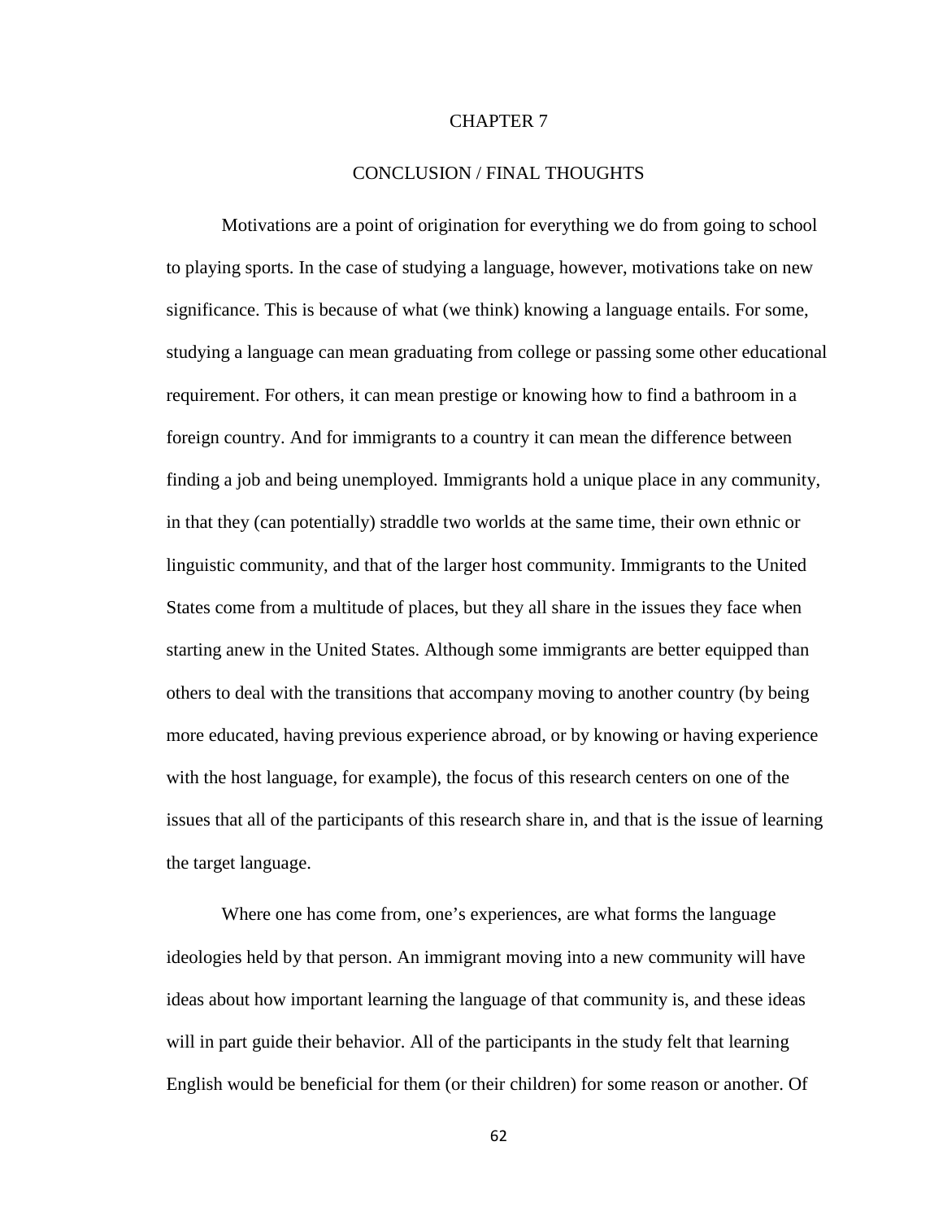# CHAPTER 7

## CONCLUSION / FINAL THOUGHTS

Motivations are a point of origination for everything we do from going to school to playing sports. In the case of studying a language, however, motivations take on new significance. This is because of what (we think) knowing a language entails. For some, studying a language can mean graduating from college or passing some other educational requirement. For others, it can mean prestige or knowing how to find a bathroom in a foreign country. And for immigrants to a country it can mean the difference between finding a job and being unemployed. Immigrants hold a unique place in any community, in that they (can potentially) straddle two worlds at the same time, their own ethnic or linguistic community, and that of the larger host community. Immigrants to the United States come from a multitude of places, but they all share in the issues they face when starting anew in the United States. Although some immigrants are better equipped than others to deal with the transitions that accompany moving to another country (by being more educated, having previous experience abroad, or by knowing or having experience with the host language, for example), the focus of this research centers on one of the issues that all of the participants of this research share in, and that is the issue of learning the target language.

Where one has come from, one's experiences, are what forms the language ideologies held by that person. An immigrant moving into a new community will have ideas about how important learning the language of that community is, and these ideas will in part guide their behavior. All of the participants in the study felt that learning English would be beneficial for them (or their children) for some reason or another. Of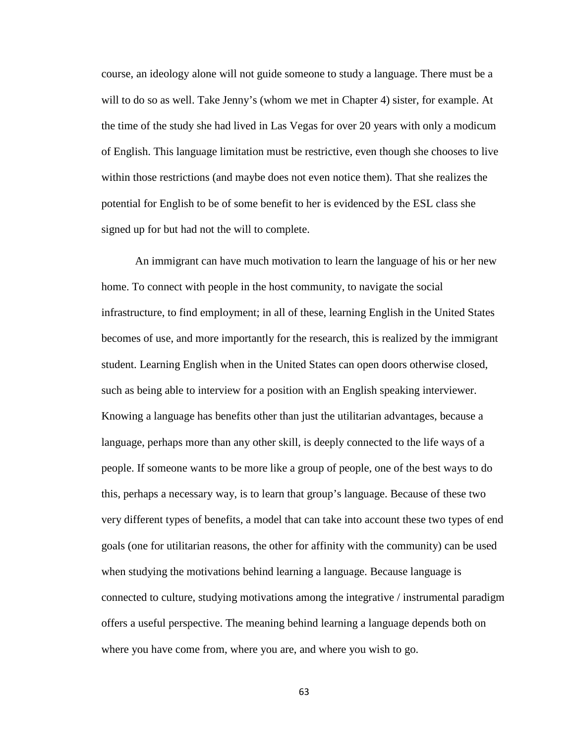course, an ideology alone will not guide someone to study a language. There must be a will to do so as well. Take Jenny's (whom we met in Chapter 4) sister, for example. At the time of the study she had lived in Las Vegas for over 20 years with only a modicum of English. This language limitation must be restrictive, even though she chooses to live within those restrictions (and maybe does not even notice them). That she realizes the potential for English to be of some benefit to her is evidenced by the ESL class she signed up for but had not the will to complete.

An immigrant can have much motivation to learn the language of his or her new home. To connect with people in the host community, to navigate the social infrastructure, to find employment; in all of these, learning English in the United States becomes of use, and more importantly for the research, this is realized by the immigrant student. Learning English when in the United States can open doors otherwise closed, such as being able to interview for a position with an English speaking interviewer. Knowing a language has benefits other than just the utilitarian advantages, because a language, perhaps more than any other skill, is deeply connected to the life ways of a people. If someone wants to be more like a group of people, one of the best ways to do this, perhaps a necessary way, is to learn that group's language. Because of these two very different types of benefits, a model that can take into account these two types of end goals (one for utilitarian reasons, the other for affinity with the community) can be used when studying the motivations behind learning a language. Because language is connected to culture, studying motivations among the integrative / instrumental paradigm offers a useful perspective. The meaning behind learning a language depends both on where you have come from, where you are, and where you wish to go.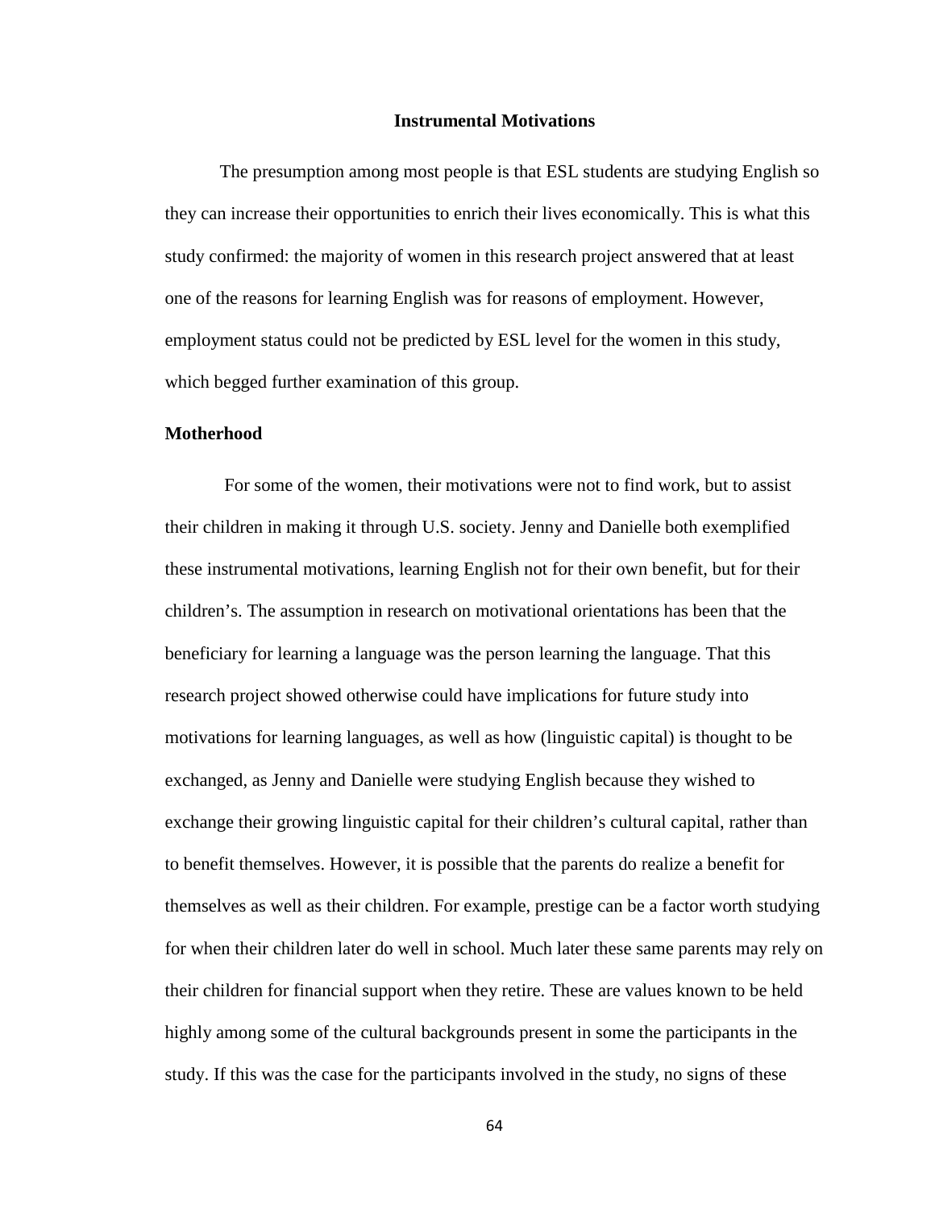## Instrumental Motivations

The presumption among most people is that ESL students are studying English so they can increase their opportunities to enrich their lives economically. This is what this study confirmed: the majority of women in this research project answered that at least one of the reasons for learning English was for reasons of employment. However, employment status could not be predicted by ESL level for the women in this study, which begged further examination of this group.

### Motherhood

For some of the women, their motivations were not to find work, but to assist their children in making it through U.S. society. Jenny and Danielle both exemplified these instrumental motivations, learning English not for their own benefit, but for their children's. The assumption in research on motivational orientations has been that the beneficiary for learning a language was the person learning the language. That this research project showed otherwise could have implications for future study into motivations for learning languages, as well as how (linguistic capital) is thought to be exchanged, as Jenny and Danielle were studying English because they wished to exchange their growing linguistic capital for their children's cultural capital, rather than to benefit themselves. However, it is possible that the parents do realize a benefit for themselves as well as their children. For example, prestige can be a factor worth studying for when their children later do well in school. Much later these same parents may rely on their children for financial support when they retire. These are values known to be held highly among some of the cultural backgrounds present in some the participants in the study. If this was the case for the participants involved in the study, no signs of these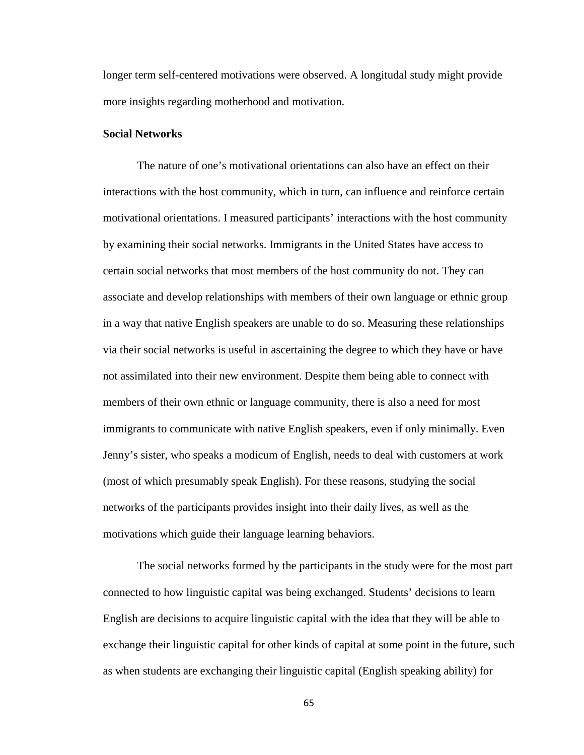longer term self-centered motivations were observed. A longitudal study might provide more insights regarding motherhood and motivation.

### Social Networks

The nature of one's motivational orientations can also have an effect on their interactions with the host community, which in turn, can influence and reinforce certain motivational orientations. I measured participants' interactions with the host community by examining their social networks. Immigrants in the United States have access to certain social networks that most members of the host community do not. They can associate and develop relationships with members of their own language or ethnic group in a way that native English speakers are unable to do so. Measuring these relationships via their social networks is useful in ascertaining the degree to which they have or have not assimilated into their new environment. Despite them being able to connect with members of their own ethnic or language community, there is also a need for most immigrants to communicate with native English speakers, even if only minimally. Even Jenny's sister, who speaks a modicum of English, needs to deal with customers at work (most of which presumably speak English). For these reasons, studying the social networks of the participants provides insight into their daily lives, as well as the motivations which guide their language learning behaviors.

The social networks formed by the participants in the study were for the most part connected to how linguistic capital was being exchanged. Students' decisions to learn English are decisions to acquire linguistic capital with the idea that they will be able to exchange their linguistic capital for other kinds of capital at some point in the future, such as when students are exchanging their linguistic capital (English speaking ability) for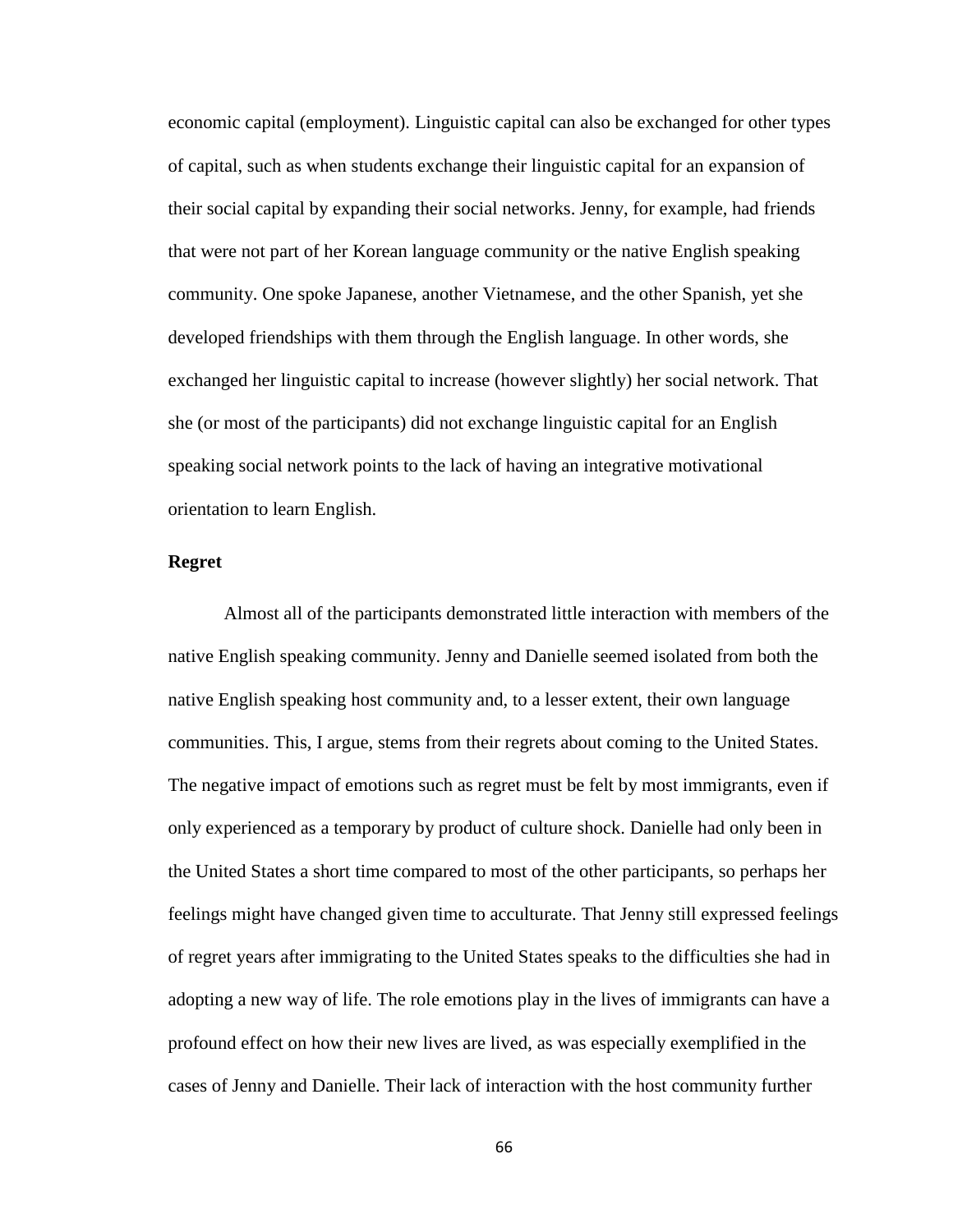economic capital (employment). Linguistic capital can also be exchanged for other types of capital, such as when students exchange their linguistic capital for an expansion of their social capital by expanding their social networks. Jenny, for example, had friends that were not part of her Korean language community or the native English speaking community. One spoke Japanese, another Vietnamese, and the other Spanish, yet she developed friendships with them through the English language. In other words, she exchanged her linguistic capital to increase (however slightly) her social network. That she (or most of the participants) did not exchange linguistic capital for an English speaking social network points to the lack of having an integrative motivational orientation to learn English.

### Regret

Almost all of the participants demonstrated little interaction with members of the native English speaking community. Jenny and Danielle seemed isolated from both the native English speaking host community and, to a lesser extent, their own language communities. This, I argue, stems from their regrets about coming to the United States. The negative impact of emotions such as regret must be felt by most immigrants, even if only experienced as a temporary by product of culture shock. Danielle had only been in the United States a short time compared to most of the other participants, so perhaps her feelings might have changed given time to acculturate. That Jenny still expressed feelings of regret years after immigrating to the United States speaks to the difficulties she had in adopting a new way of life. The role emotions play in the lives of immigrants can have a profound effect on how their new lives are lived, as was especially exemplified in the cases of Jenny and Danielle. Their lack of interaction with the host community further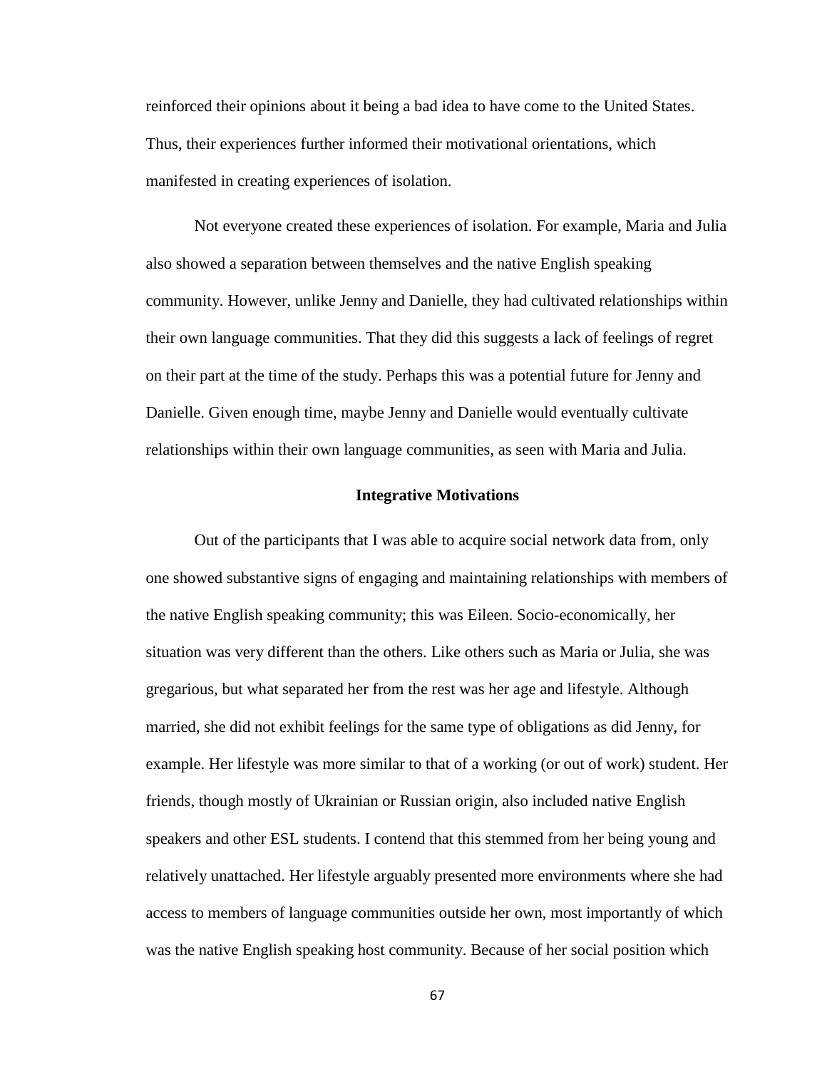reinforced their opinions about it being a bad idea to have come to the United States. Thus, their experiences further informed their motivational orientations, which manifested in creating experiences of isolation.

Not everyone created these experiences of isolation. For example, Maria and Julia also showed a separation between themselves and the native English speaking community. However, unlike Jenny and Danielle, they had cultivated relationships within their own language communities. That they did this suggests a lack of feelings of regret on their part at the time of the study. Perhaps this was a potential future for Jenny and Danielle. Given enough time, maybe Jenny and Danielle would eventually cultivate relationships within their own language communities, as seen with Maria and Julia.

### Integrative Motivations

Out of the participants that I was able to acquire social network data from, only one showed substantive signs of engaging and maintaining relationships with members of the native English speaking community; this was Eileen. Socio-economically, her situation was very different than the others. Like others such as Maria or Julia, she was gregarious, but what separated her from the rest was her age and lifestyle. Although married, she did not exhibit feelings for the same type of obligations as did Jenny, for example. Her lifestyle was more similar to that of a working (or out of work) student. Her friends, though mostly of Ukrainian or Russian origin, also included native English speakers and other ESL students. I contend that this stemmed from her being young and relatively unattached. Her lifestyle arguably presented more environments where she had access to members of language communities outside her own, most importantly of which was the native English speaking host community. Because of her social position which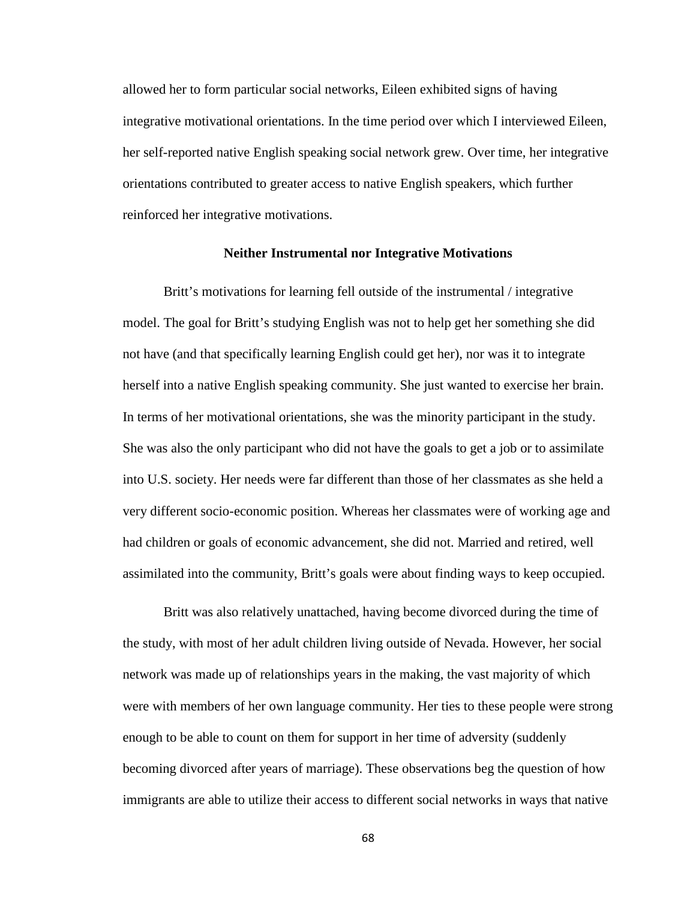allowed her to form particular social networks, Eileen exhibited signs of having integrative motivational orientations. In the time period over which I interviewed Eileen, her self-reported native English speaking social network grew. Over time, her integrative orientations contributed to greater access to native English speakers, which further reinforced her integrative motivations.

### Neither Instrumental nor Integrative Motivations

Britt's motivations for learning fell outside of the instrumental / integrative model. The goal for Britt's studying English was not to help get her something she did not have (and that specifically learning English could get her), nor was it to integrate herself into a native English speaking community. She just wanted to exercise her brain. In terms of her motivational orientations, she was the minority participant in the study. She was also the only participant who did not have the goals to get a job or to assimilate into U.S. society. Her needs were far different than those of her classmates as she held a very different socio-economic position. Whereas her classmates were of working age and had children or goals of economic advancement, she did not. Married and retired, well assimilated into the community, Britt's goals were about finding ways to keep occupied.

Britt was also relatively unattached, having become divorced during the time of the study, with most of her adult children living outside of Nevada. However, her social network was made up of relationships years in the making, the vast majority of which were with members of her own language community. Her ties to these people were strong enough to be able to count on them for support in her time of adversity (suddenly becoming divorced after years of marriage). These observations beg the question of how immigrants are able to utilize their access to different social networks in ways that native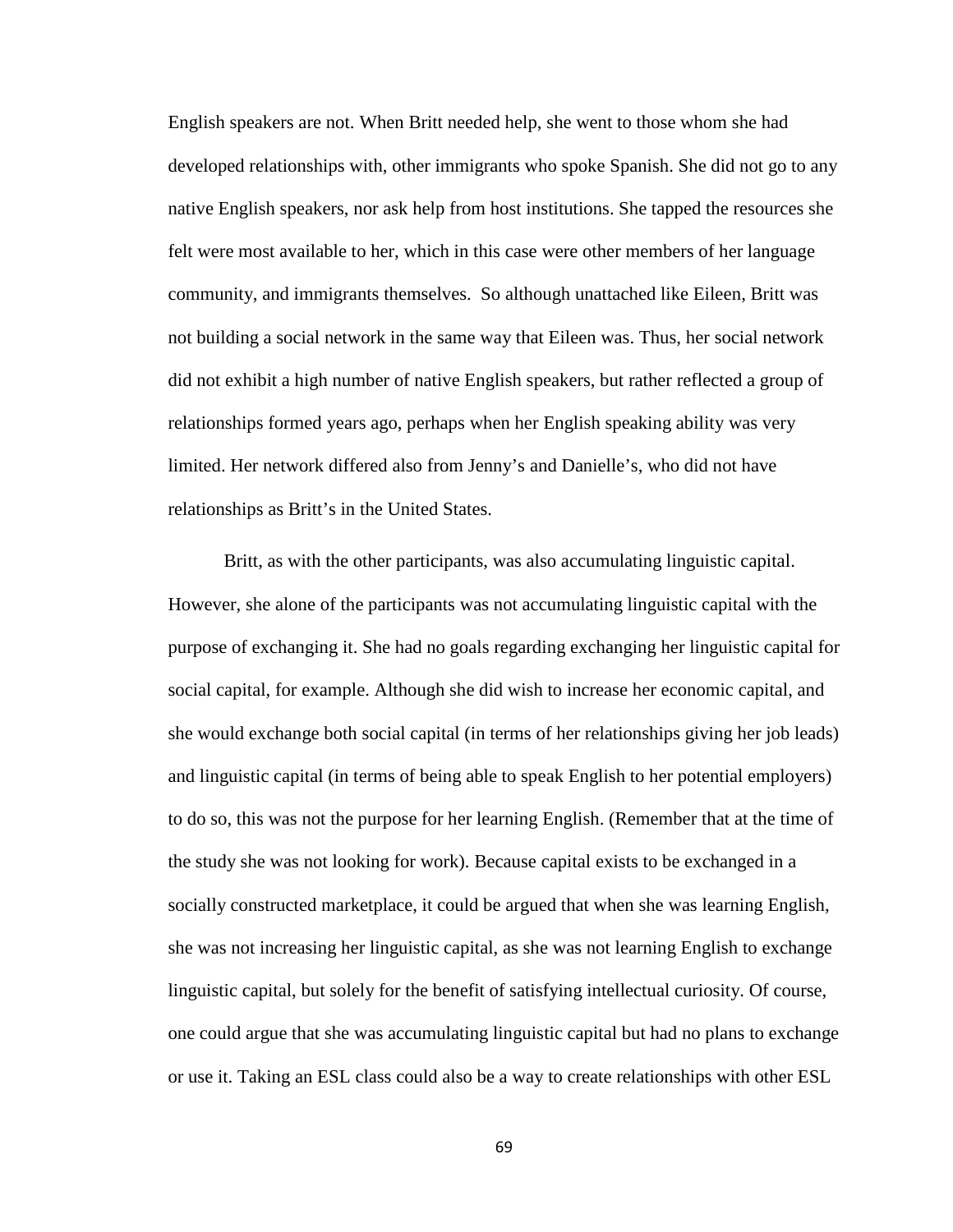English speakers are not. When Britt needed help, she went to those whom she had developed relationships with, other immigrants who spoke Spanish. She did not go to any native English speakers, nor ask help from host institutions. She tapped the resources she felt were most available to her, which in this case were other members of her language community, and immigrants themselves. So although unattached like Eileen, Britt was not building a social network in the same way that Eileen was. Thus, her social network did not exhibit a high number of native English speakers, but rather reflected a group of relationships formed years ago, perhaps when her English speaking ability was very limited. Her network differed also from Jenny's and Danielle's, who did not have relationships as Britt's in the United States.

Britt, as with the other participants, was also accumulating linguistic capital. However, she alone of the participants was not accumulating linguistic capital with the purpose of exchanging it. She had no goals regarding exchanging her linguistic capital for social capital, for example. Although she did wish to increase her economic capital, and she would exchange both social capital (in terms of her relationships giving her job leads) and linguistic capital (in terms of being able to speak English to her potential employers) to do so, this was not the purpose for her learning English. (Remember that at the time of the study she was not looking for work). Because capital exists to be exchanged in a socially constructed marketplace, it could be argued that when she was learning English, she was not increasing her linguistic capital, as she was not learning English to exchange linguistic capital, but solely for the benefit of satisfying intellectual curiosity. Of course, one could argue that she was accumulating linguistic capital but had no plans to exchange or use it. Taking an ESL class could also be a way to create relationships with other ESL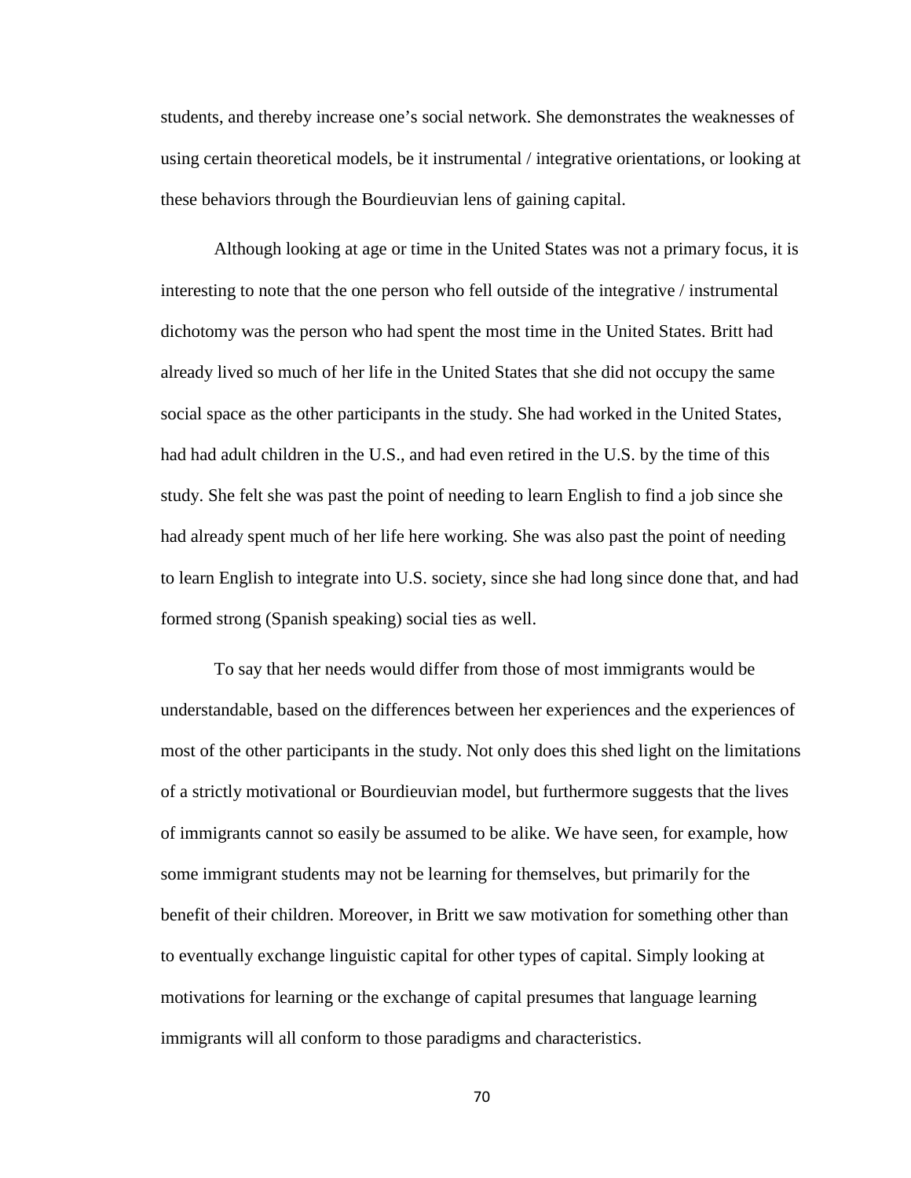students, and thereby increase one's social network. She demonstrates the weaknesses of using certain theoretical models, be it instrumental / integrative orientations, or looking at these behaviors through the Bourdieuvian lens of gaining capital.

Although looking at age or time in the United States was not a primary focus, it is interesting to note that the one person who fell outside of the integrative / instrumental dichotomy was the person who had spent the most time in the United States. Britt had already lived so much of her life in the United States that she did not occupy the same social space as the other participants in the study. She had worked in the United States, had had adult children in the U.S., and had even retired in the U.S. by the time of this study. She felt she was past the point of needing to learn English to find a job since she had already spent much of her life here working. She was also past the point of needing to learn English to integrate into U.S. society, since she had long since done that, and had formed strong (Spanish speaking) social ties as well.

To say that her needs would differ from those of most immigrants would be understandable, based on the differences between her experiences and the experiences of most of the other participants in the study. Not only does this shed light on the limitations of a strictly motivational or Bourdieuvian model, but furthermore suggests that the lives of immigrants cannot so easily be assumed to be alike. We have seen, for example, how some immigrant students may not be learning for themselves, but primarily for the benefit of their children. Moreover, in Britt we saw motivation for something other than to eventually exchange linguistic capital for other types of capital. Simply looking at motivations for learning or the exchange of capital presumes that language learning immigrants will all conform to those paradigms and characteristics.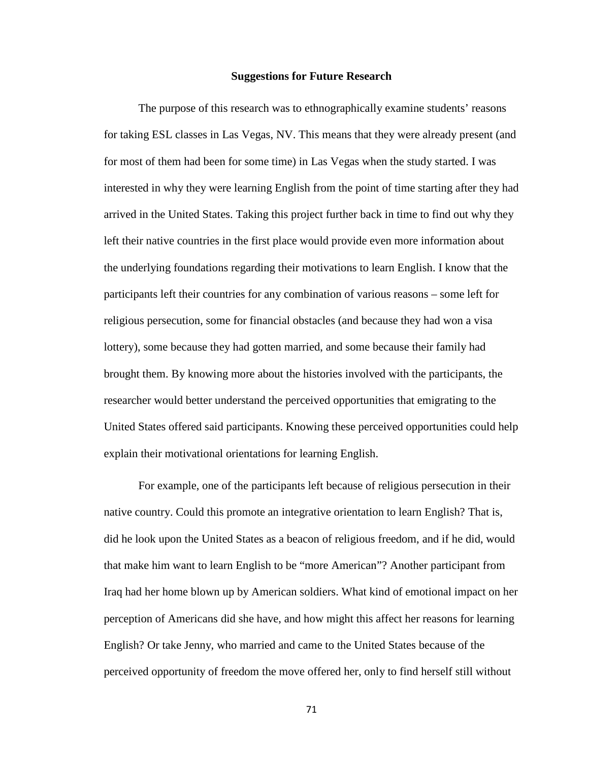## Suggestions for Future Research

The purpose of this research was to ethnographically examine students' reasons for taking ESL classes in Las Vegas, NV. This means that they were already present (and for most of them had been for some time) in Las Vegas when the study started. I was interested in why they were learning English from the point of time starting after they had arrived in the United States. Taking this project further back in time to find out why they left their native countries in the first place would provide even more information about the underlying foundations regarding their motivations to learn English. I know that the participants left their countries for any combination of various reasons – some left for religious persecution, some for financial obstacles (and because they had won a visa lottery), some because they had gotten married, and some because their family had brought them. By knowing more about the histories involved with the participants, the researcher would better understand the perceived opportunities that emigrating to the United States offered said participants. Knowing these perceived opportunities could help explain their motivational orientations for learning English.

For example, one of the participants left because of religious persecution in their native country. Could this promote an integrative orientation to learn English? That is, did he look upon the United States as a beacon of religious freedom, and if he did, would that make him want to learn English to be "more American"? Another participant from Iraq had her home blown up by American soldiers. What kind of emotional impact on her perception of Americans did she have, and how might this affect her reasons for learning English? Or take Jenny, who married and came to the United States because of the perceived opportunity of freedom the move offered her, only to find herself still without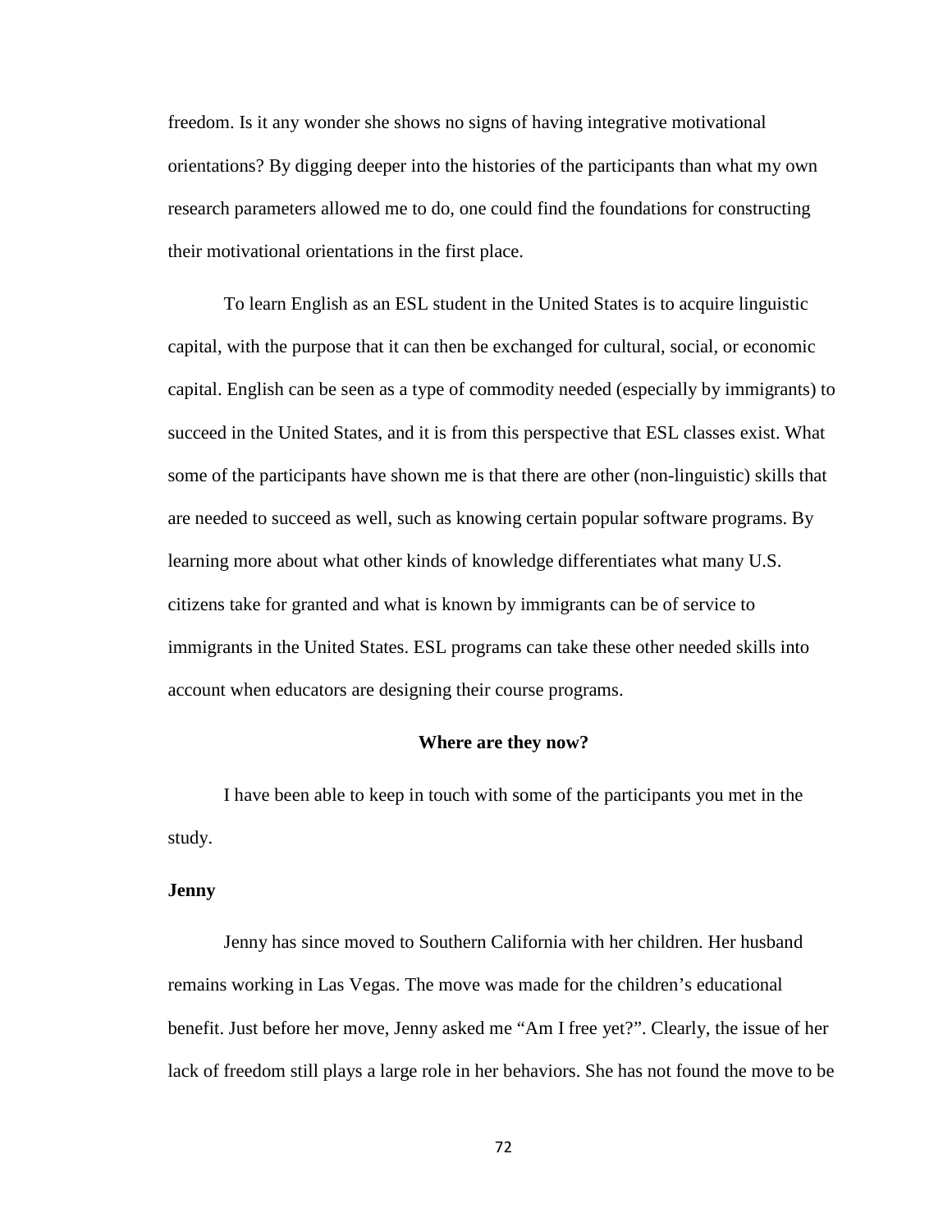freedom. Is it any wonder she shows no signs of having integrative motivational orientations? By digging deeper into the histories of the participants than what my own research parameters allowed me to do, one could find the foundations for constructing their motivational orientations in the first place.

To learn English as an ESL student in the United States is to acquire linguistic capital, with the purpose that it can then be exchanged for cultural, social, or economic capital. English can be seen as a type of commodity needed (especially by immigrants) to succeed in the United States, and it is from this perspective that ESL classes exist. What some of the participants have shown me is that there are other (non-linguistic) skills that are needed to succeed as well, such as knowing certain popular software programs. By learning more about what other kinds of knowledge differentiates what many U.S. citizens take for granted and what is known by immigrants can be of service to immigrants in the United States. ESL programs can take these other needed skills into account when educators are designing their course programs.

## Where are they now?

I have been able to keep in touch with some of the participants you met in the study.

### Jenny

Jenny has since moved to Southern California with her children. Her husband remains working in Las Vegas. The move was made for the children's educational benefit. Just before her move, Jenny asked me "Am I free yet?". Clearly, the issue of her lack of freedom still plays a large role in her behaviors. She has not found the move to be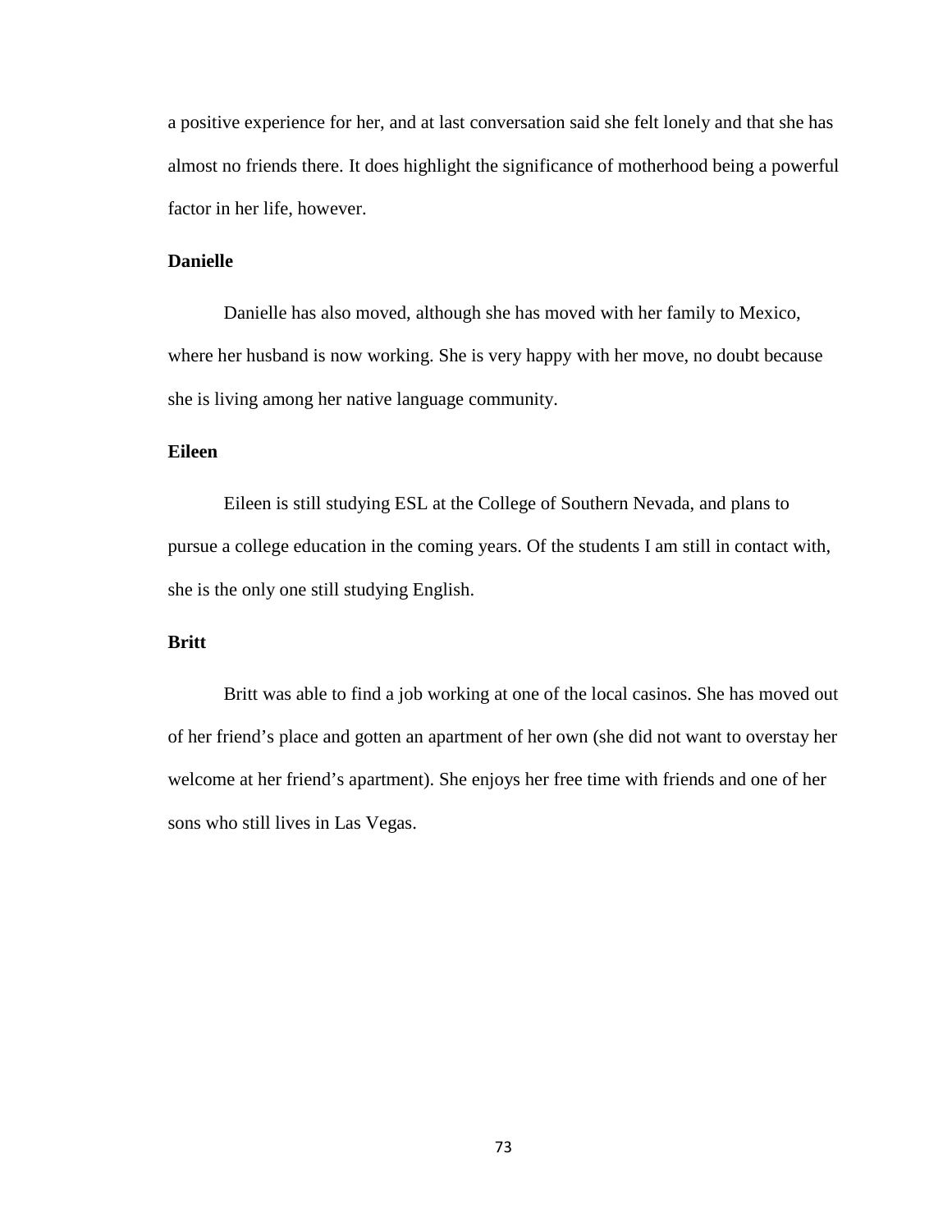a positive experience for her, and at last conversation said she felt lonely and that she has almost no friends there. It does highlight the significance of motherhood being a powerful factor in her life, however.

### Danielle

Danielle has also moved, although she has moved with her family to Mexico, where her husband is now working. She is very happy with her move, no doubt because she is living among her native language community.

### Eileen

Eileen is still studying ESL at the College of Southern Nevada, and plans to pursue a college education in the coming years. Of the students I am still in contact with, she is the only one still studying English.

### Britt

Britt was able to find a job working at one of the local casinos. She has moved out of her friend's place and gotten an apartment of her own (she did not want to overstay her welcome at her friend's apartment). She enjoys her free time with friends and one of her sons who still lives in Las Vegas.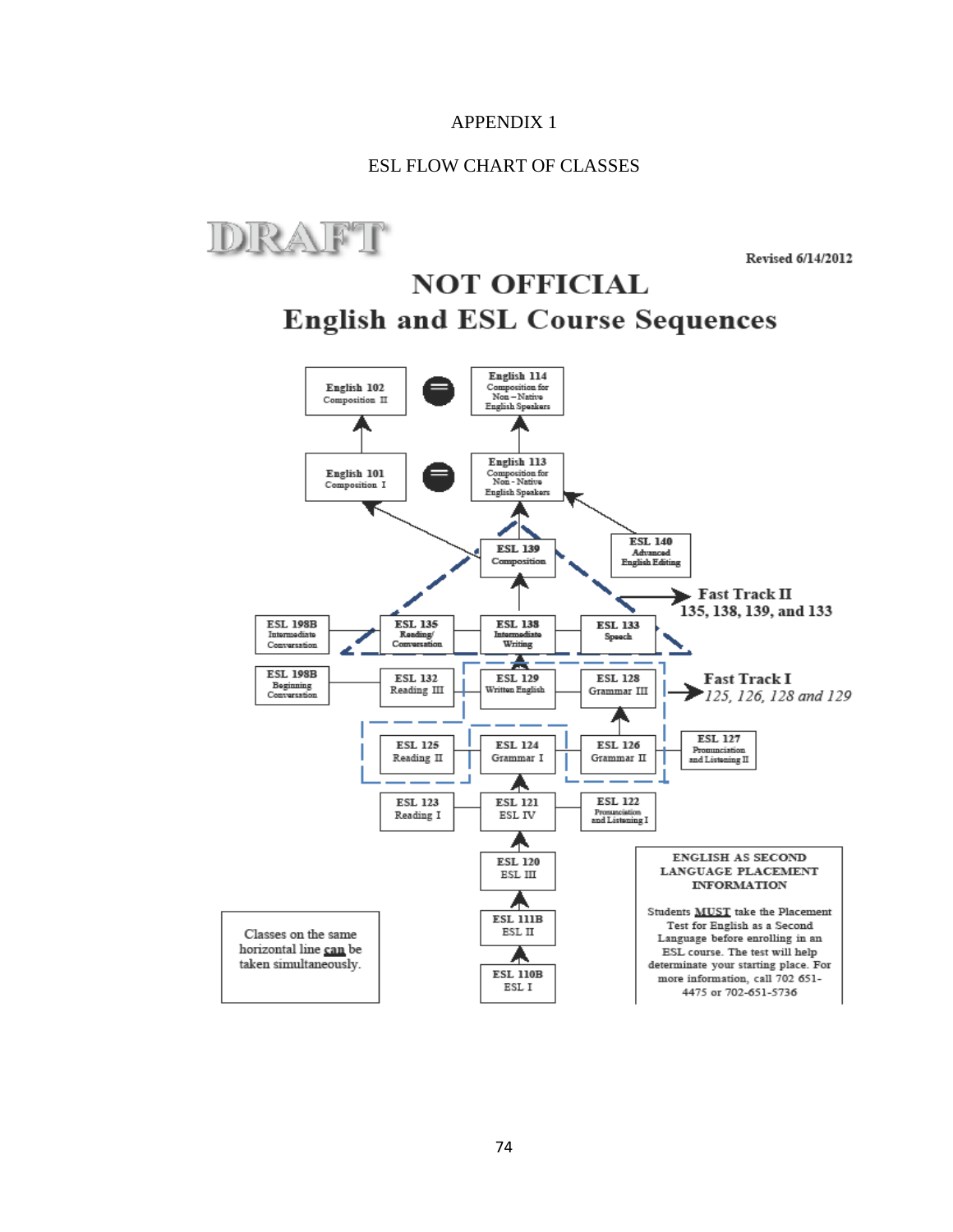APPENDIX 1

ESL FLOW CHART OF CLASSES

DRAFT

Revised 6/14/2012

# NOT OFFICIAL
# English and ESL Course Sequences

English 102 Composition II = English 114 Composition for Non – Native English Speakers

English 101 Composition I = English 113 Composition for Non - Native English Speakers

ESL 139 Composition

ESL 140 Advanced English Editing

**Fast Track II** 135, 138, 139, and 133

ESL 198B Intermediate Conversation | ESL 135 Reading/ Conversation | ESL 138 Intermediate Writing | ESL 133 Speech

ESL 198B Beginning Conversation | ESL 132 Reading III | ESL 129 Written English | ESL 128 Grammar III

**Fast Track I** *125, 126, 128 and 129*

ESL 125 Reading II | ESL 124 Grammar I | ESL 126 Grammar II | ESL 127 Pronunciation and Listening II

ESL 123 Reading I | ESL 121 ESL IV | ESL 122 Pronunciation and Listening I

ESL 120 ESL III

ESL 111B ESL II

ESL 110B ESL I

Classes on the same horizontal line can be taken simultaneously.

**ENGLISH AS SECOND LANGUAGE PLACEMENT INFORMATION**

Students MUST take the Placement Test for English as a Second Language before enrolling in an ESL course. The test will help determinate your starting place. For more information, call 702 651-4475 or 702-651-5736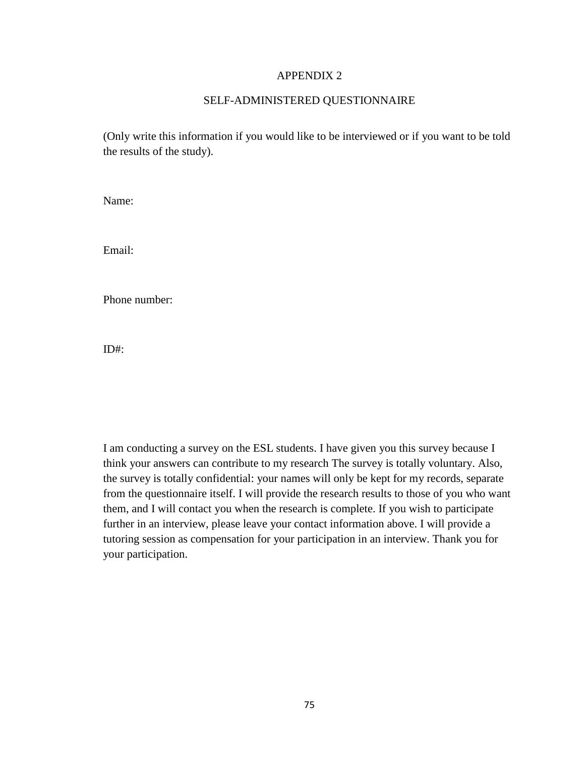# APPENDIX 2

## SELF-ADMINISTERED QUESTIONNAIRE

(Only write this information if you would like to be interviewed or if you want to be told the results of the study).

Name:

Email:

Phone number:

ID#:

I am conducting a survey on the ESL students. I have given you this survey because I think your answers can contribute to my research The survey is totally voluntary. Also, the survey is totally confidential: your names will only be kept for my records, separate from the questionnaire itself. I will provide the research results to those of you who want them, and I will contact you when the research is complete. If you wish to participate further in an interview, please leave your contact information above. I will provide a tutoring session as compensation for your participation in an interview. Thank you for your participation.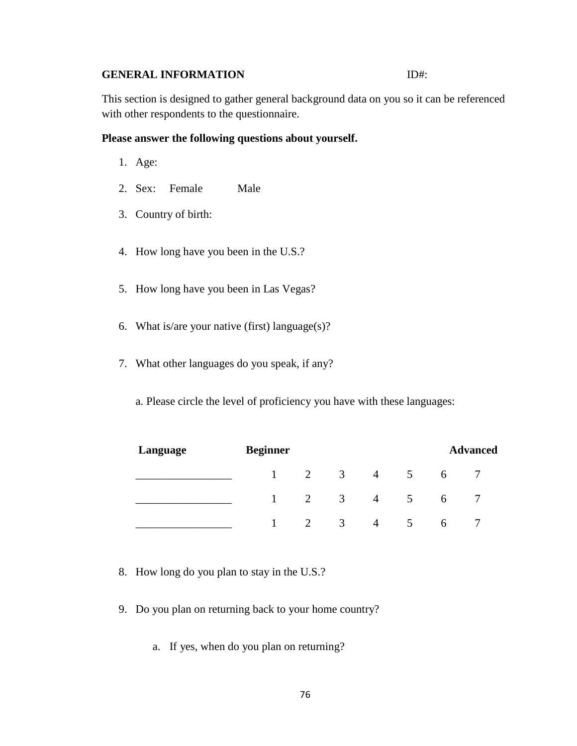**GENERAL INFORMATION** ID#:

This section is designed to gather general background data on you so it can be referenced with other respondents to the questionnaire.

**Please answer the following questions about yourself.**

1. Age:
2. Sex: Female Male
3. Country of birth:
4. How long have you been in the U.S.?
5. How long have you been in Las Vegas?
6. What is/are your native (first) language(s)?
7. What other languages do you speak, if any?

   a. Please circle the level of proficiency you have with these languages:

| **Language** | **Beginner** | | | | | | **Advanced** |
|---|---|---|---|---|---|---|---|
| _________________ | 1 | 2 | 3 | 4 | 5 | 6 | 7 |
| _________________ | 1 | 2 | 3 | 4 | 5 | 6 | 7 |
| _________________ | 1 | 2 | 3 | 4 | 5 | 6 | 7 |

8. How long do you plan to stay in the U.S.?
9. Do you plan on returning back to your home country?
   a. If yes, when do you plan on returning?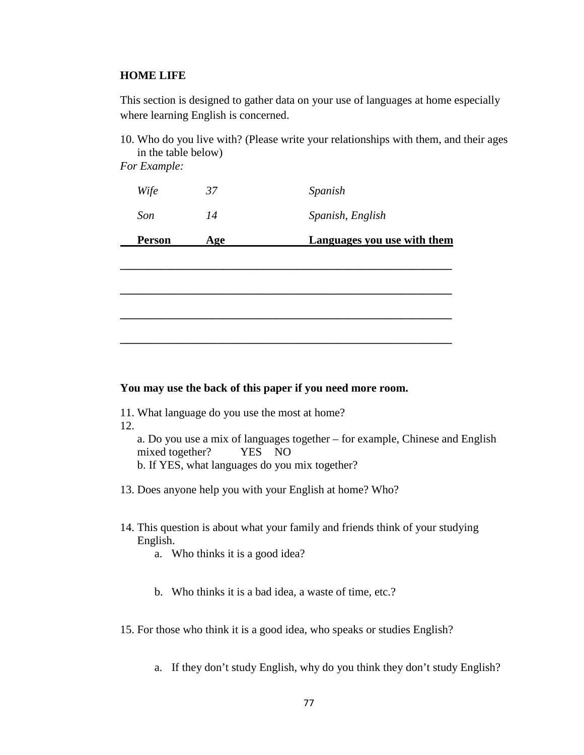**HOME LIFE**

This section is designed to gather data on your use of languages at home especially where learning English is concerned.

10. Who do you live with? (Please write your relationships with them, and their ages in the table below)

*For Example:*

| *Wife* | *37* | *Spanish* |
|---|---|---|
| *Son* | *14* | *Spanish, English* |
| **Person** | **Age** | **Languages you use with them** |
| | | |
| | | |
| | | |
| | | |

**You may use the back of this paper if you need more room.**

11. What language do you use the most at home?

12.
 a. Do you use a mix of languages together – for example, Chinese and English mixed together? YES NO
 b. If YES, what languages do you mix together?

13. Does anyone help you with your English at home? Who?

14. This question is about what your family and friends think of your studying English.
 a. Who thinks it is a good idea?

 b. Who thinks it is a bad idea, a waste of time, etc.?

15. For those who think it is a good idea, who speaks or studies English?

 a. If they don't study English, why do you think they don't study English?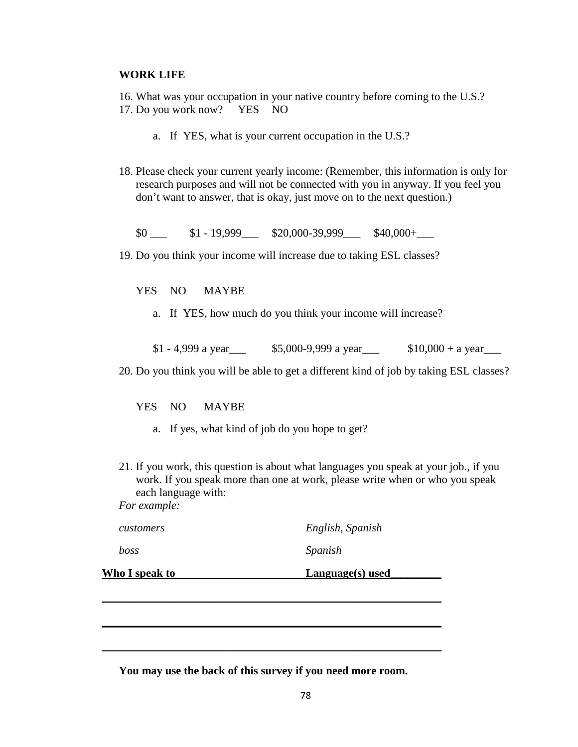**WORK LIFE**

16. What was your occupation in your native country before coming to the U.S.?
17. Do you work now?   YES   NO

    a. If YES, what is your current occupation in the U.S.?

18. Please check your current yearly income: (Remember, this information is only for research purposes and will not be connected with you in anyway. If you feel you don't want to answer, that is okay, just move on to the next question.)

    $0 ___   $1 - 19,999___   $20,000-39,999___   $40,000+___

19. Do you think your income will increase due to taking ESL classes?

    YES   NO   MAYBE

    a. If YES, how much do you think your income will increase?

       $1 - 4,999 a year___   $5,000-9,999 a year___   $10,000 + a year___

20. Do you think you will be able to get a different kind of job by taking ESL classes?

    YES   NO   MAYBE

    a. If yes, what kind of job do you hope to get?

21. If you work, this question is about what languages you speak at your job., if you work. If you speak more than one at work, please write when or who you speak each language with:

*For example:*

| *customers* | *English, Spanish* |
|---|---|
| *boss* | *Spanish* |

| **Who I speak to** | **Language(s) used** |
|---|---|
| | |
| | |
| | |

**You may use the back of this survey if you need more room.**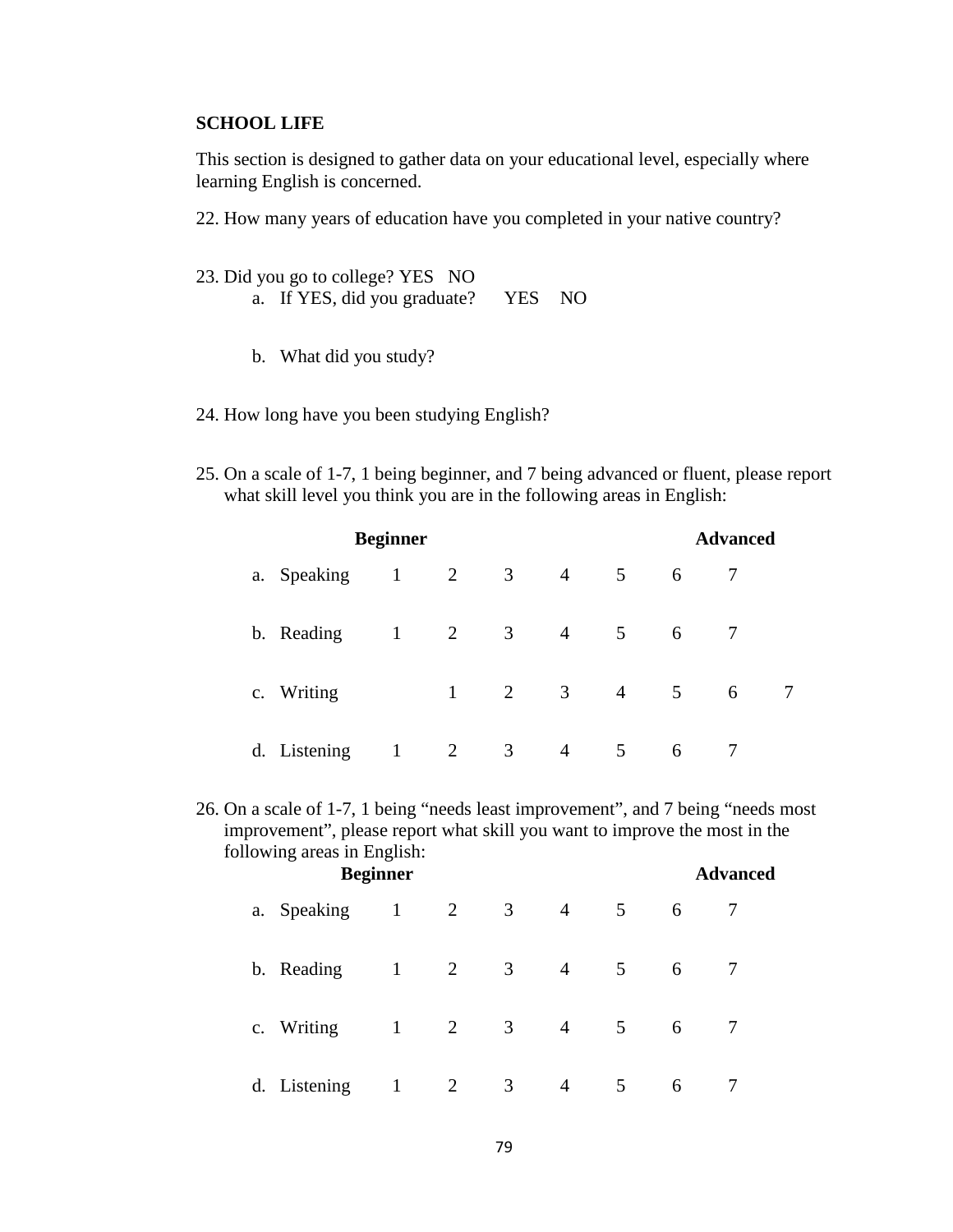**SCHOOL LIFE**

This section is designed to gather data on your educational level, especially where learning English is concerned.

22. How many years of education have you completed in your native country?

23. Did you go to college? YES NO
    a. If YES, did you graduate? YES NO

    b. What did you study?

24. How long have you been studying English?

25. On a scale of 1-7, 1 being beginner, and 7 being advanced or fluent, please report what skill level you think you are in the following areas in English:

| | Beginner | | | | | Advanced | |
|---|---|---|---|---|---|---|---|
| a. Speaking | 1 | 2 | 3 | 4 | 5 | 6 | 7 |
| b. Reading | 1 | 2 | 3 | 4 | 5 | 6 | 7 |
| c. Writing | | 1 | 2 | 3 | 4 | 5 | 6 | 7 |
| d. Listening | 1 | 2 | 3 | 4 | 5 | 6 | 7 |

26. On a scale of 1-7, 1 being "needs least improvement", and 7 being "needs most improvement", please report what skill you want to improve the most in the following areas in English:

| | Beginner | | | | | Advanced | |
|---|---|---|---|---|---|---|---|
| a. Speaking | 1 | 2 | 3 | 4 | 5 | 6 | 7 |
| b. Reading | 1 | 2 | 3 | 4 | 5 | 6 | 7 |
| c. Writing | 1 | 2 | 3 | 4 | 5 | 6 | 7 |
| d. Listening | 1 | 2 | 3 | 4 | 5 | 6 | 7 |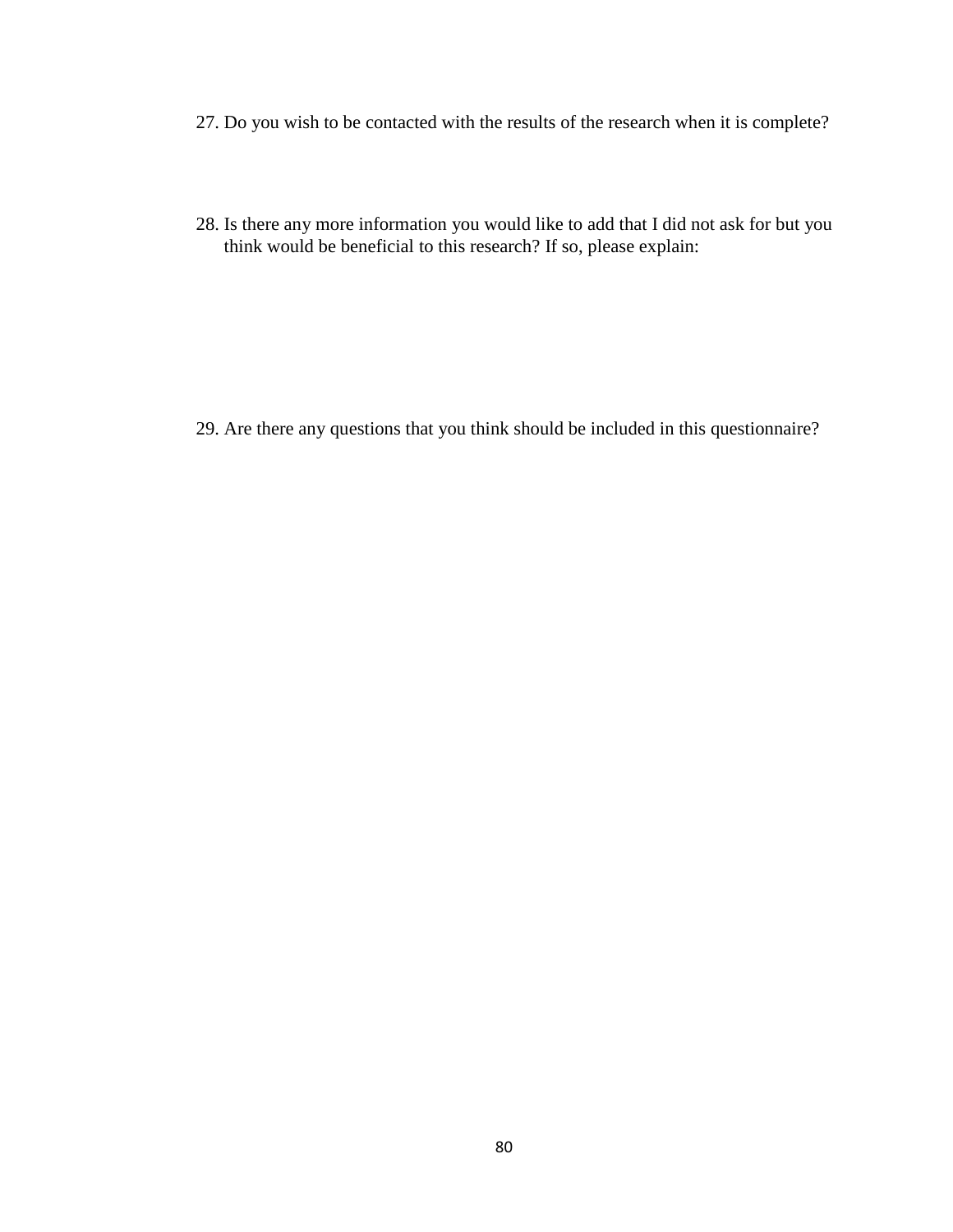27. Do you wish to be contacted with the results of the research when it is complete?

28. Is there any more information you would like to add that I did not ask for but you think would be beneficial to this research? If so, please explain:

29. Are there any questions that you think should be included in this questionnaire?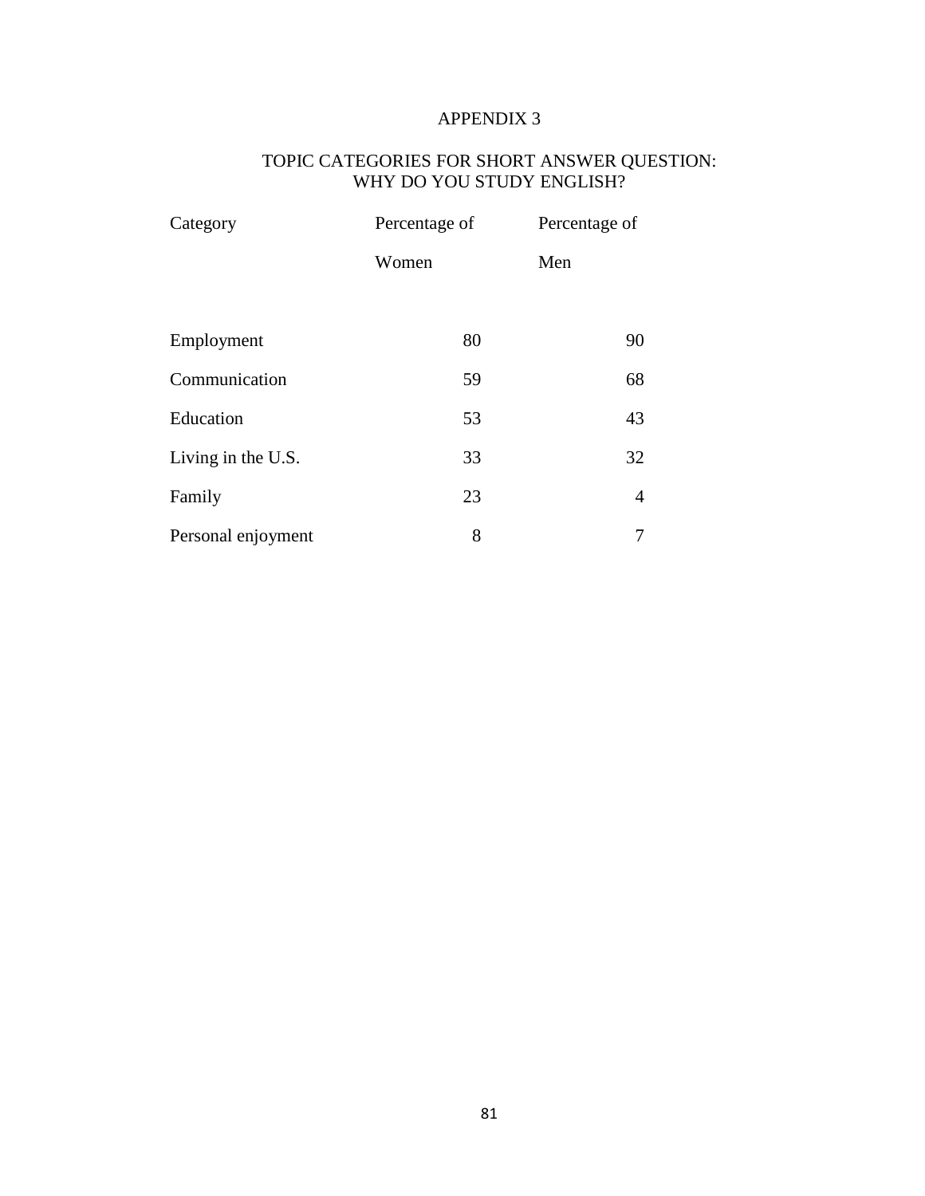# APPENDIX 3

## TOPIC CATEGORIES FOR SHORT ANSWER QUESTION: WHY DO YOU STUDY ENGLISH?

| Category | Percentage of Women | Percentage of Men |
|---|---|---|
| Employment | 80 | 90 |
| Communication | 59 | 68 |
| Education | 53 | 43 |
| Living in the U.S. | 33 | 32 |
| Family | 23 | 4 |
| Personal enjoyment | 8 | 7 |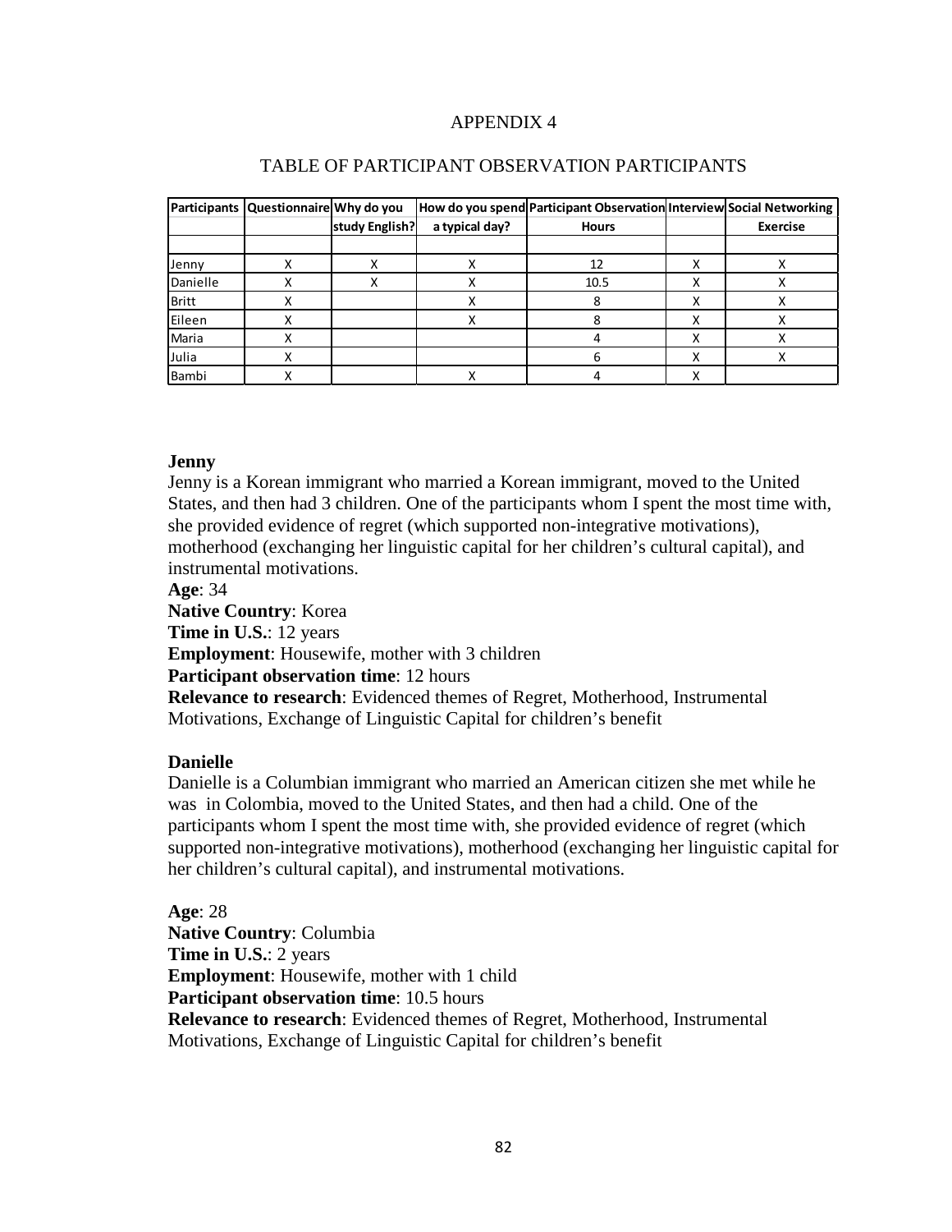# APPENDIX 4

## TABLE OF PARTICIPANT OBSERVATION PARTICIPANTS

| Participants | Questionnaire | Why do you study English? | How do you spend a typical day? | Participant Observation Hours | Interview | Social Networking Exercise |
|---|---|---|---|---|---|---|
| | | | | | | |
| Jenny | X | X | X | 12 | X | X |
| Danielle | X | X | X | 10.5 | X | X |
| Britt | X | | X | 8 | X | X |
| Eileen | X | | X | 8 | X | X |
| Maria | X | | | 4 | X | X |
| Julia | X | | | 6 | X | X |
| Bambi | X | | X | 4 | X | |

**Jenny**

Jenny is a Korean immigrant who married a Korean immigrant, moved to the United States, and then had 3 children. One of the participants whom I spent the most time with, she provided evidence of regret (which supported non-integrative motivations), motherhood (exchanging her linguistic capital for her children's cultural capital), and instrumental motivations.

**Age**: 34
**Native Country**: Korea
**Time in U.S.**: 12 years
**Employment**: Housewife, mother with 3 children
**Participant observation time**: 12 hours
**Relevance to research**: Evidenced themes of Regret, Motherhood, Instrumental Motivations, Exchange of Linguistic Capital for children's benefit

**Danielle**

Danielle is a Columbian immigrant who married an American citizen she met while he was in Colombia, moved to the United States, and then had a child. One of the participants whom I spent the most time with, she provided evidence of regret (which supported non-integrative motivations), motherhood (exchanging her linguistic capital for her children's cultural capital), and instrumental motivations.

**Age**: 28
**Native Country**: Columbia
**Time in U.S.**: 2 years
**Employment**: Housewife, mother with 1 child
**Participant observation time**: 10.5 hours
**Relevance to research**: Evidenced themes of Regret, Motherhood, Instrumental Motivations, Exchange of Linguistic Capital for children's benefit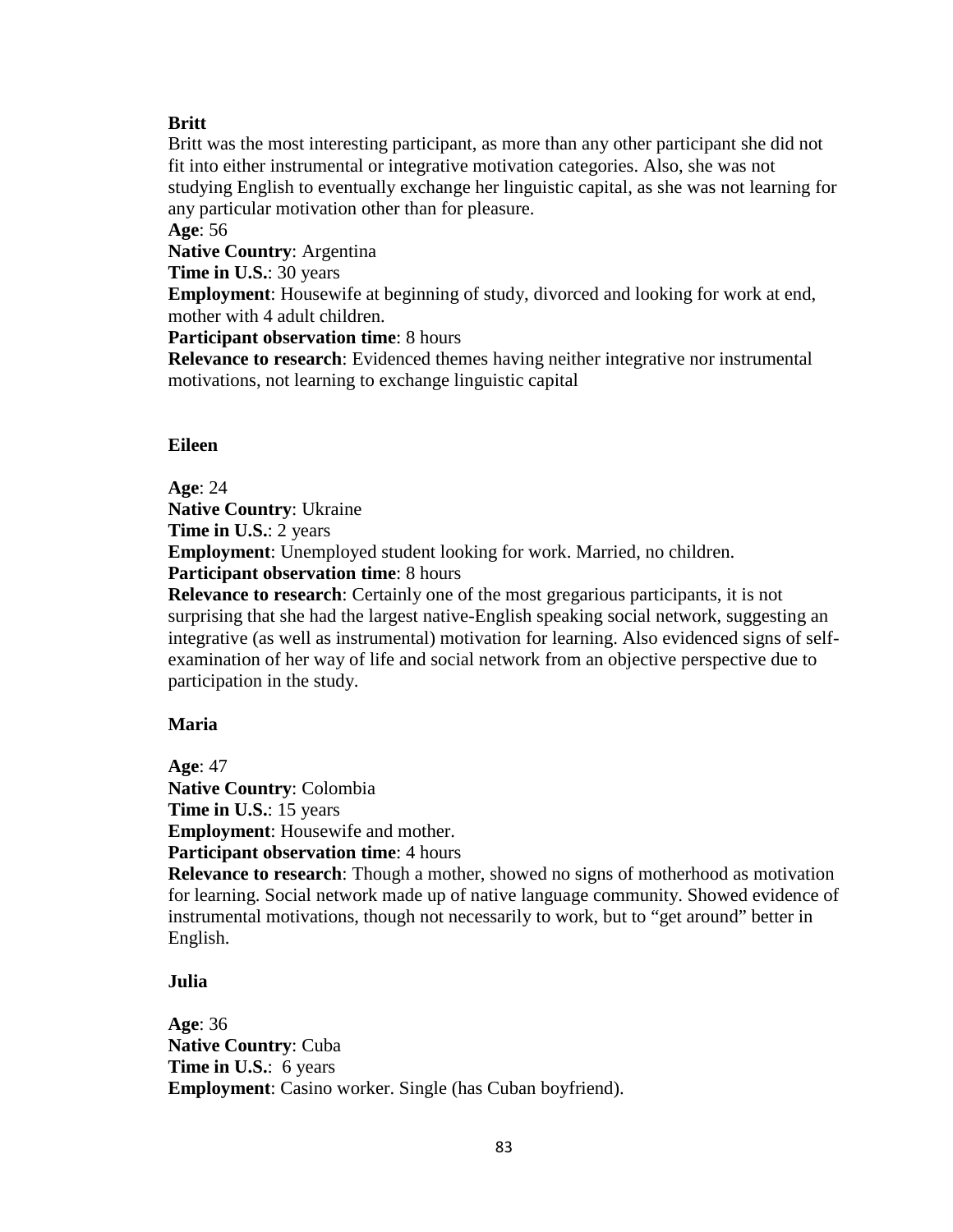**Britt**

Britt was the most interesting participant, as more than any other participant she did not fit into either instrumental or integrative motivation categories. Also, she was not studying English to eventually exchange her linguistic capital, as she was not learning for any particular motivation other than for pleasure.

**Age**: 56
**Native Country**: Argentina
**Time in U.S.**: 30 years
**Employment**: Housewife at beginning of study, divorced and looking for work at end, mother with 4 adult children.
**Participant observation time**: 8 hours
**Relevance to research**: Evidenced themes having neither integrative nor instrumental motivations, not learning to exchange linguistic capital

**Eileen**

**Age**: 24
**Native Country**: Ukraine
**Time in U.S.**: 2 years
**Employment**: Unemployed student looking for work. Married, no children.
**Participant observation time**: 8 hours
**Relevance to research**: Certainly one of the most gregarious participants, it is not surprising that she had the largest native-English speaking social network, suggesting an integrative (as well as instrumental) motivation for learning. Also evidenced signs of self-examination of her way of life and social network from an objective perspective due to participation in the study.

**Maria**

**Age**: 47
**Native Country**: Colombia
**Time in U.S.**: 15 years
**Employment**: Housewife and mother.
**Participant observation time**: 4 hours
**Relevance to research**: Though a mother, showed no signs of motherhood as motivation for learning. Social network made up of native language community. Showed evidence of instrumental motivations, though not necessarily to work, but to "get around" better in English.

**Julia**

**Age**: 36
**Native Country**: Cuba
**Time in U.S.**: 6 years
**Employment**: Casino worker. Single (has Cuban boyfriend).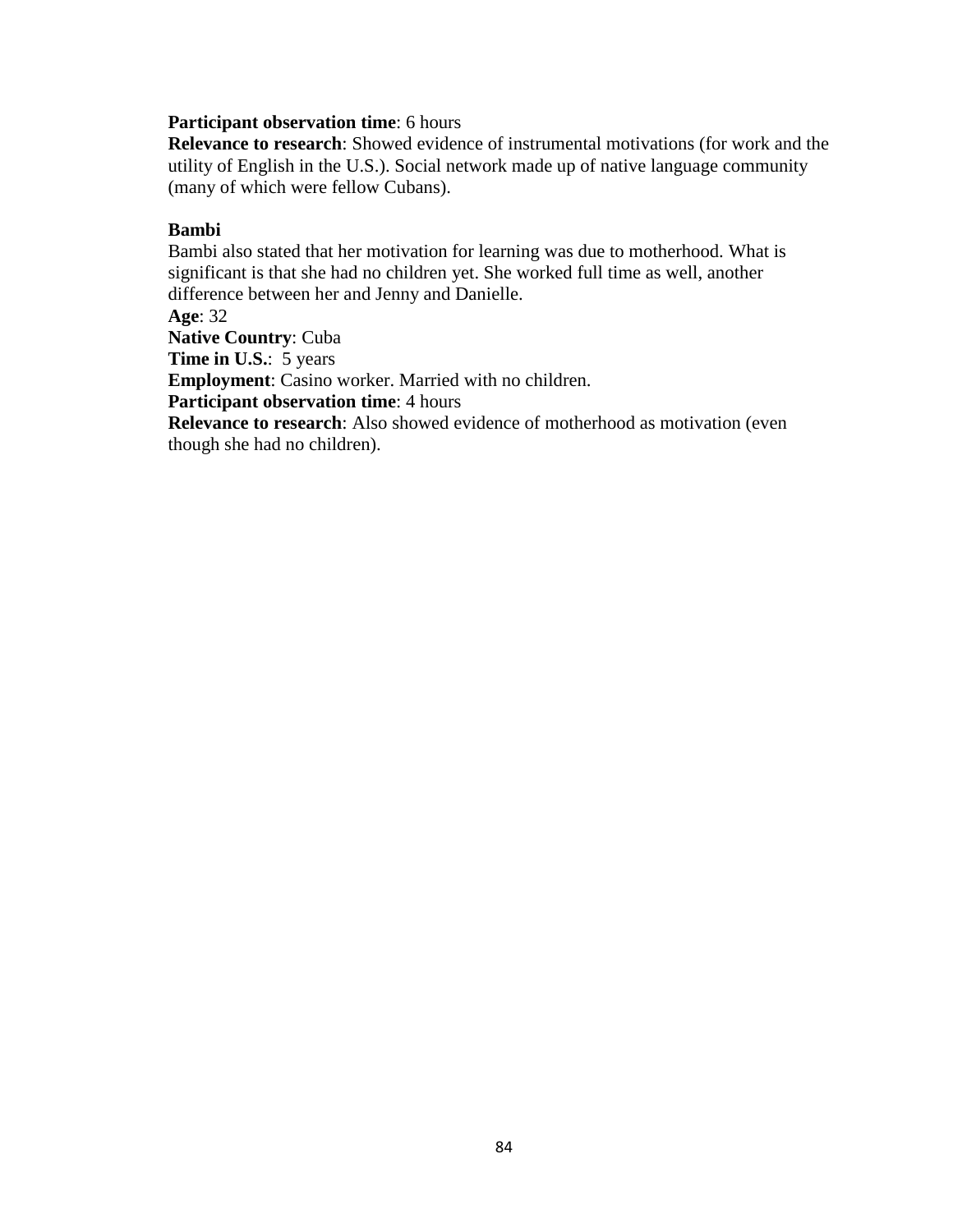**Participant observation time**: 6 hours
**Relevance to research**: Showed evidence of instrumental motivations (for work and the utility of English in the U.S.). Social network made up of native language community (many of which were fellow Cubans).

**Bambi**
Bambi also stated that her motivation for learning was due to motherhood. What is significant is that she had no children yet. She worked full time as well, another difference between her and Jenny and Danielle.
**Age**: 32
**Native Country**: Cuba
**Time in U.S.**: 5 years
**Employment**: Casino worker. Married with no children.
**Participant observation time**: 4 hours
**Relevance to research**: Also showed evidence of motherhood as motivation (even though she had no children).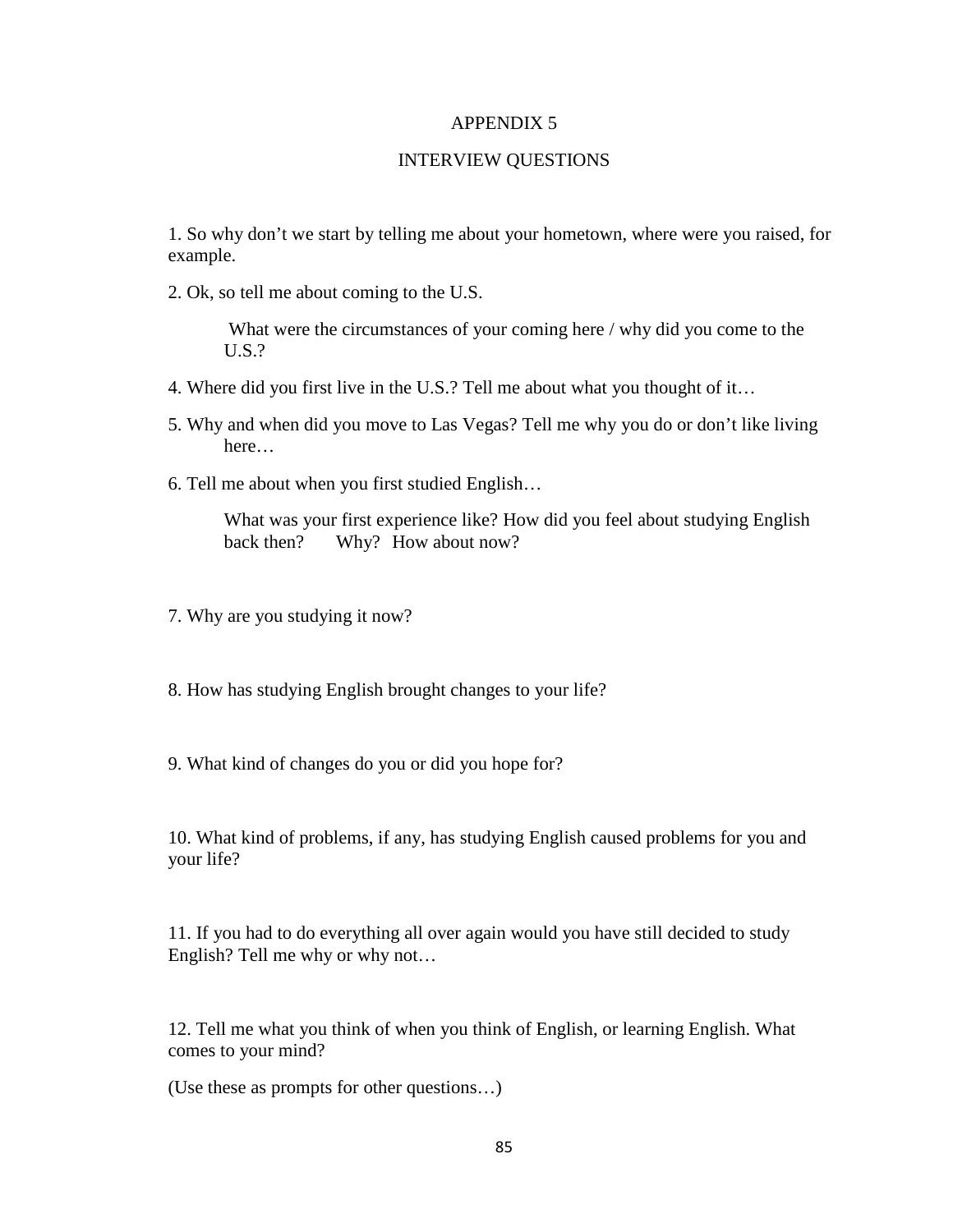# APPENDIX 5

## INTERVIEW QUESTIONS

1. So why don't we start by telling me about your hometown, where were you raised, for example.

2. Ok, so tell me about coming to the U.S.

    What were the circumstances of your coming here / why did you come to the U.S.?

4. Where did you first live in the U.S.? Tell me about what you thought of it…

5. Why and when did you move to Las Vegas? Tell me why you do or don't like living here…

6. Tell me about when you first studied English…

    What was your first experience like? How did you feel about studying English back then? Why? How about now?

7. Why are you studying it now?

8. How has studying English brought changes to your life?

9. What kind of changes do you or did you hope for?

10. What kind of problems, if any, has studying English caused problems for you and your life?

11. If you had to do everything all over again would you have still decided to study English? Tell me why or why not…

12. Tell me what you think of when you think of English, or learning English. What comes to your mind?

(Use these as prompts for other questions…)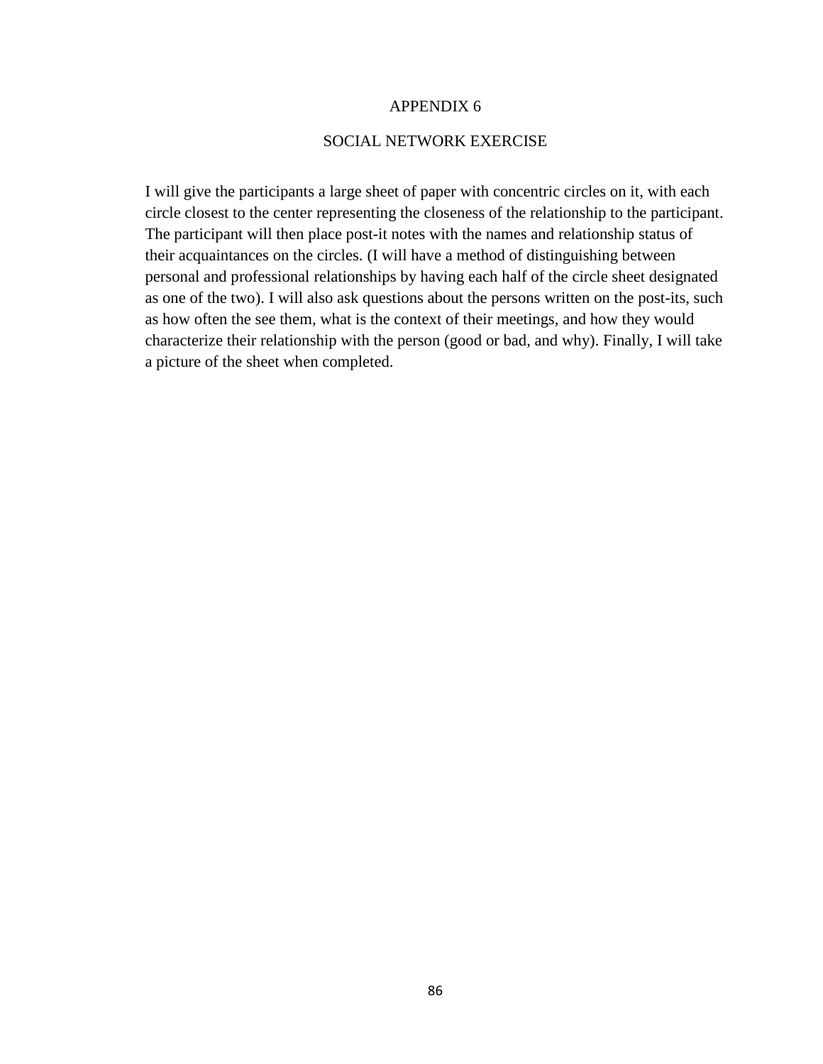# APPENDIX 6

## SOCIAL NETWORK EXERCISE

I will give the participants a large sheet of paper with concentric circles on it, with each circle closest to the center representing the closeness of the relationship to the participant. The participant will then place post-it notes with the names and relationship status of their acquaintances on the circles. (I will have a method of distinguishing between personal and professional relationships by having each half of the circle sheet designated as one of the two). I will also ask questions about the persons written on the post-its, such as how often the see them, what is the context of their meetings, and how they would characterize their relationship with the person (good or bad, and why). Finally, I will take a picture of the sheet when completed.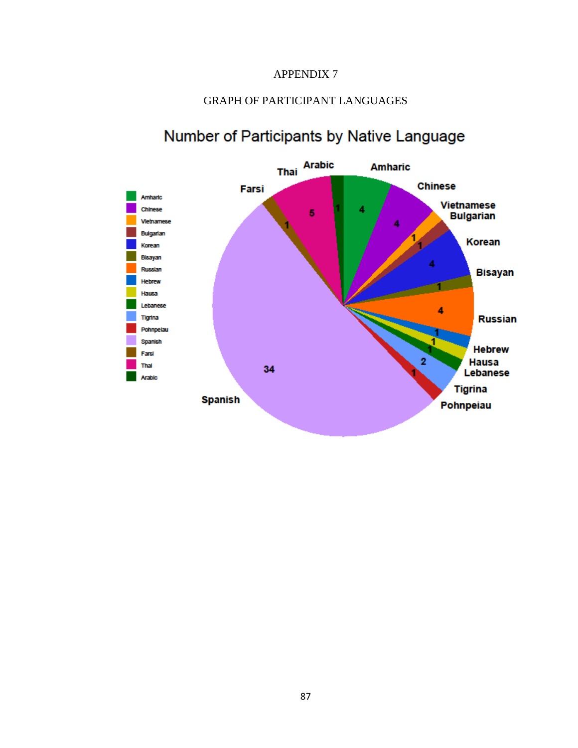APPENDIX 7

GRAPH OF PARTICIPANT LANGUAGES

Number of Participants by Native Language

| Native Language | Number of Participants |
|---|---|
| Amharic | 4 |
| Chinese | 4 |
| Vietnamese | 1 |
| Bulgarian | 1 |
| Korean | 4 |
| Bisayan | 1 |
| Russian | 4 |
| Hebrew | 1 |
| Hausa | 1 |
| Lebanese | 1 |
| Tigrina | 2 |
| Pohnpeiau | 1 |
| Spanish | 34 |
| Farsi | 1 |
| Thai | 5 |
| Arabic | 1 |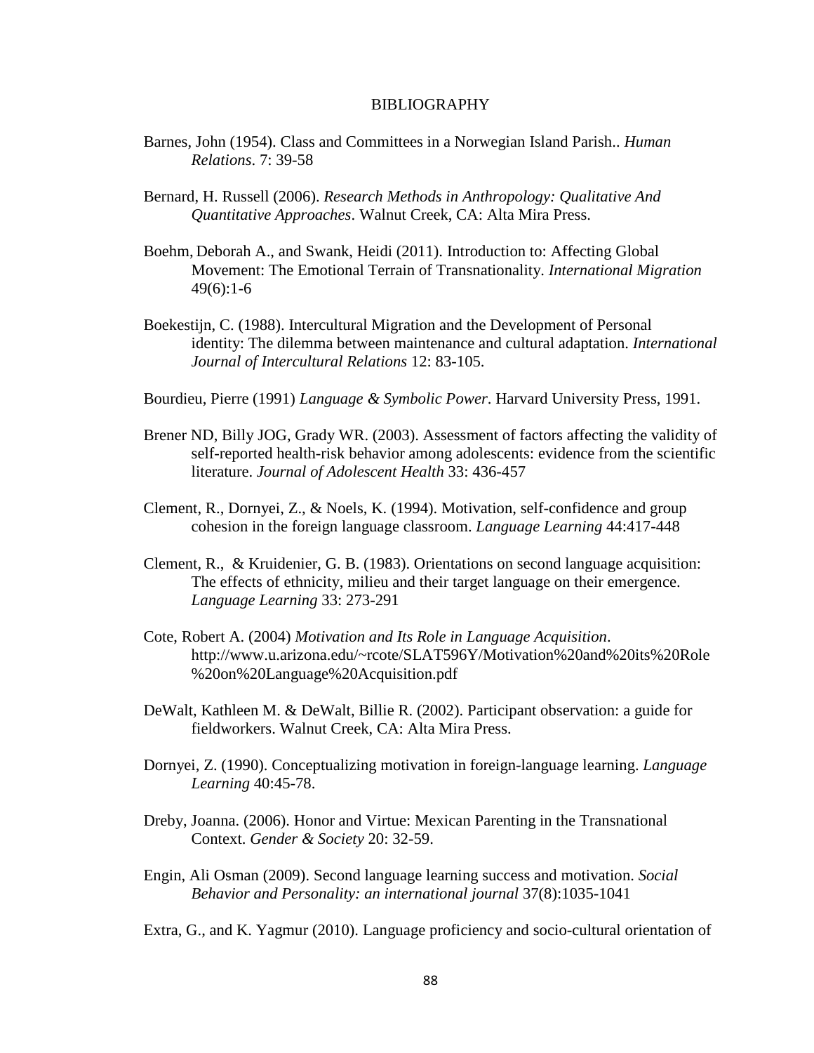# BIBLIOGRAPHY

Barnes, John (1954). Class and Committees in a Norwegian Island Parish.. *Human Relations*. 7: 39-58

Bernard, H. Russell (2006). *Research Methods in Anthropology: Qualitative And Quantitative Approaches*. Walnut Creek, CA: Alta Mira Press.

Boehm, Deborah A., and Swank, Heidi (2011). Introduction to: Affecting Global Movement: The Emotional Terrain of Transnationality. *International Migration* 49(6):1-6

Boekestijn, C. (1988). Intercultural Migration and the Development of Personal identity: The dilemma between maintenance and cultural adaptation. *International Journal of Intercultural Relations* 12: 83-105.

Bourdieu, Pierre (1991) *Language & Symbolic Power*. Harvard University Press, 1991.

Brener ND, Billy JOG, Grady WR. (2003). Assessment of factors affecting the validity of self-reported health-risk behavior among adolescents: evidence from the scientific literature. *Journal of Adolescent Health* 33: 436-457

Clement, R., Dornyei, Z., & Noels, K. (1994). Motivation, self-confidence and group cohesion in the foreign language classroom. *Language Learning* 44:417-448

Clement, R., & Kruidenier, G. B. (1983). Orientations on second language acquisition: The effects of ethnicity, milieu and their target language on their emergence. *Language Learning* 33: 273-291

Cote, Robert A. (2004) *Motivation and Its Role in Language Acquisition*. http://www.u.arizona.edu/~rcote/SLAT596Y/Motivation%20and%20its%20Role%20on%20Language%20Acquisition.pdf

DeWalt, Kathleen M. & DeWalt, Billie R. (2002). Participant observation: a guide for fieldworkers. Walnut Creek, CA: Alta Mira Press.

Dornyei, Z. (1990). Conceptualizing motivation in foreign-language learning. *Language Learning* 40:45-78.

Dreby, Joanna. (2006). Honor and Virtue: Mexican Parenting in the Transnational Context. *Gender & Society* 20: 32-59.

Engin, Ali Osman (2009). Second language learning success and motivation. *Social Behavior and Personality: an international journal* 37(8):1035-1041

Extra, G., and K. Yagmur (2010). Language proficiency and socio-cultural orientation of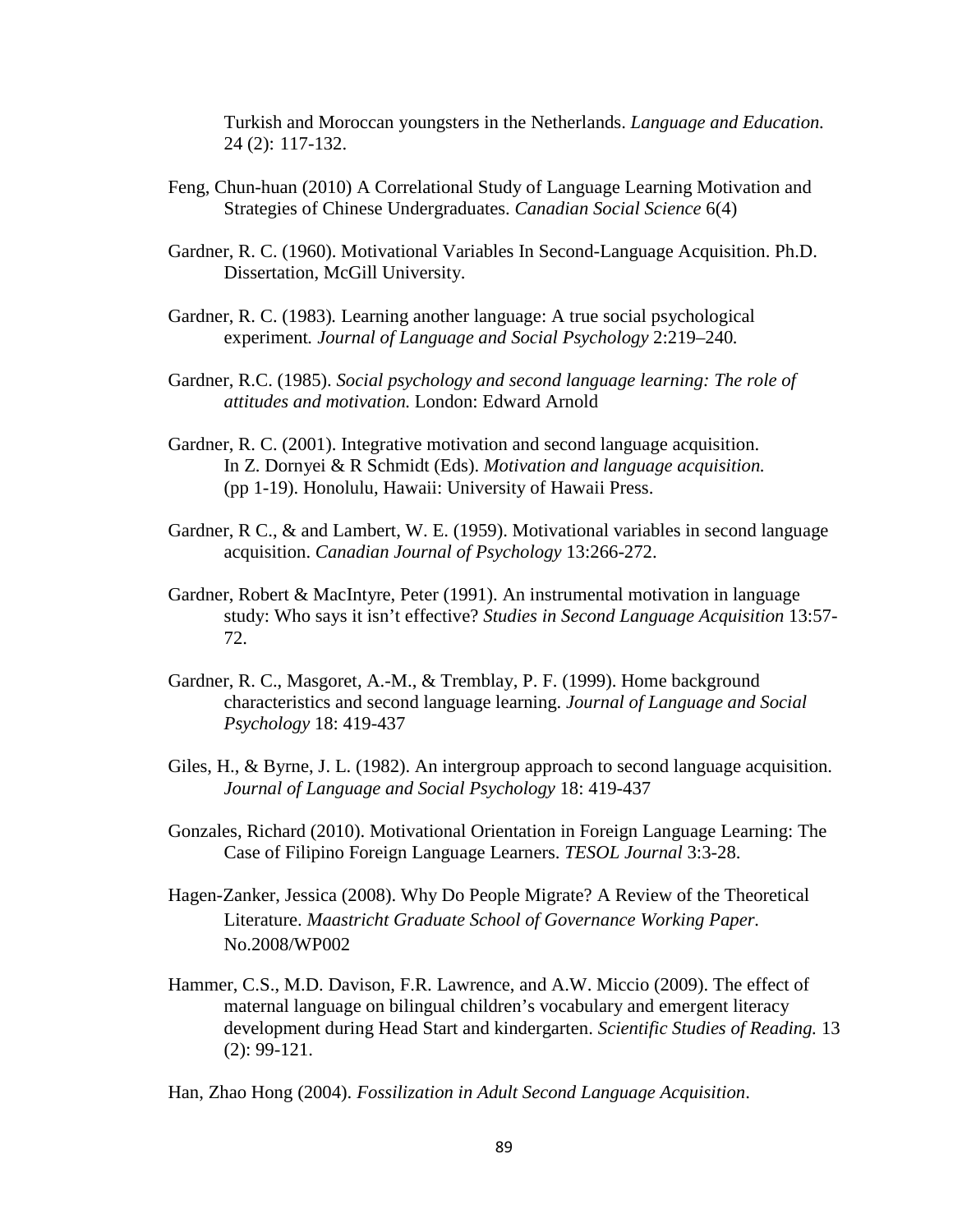Turkish and Moroccan youngsters in the Netherlands. *Language and Education.* 24 (2): 117-132.

Feng, Chun-huan (2010) A Correlational Study of Language Learning Motivation and Strategies of Chinese Undergraduates. *Canadian Social Science* 6(4)

Gardner, R. C. (1960). Motivational Variables In Second-Language Acquisition. Ph.D. Dissertation, McGill University.

Gardner, R. C. (1983). Learning another language: A true social psychological experiment*. Journal of Language and Social Psychology* 2:219–240*.*

Gardner, R.C. (1985). *Social psychology and second language learning: The role of attitudes and motivation.* London: Edward Arnold

Gardner, R. C. (2001). Integrative motivation and second language acquisition. In Z. Dornyei & R Schmidt (Eds). *Motivation and language acquisition.* (pp 1-19). Honolulu, Hawaii: University of Hawaii Press.

Gardner, R C., & and Lambert, W. E. (1959). Motivational variables in second language acquisition. *Canadian Journal of Psychology* 13:266-272.

Gardner, Robert & MacIntyre, Peter (1991). An instrumental motivation in language study: Who says it isn't effective? *Studies in Second Language Acquisition* 13:57-72.

Gardner, R. C., Masgoret, A.-M., & Tremblay, P. F. (1999). Home background characteristics and second language learning. *Journal of Language and Social Psychology* 18: 419-437

Giles, H., & Byrne, J. L. (1982). An intergroup approach to second language acquisition. *Journal of Language and Social Psychology* 18: 419-437

Gonzales, Richard (2010). Motivational Orientation in Foreign Language Learning: The Case of Filipino Foreign Language Learners. *TESOL Journal* 3:3-28.

Hagen-Zanker, Jessica (2008). Why Do People Migrate? A Review of the Theoretical Literature. *Maastricht Graduate School of Governance Working Paper.* No.2008/WP002

Hammer, C.S., M.D. Davison, F.R. Lawrence, and A.W. Miccio (2009). The effect of maternal language on bilingual children's vocabulary and emergent literacy development during Head Start and kindergarten. *Scientific Studies of Reading.* 13 (2): 99-121.

Han, Zhao Hong (2004). *Fossilization in Adult Second Language Acquisition*.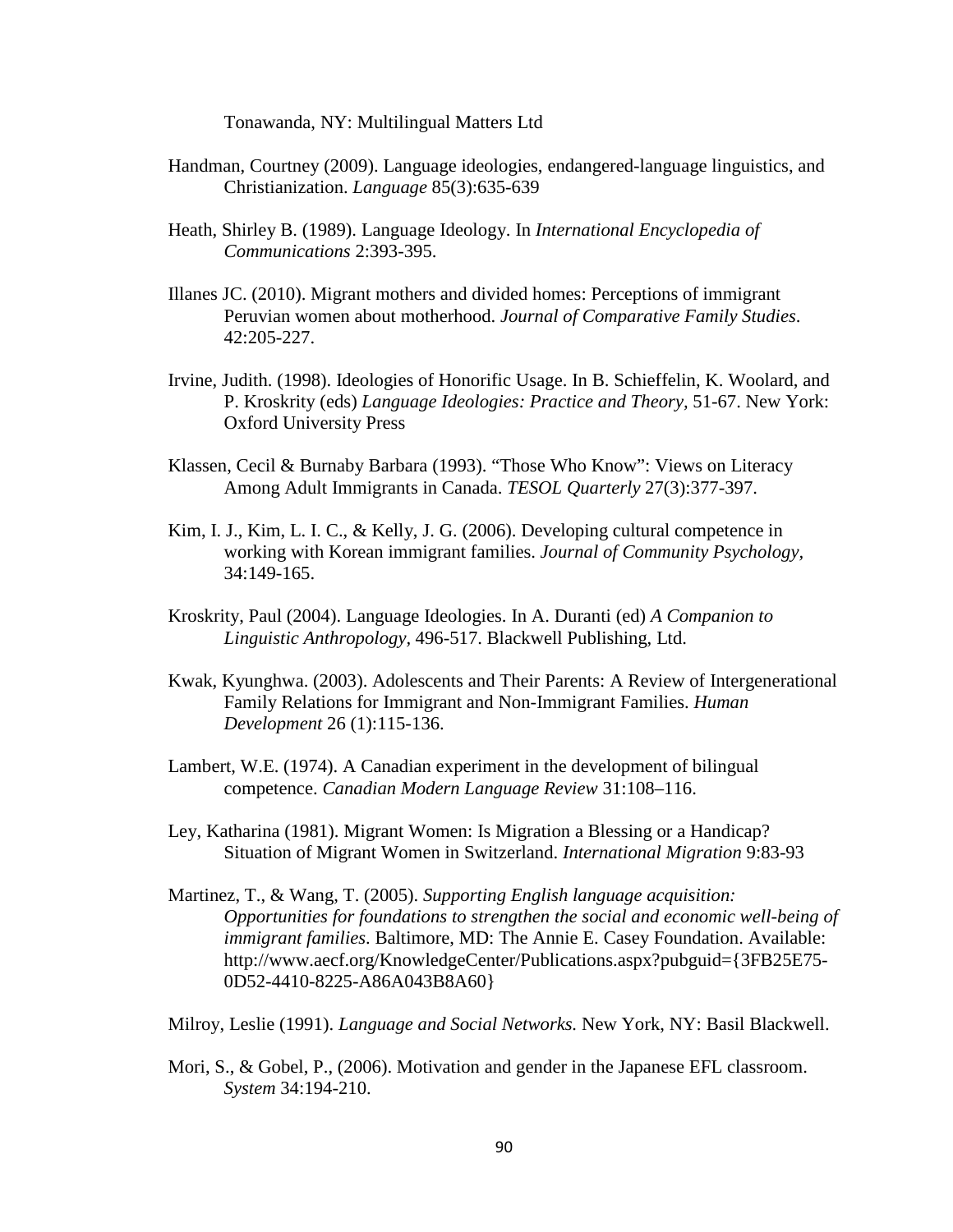Tonawanda, NY: Multilingual Matters Ltd

Handman, Courtney (2009). Language ideologies, endangered-language linguistics, and Christianization. *Language* 85(3):635-639

Heath, Shirley B. (1989). Language Ideology. In *International Encyclopedia of Communications* 2:393-395.

Illanes JC. (2010). Migrant mothers and divided homes: Perceptions of immigrant Peruvian women about motherhood. *Journal of Comparative Family Studies*. 42:205-227.

Irvine, Judith. (1998). Ideologies of Honorific Usage. In B. Schieffelin, K. Woolard, and P. Kroskrity (eds) *Language Ideologies: Practice and Theory*, 51-67. New York: Oxford University Press

Klassen, Cecil & Burnaby Barbara (1993). "Those Who Know": Views on Literacy Among Adult Immigrants in Canada. *TESOL Quarterly* 27(3):377-397.

Kim, I. J., Kim, L. I. C., & Kelly, J. G. (2006). Developing cultural competence in working with Korean immigrant families. *Journal of Community Psychology*, 34:149-165.

Kroskrity, Paul (2004). Language Ideologies. In A. Duranti (ed) *A Companion to Linguistic Anthropology*, 496-517. Blackwell Publishing, Ltd.

Kwak, Kyunghwa. (2003). Adolescents and Their Parents: A Review of Intergenerational Family Relations for Immigrant and Non-Immigrant Families. *Human Development* 26 (1):115-136.

Lambert, W.E. (1974). A Canadian experiment in the development of bilingual competence. *Canadian Modern Language Review* 31:108–116.

Ley, Katharina (1981). Migrant Women: Is Migration a Blessing or a Handicap? Situation of Migrant Women in Switzerland. *International Migration* 9:83-93

Martinez, T., & Wang, T. (2005). *Supporting English language acquisition: Opportunities for foundations to strengthen the social and economic well-being of immigrant families*. Baltimore, MD: The Annie E. Casey Foundation. Available: http://www.aecf.org/KnowledgeCenter/Publications.aspx?pubguid={3FB25E75-0D52-4410-8225-A86A043B8A60}

Milroy, Leslie (1991). *Language and Social Networks.* New York, NY: Basil Blackwell.

Mori, S., & Gobel, P., (2006). Motivation and gender in the Japanese EFL classroom. *System* 34:194-210.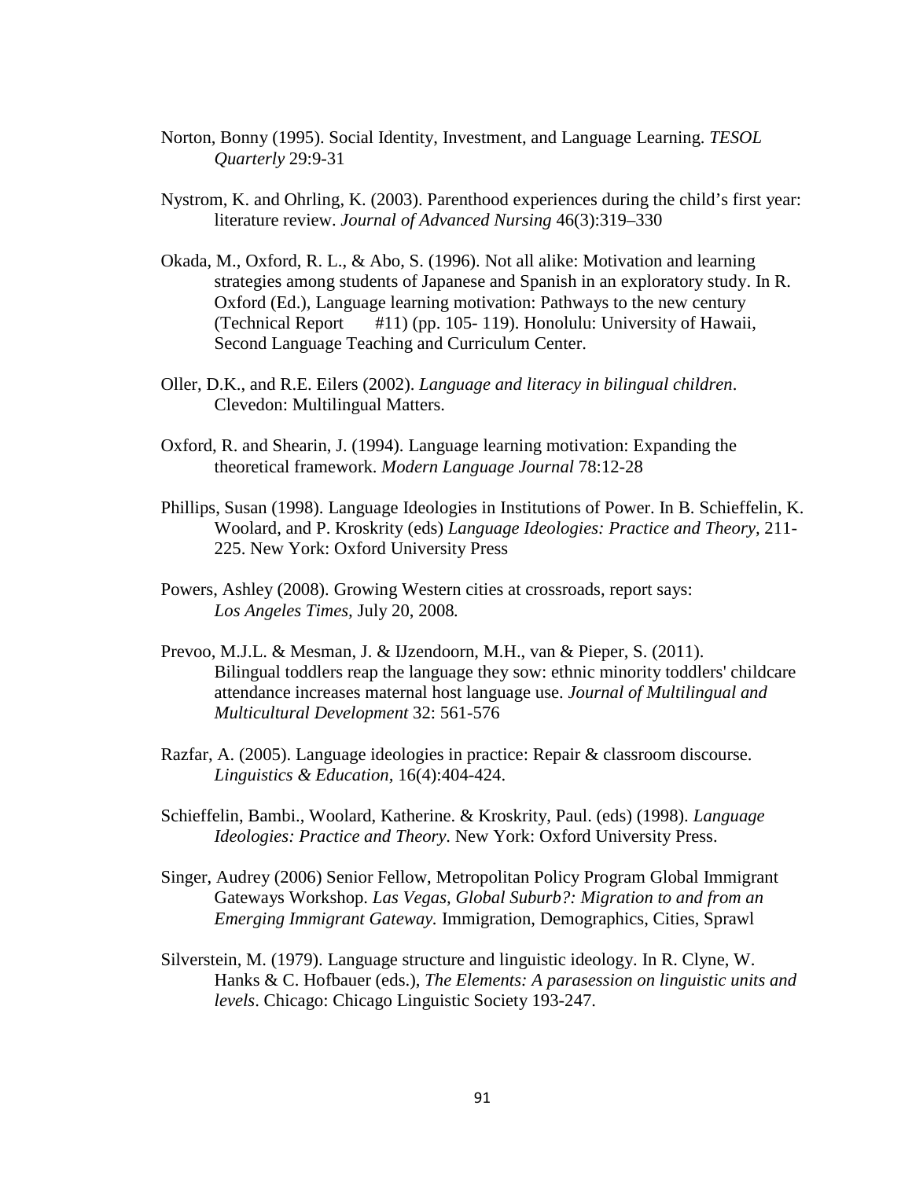Norton, Bonny (1995). Social Identity, Investment, and Language Learning. *TESOL Quarterly* 29:9-31

Nystrom, K. and Ohrling, K. (2003). Parenthood experiences during the child's first year: literature review. *Journal of Advanced Nursing* 46(3):319–330

Okada, M., Oxford, R. L., & Abo, S. (1996). Not all alike: Motivation and learning strategies among students of Japanese and Spanish in an exploratory study. In R. Oxford (Ed.), Language learning motivation: Pathways to the new century (Technical Report #11) (pp. 105- 119). Honolulu: University of Hawaii, Second Language Teaching and Curriculum Center.

Oller, D.K., and R.E. Eilers (2002). *Language and literacy in bilingual children*. Clevedon: Multilingual Matters.

Oxford, R. and Shearin, J. (1994). Language learning motivation: Expanding the theoretical framework. *Modern Language Journal* 78:12-28

Phillips, Susan (1998). Language Ideologies in Institutions of Power. In B. Schieffelin, K. Woolard, and P. Kroskrity (eds) *Language Ideologies: Practice and Theory*, 211-225. New York: Oxford University Press

Powers, Ashley (2008). Growing Western cities at crossroads, report says: *Los Angeles Times*, July 20, 2008*.*

Prevoo, M.J.L. & Mesman, J. & IJzendoorn, M.H., van & Pieper, S. (2011). Bilingual toddlers reap the language they sow: ethnic minority toddlers' childcare attendance increases maternal host language use. *Journal of Multilingual and Multicultural Development* 32: 561-576

Razfar, A. (2005). Language ideologies in practice: Repair & classroom discourse. *Linguistics & Education*, 16(4):404-424.

Schieffelin, Bambi., Woolard, Katherine. & Kroskrity, Paul. (eds) (1998). *Language Ideologies: Practice and Theory*. New York: Oxford University Press.

Singer, Audrey (2006) Senior Fellow, Metropolitan Policy Program Global Immigrant Gateways Workshop. *Las Vegas, Global Suburb?: Migration to and from an Emerging Immigrant Gateway.* Immigration, Demographics, Cities, Sprawl

Silverstein, M. (1979). Language structure and linguistic ideology. In R. Clyne, W. Hanks & C. Hofbauer (eds.), *The Elements: A parasession on linguistic units and levels*. Chicago: Chicago Linguistic Society 193-247.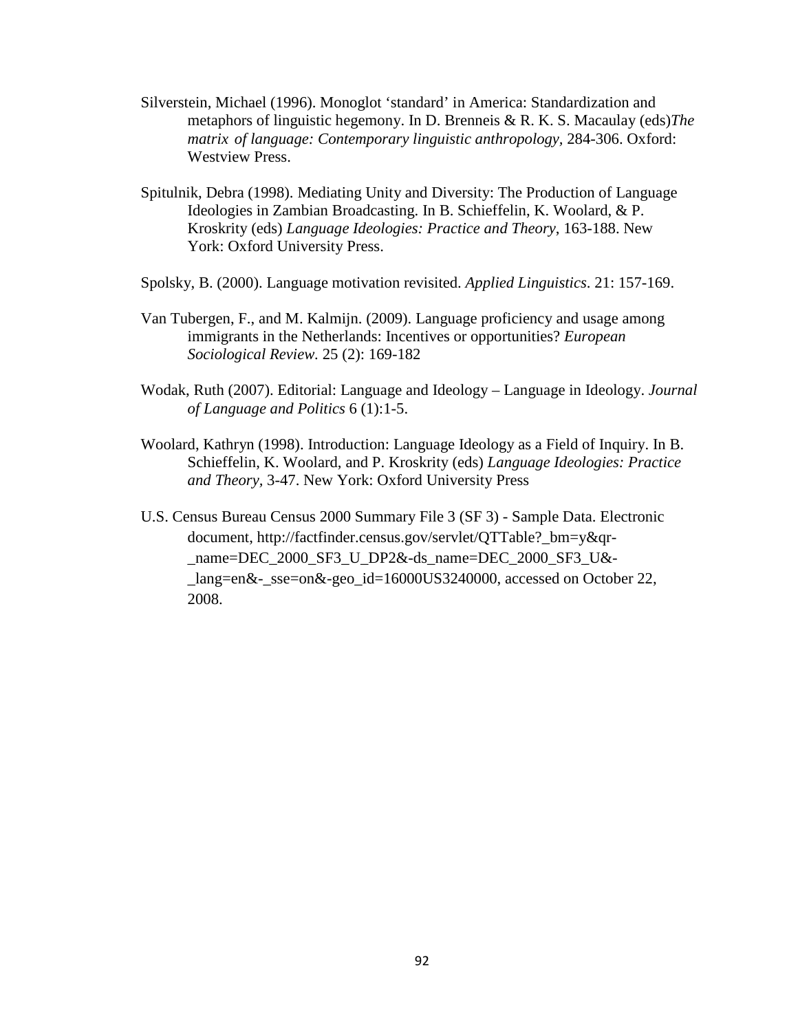Silverstein, Michael (1996). Monoglot 'standard' in America: Standardization and metaphors of linguistic hegemony. In D. Brenneis & R. K. S. Macaulay (eds)*The matrix of language: Contemporary linguistic anthropology,* 284-306. Oxford: Westview Press.

Spitulnik, Debra (1998). Mediating Unity and Diversity: The Production of Language Ideologies in Zambian Broadcasting. In B. Schieffelin, K. Woolard, & P. Kroskrity (eds) *Language Ideologies: Practice and Theory*, 163-188. New York: Oxford University Press.

Spolsky, B. (2000). Language motivation revisited. *Applied Linguistics*. 21: 157-169.

Van Tubergen, F., and M. Kalmijn. (2009). Language proficiency and usage among immigrants in the Netherlands: Incentives or opportunities? *European Sociological Review.* 25 (2): 169-182

Wodak, Ruth (2007). Editorial: Language and Ideology – Language in Ideology. *Journal of Language and Politics* 6 (1):1-5.

Woolard, Kathryn (1998). Introduction: Language Ideology as a Field of Inquiry. In B. Schieffelin, K. Woolard, and P. Kroskrity (eds) *Language Ideologies: Practice and Theory,* 3-47. New York: Oxford University Press

U.S. Census Bureau Census 2000 Summary File 3 (SF 3) - Sample Data. Electronic document, http://factfinder.census.gov/servlet/QTTable?_bm=y&qr-_name=DEC_2000_SF3_U_DP2&-ds_name=DEC_2000_SF3_U&-_lang=en&-_sse=on&-geo_id=16000US3240000, accessed on October 22, 2008.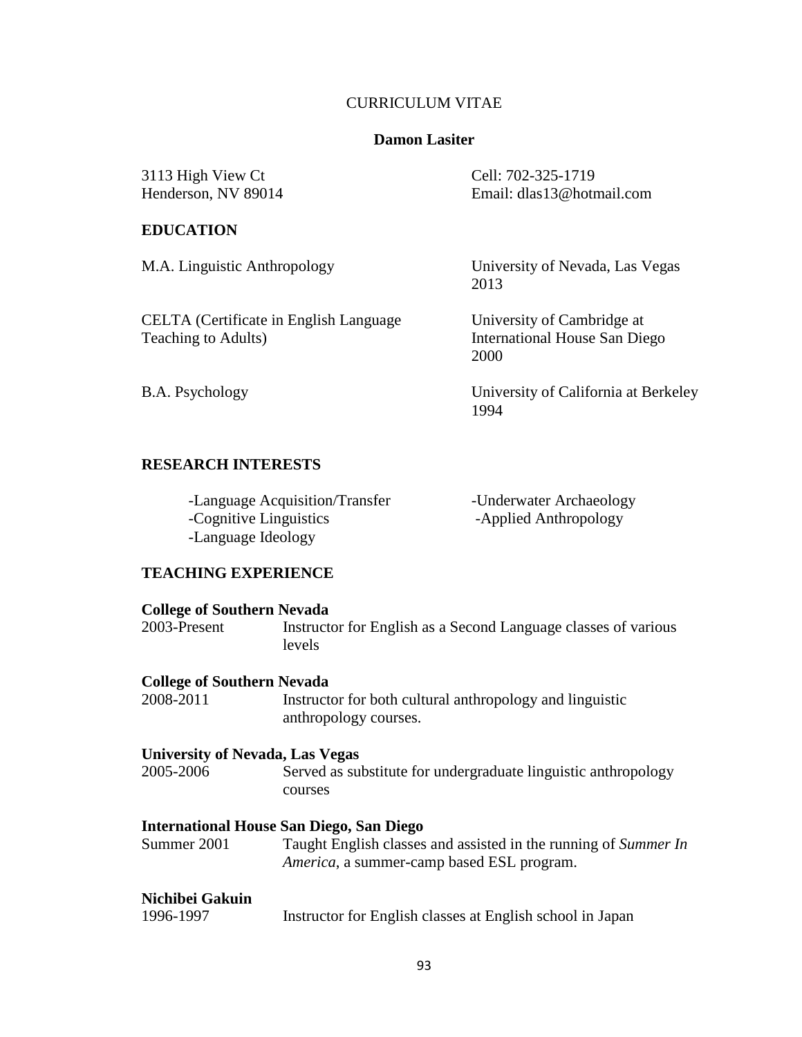# CURRICULUM VITAE

## Damon Lasiter

3113 High View Ct
Henderson, NV 89014

Cell: 702-325-1719
Email: dlas13@hotmail.com

### EDUCATION

M.A. Linguistic Anthropology — University of Nevada, Las Vegas, 2013

CELTA (Certificate in English Language Teaching to Adults) — University of Cambridge at International House San Diego, 2000

B.A. Psychology — University of California at Berkeley, 1994

### RESEARCH INTERESTS

-Language Acquisition/Transfer
-Cognitive Linguistics
-Language Ideology
-Underwater Archaeology
-Applied Anthropology

### TEACHING EXPERIENCE

**College of Southern Nevada**
2003-Present — Instructor for English as a Second Language classes of various levels

**College of Southern Nevada**
2008-2011 — Instructor for both cultural anthropology and linguistic anthropology courses.

**University of Nevada, Las Vegas**
2005-2006 — Served as substitute for undergraduate linguistic anthropology courses

**International House San Diego, San Diego**
Summer 2001 — Taught English classes and assisted in the running of *Summer In America*, a summer-camp based ESL program.

**Nichibei Gakuin**
1996-1997 — Instructor for English classes at English school in Japan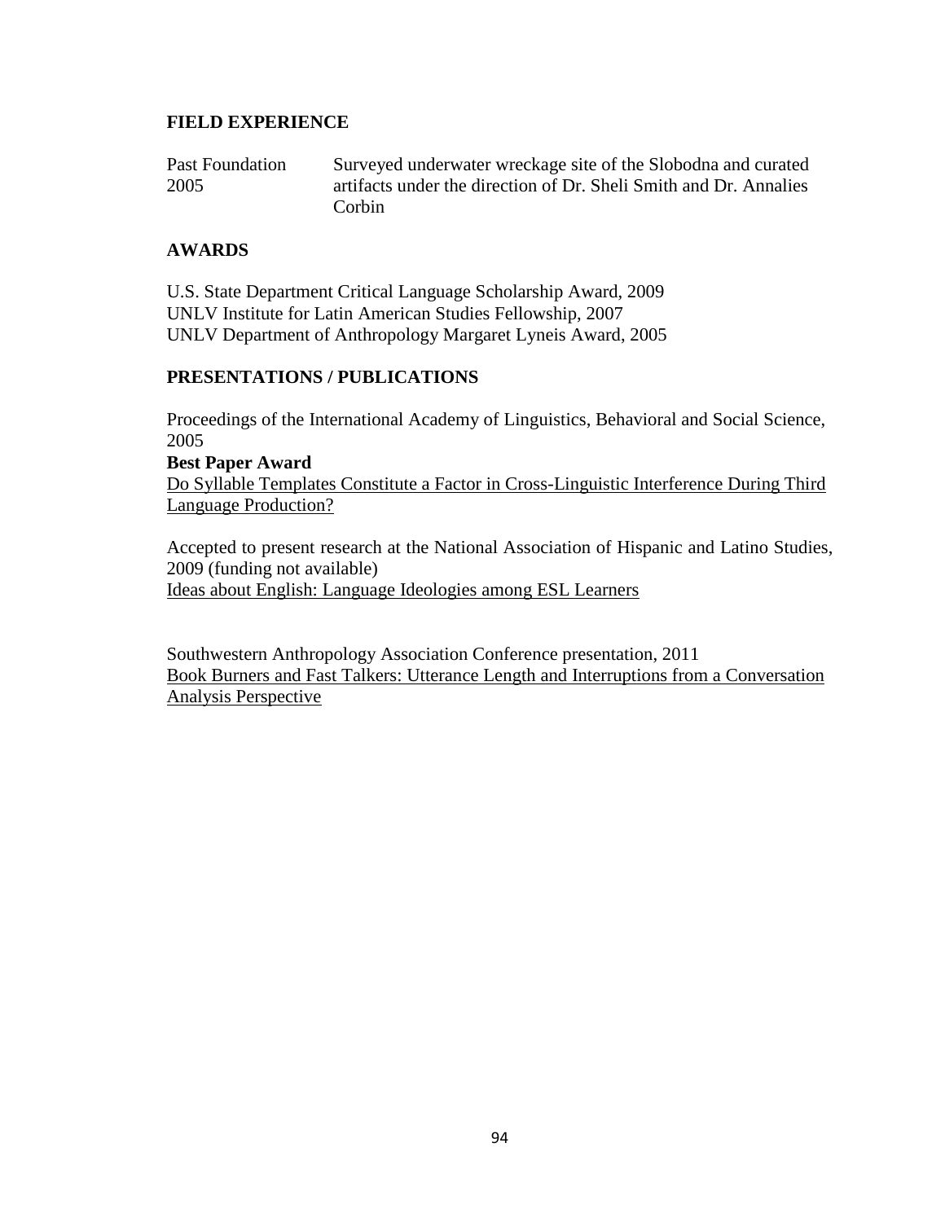## FIELD EXPERIENCE

| | |
|---|---|
| Past Foundation<br>2005 | Surveyed underwater wreckage site of the Slobodna and curated artifacts under the direction of Dr. Sheli Smith and Dr. Annalies Corbin |

## AWARDS

U.S. State Department Critical Language Scholarship Award, 2009
UNLV Institute for Latin American Studies Fellowship, 2007
UNLV Department of Anthropology Margaret Lyneis Award, 2005

## PRESENTATIONS / PUBLICATIONS

Proceedings of the International Academy of Linguistics, Behavioral and Social Science, 2005
**Best Paper Award**
<u>Do Syllable Templates Constitute a Factor in Cross-Linguistic Interference During Third Language Production?</u>

Accepted to present research at the National Association of Hispanic and Latino Studies, 2009 (funding not available)
<u>Ideas about English: Language Ideologies among ESL Learners</u>

Southwestern Anthropology Association Conference presentation, 2011
<u>Book Burners and Fast Talkers: Utterance Length and Interruptions from a Conversation Analysis Perspective</u>